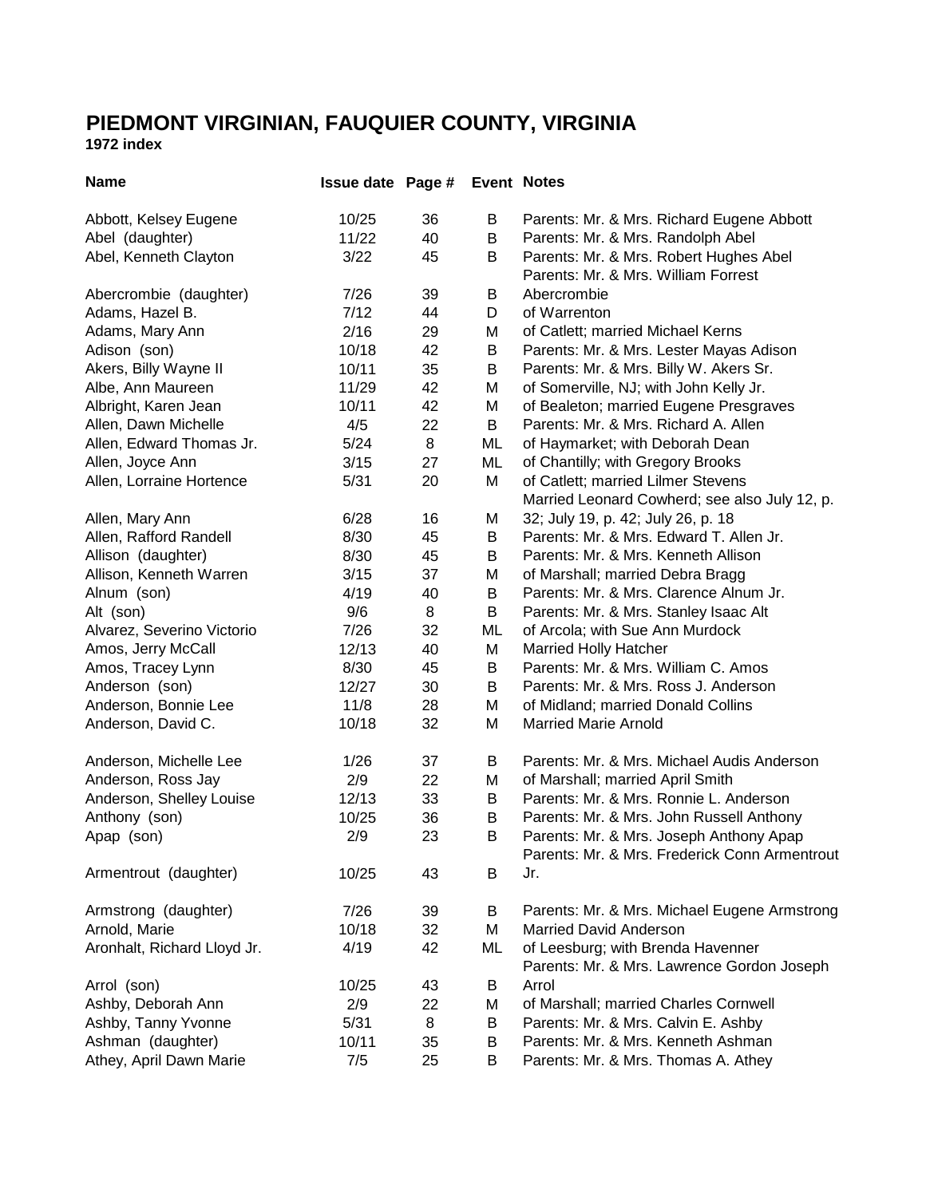# PIEDMONT VIRGINIAN, FAUQUIER COUNTY, VIRGINIA

**1972 index**

| Name | Issue date | Page # | Event | Notes |
|---|---|---|---|---|
| Abbott, Kelsey Eugene | 10/25 | 36 | B | Parents: Mr. & Mrs. Richard Eugene Abbott |
| Abel (daughter) | 11/22 | 40 | B | Parents: Mr. & Mrs. Randolph Abel |
| Abel, Kenneth Clayton | 3/22 | 45 | B | Parents: Mr. & Mrs. Robert Hughes Abel |
| Abercrombie (daughter) | 7/26 | 39 | B | Parents: Mr. & Mrs. William Forrest Abercrombie |
| Adams, Hazel B. | 7/12 | 44 | D | of Warrenton |
| Adams, Mary Ann | 2/16 | 29 | M | of Catlett; married Michael Kerns |
| Adison (son) | 10/18 | 42 | B | Parents: Mr. & Mrs. Lester Mayas Adison |
| Akers, Billy Wayne II | 10/11 | 35 | B | Parents: Mr. & Mrs. Billy W. Akers Sr. |
| Albe, Ann Maureen | 11/29 | 42 | M | of Somerville, NJ; with John Kelly Jr. |
| Albright, Karen Jean | 10/11 | 42 | M | of Bealeton; married Eugene Presgraves |
| Allen, Dawn Michelle | 4/5 | 22 | B | Parents: Mr. & Mrs. Richard A. Allen |
| Allen, Edward Thomas Jr. | 5/24 | 8 | ML | of Haymarket; with Deborah Dean |
| Allen, Joyce Ann | 3/15 | 27 | ML | of Chantilly; with Gregory Brooks |
| Allen, Lorraine Hortence | 5/31 | 20 | M | of Catlett; married Lilmer Stevens |
| Allen, Mary Ann | 6/28 | 16 | M | Married Leonard Cowherd; see also July 12, p. 32; July 19, p. 42; July 26, p. 18 |
| Allen, Rafford Randell | 8/30 | 45 | B | Parents: Mr. & Mrs. Edward T. Allen Jr. |
| Allison (daughter) | 8/30 | 45 | B | Parents: Mr. & Mrs. Kenneth Allison |
| Allison, Kenneth Warren | 3/15 | 37 | M | of Marshall; married Debra Bragg |
| Alnum (son) | 4/19 | 40 | B | Parents: Mr. & Mrs. Clarence Alnum Jr. |
| Alt (son) | 9/6 | 8 | B | Parents: Mr. & Mrs. Stanley Isaac Alt |
| Alvarez, Severino Victorio | 7/26 | 32 | ML | of Arcola; with Sue Ann Murdock |
| Amos, Jerry McCall | 12/13 | 40 | M | Married Holly Hatcher |
| Amos, Tracey Lynn | 8/30 | 45 | B | Parents: Mr. & Mrs. William C. Amos |
| Anderson (son) | 12/27 | 30 | B | Parents: Mr. & Mrs. Ross J. Anderson |
| Anderson, Bonnie Lee | 11/8 | 28 | M | of Midland; married Donald Collins |
| Anderson, David C. | 10/18 | 32 | M | Married Marie Arnold |
| Anderson, Michelle Lee | 1/26 | 37 | B | Parents: Mr. & Mrs. Michael Audis Anderson |
| Anderson, Ross Jay | 2/9 | 22 | M | of Marshall; married April Smith |
| Anderson, Shelley Louise | 12/13 | 33 | B | Parents: Mr. & Mrs. Ronnie L. Anderson |
| Anthony (son) | 10/25 | 36 | B | Parents: Mr. & Mrs. John Russell Anthony |
| Apap (son) | 2/9 | 23 | B | Parents: Mr. & Mrs. Joseph Anthony Apap |
| Armentrout (daughter) | 10/25 | 43 | B | Parents: Mr. & Mrs. Frederick Conn Armentrout Jr. |
| Armstrong (daughter) | 7/26 | 39 | B | Parents: Mr. & Mrs. Michael Eugene Armstrong |
| Arnold, Marie | 10/18 | 32 | M | Married David Anderson |
| Aronhalt, Richard Lloyd Jr. | 4/19 | 42 | ML | of Leesburg; with Brenda Havenner |
| Arrol (son) | 10/25 | 43 | B | Parents: Mr. & Mrs. Lawrence Gordon Joseph Arrol |
| Ashby, Deborah Ann | 2/9 | 22 | M | of Marshall; married Charles Cornwell |
| Ashby, Tanny Yvonne | 5/31 | 8 | B | Parents: Mr. & Mrs. Calvin E. Ashby |
| Ashman (daughter) | 10/11 | 35 | B | Parents: Mr. & Mrs. Kenneth Ashman |
| Athey, April Dawn Marie | 7/5 | 25 | B | Parents: Mr. & Mrs. Thomas A. Athey |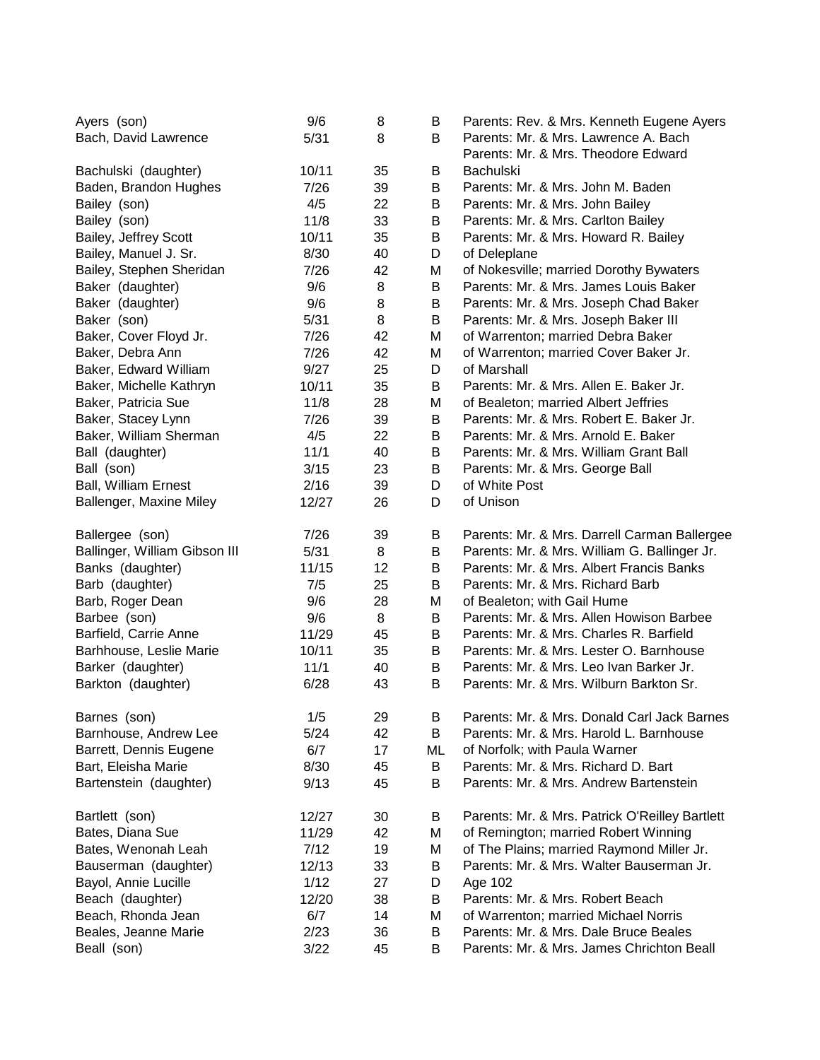| | | | | |
|---|---|---|---|---|
| Ayers (son) | 9/6 | 8 | B | Parents: Rev. & Mrs. Kenneth Eugene Ayers |
| Bach, David Lawrence | 5/31 | 8 | B | Parents: Mr. & Mrs. Lawrence A. Bach |
| Bachulski (daughter) | 10/11 | 35 | B | Parents: Mr. & Mrs. Theodore Edward Bachulski |
| Baden, Brandon Hughes | 7/26 | 39 | B | Parents: Mr. & Mrs. John M. Baden |
| Bailey (son) | 4/5 | 22 | B | Parents: Mr. & Mrs. John Bailey |
| Bailey (son) | 11/8 | 33 | B | Parents: Mr. & Mrs. Carlton Bailey |
| Bailey, Jeffrey Scott | 10/11 | 35 | B | Parents: Mr. & Mrs. Howard R. Bailey |
| Bailey, Manuel J. Sr. | 8/30 | 40 | D | of Deleplane |
| Bailey, Stephen Sheridan | 7/26 | 42 | M | of Nokesville; married Dorothy Bywaters |
| Baker (daughter) | 9/6 | 8 | B | Parents: Mr. & Mrs. James Louis Baker |
| Baker (daughter) | 9/6 | 8 | B | Parents: Mr. & Mrs. Joseph Chad Baker |
| Baker (son) | 5/31 | 8 | B | Parents: Mr. & Mrs. Joseph Baker III |
| Baker, Cover Floyd Jr. | 7/26 | 42 | M | of Warrenton; married Debra Baker |
| Baker, Debra Ann | 7/26 | 42 | M | of Warrenton; married Cover Baker Jr. |
| Baker, Edward William | 9/27 | 25 | D | of Marshall |
| Baker, Michelle Kathryn | 10/11 | 35 | B | Parents: Mr. & Mrs. Allen E. Baker Jr. |
| Baker, Patricia Sue | 11/8 | 28 | M | of Bealeton; married Albert Jeffries |
| Baker, Stacey Lynn | 7/26 | 39 | B | Parents: Mr. & Mrs. Robert E. Baker Jr. |
| Baker, William Sherman | 4/5 | 22 | B | Parents: Mr. & Mrs. Arnold E. Baker |
| Ball (daughter) | 11/1 | 40 | B | Parents: Mr. & Mrs. William Grant Ball |
| Ball (son) | 3/15 | 23 | B | Parents: Mr. & Mrs. George Ball |
| Ball, William Ernest | 2/16 | 39 | D | of White Post |
| Ballenger, Maxine Miley | 12/27 | 26 | D | of Unison |
| Ballergee (son) | 7/26 | 39 | B | Parents: Mr. & Mrs. Darrell Carman Ballergee |
| Ballinger, William Gibson III | 5/31 | 8 | B | Parents: Mr. & Mrs. William G. Ballinger Jr. |
| Banks (daughter) | 11/15 | 12 | B | Parents: Mr. & Mrs. Albert Francis Banks |
| Barb (daughter) | 7/5 | 25 | B | Parents: Mr. & Mrs. Richard Barb |
| Barb, Roger Dean | 9/6 | 28 | M | of Bealeton; with Gail Hume |
| Barbee (son) | 9/6 | 8 | B | Parents: Mr. & Mrs. Allen Howison Barbee |
| Barfield, Carrie Anne | 11/29 | 45 | B | Parents: Mr. & Mrs. Charles R. Barfield |
| Barhhouse, Leslie Marie | 10/11 | 35 | B | Parents: Mr. & Mrs. Lester O. Barnhouse |
| Barker (daughter) | 11/1 | 40 | B | Parents: Mr. & Mrs. Leo Ivan Barker Jr. |
| Barkton (daughter) | 6/28 | 43 | B | Parents: Mr. & Mrs. Wilburn Barkton Sr. |
| Barnes (son) | 1/5 | 29 | B | Parents: Mr. & Mrs. Donald Carl Jack Barnes |
| Barnhouse, Andrew Lee | 5/24 | 42 | B | Parents: Mr. & Mrs. Harold L. Barnhouse |
| Barrett, Dennis Eugene | 6/7 | 17 | ML | of Norfolk; with Paula Warner |
| Bart, Eleisha Marie | 8/30 | 45 | B | Parents: Mr. & Mrs. Richard D. Bart |
| Bartenstein (daughter) | 9/13 | 45 | B | Parents: Mr. & Mrs. Andrew Bartenstein |
| Bartlett (son) | 12/27 | 30 | B | Parents: Mr. & Mrs. Patrick O'Reilley Bartlett |
| Bates, Diana Sue | 11/29 | 42 | M | of Remington; married Robert Winning |
| Bates, Wenonah Leah | 7/12 | 19 | M | of The Plains; married Raymond Miller Jr. |
| Bauserman (daughter) | 12/13 | 33 | B | Parents: Mr. & Mrs. Walter Bauserman Jr. |
| Bayol, Annie Lucille | 1/12 | 27 | D | Age 102 |
| Beach (daughter) | 12/20 | 38 | B | Parents: Mr. & Mrs. Robert Beach |
| Beach, Rhonda Jean | 6/7 | 14 | M | of Warrenton; married Michael Norris |
| Beales, Jeanne Marie | 2/23 | 36 | B | Parents: Mr. & Mrs. Dale Bruce Beales |
| Beall (son) | 3/22 | 45 | B | Parents: Mr. & Mrs. James Chrichton Beall |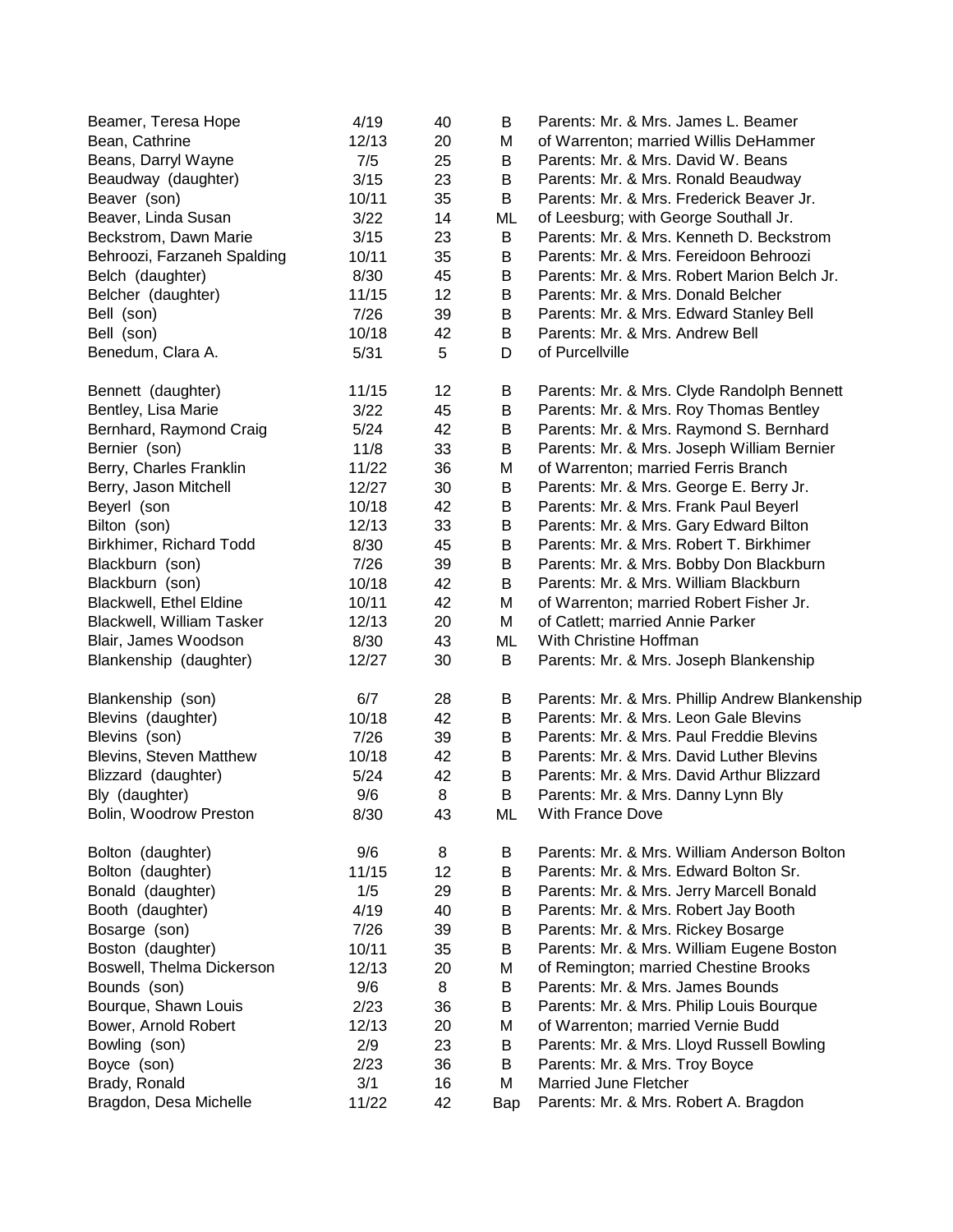| | | | | |
|---|---|---|---|---|
| Beamer, Teresa Hope | 4/19 | 40 | B | Parents: Mr. & Mrs. James L. Beamer |
| Bean, Cathrine | 12/13 | 20 | M | of Warrenton; married Willis DeHammer |
| Beans, Darryl Wayne | 7/5 | 25 | B | Parents: Mr. & Mrs. David W. Beans |
| Beaudway (daughter) | 3/15 | 23 | B | Parents: Mr. & Mrs. Ronald Beaudway |
| Beaver (son) | 10/11 | 35 | B | Parents: Mr. & Mrs. Frederick Beaver Jr. |
| Beaver, Linda Susan | 3/22 | 14 | ML | of Leesburg; with George Southall Jr. |
| Beckstrom, Dawn Marie | 3/15 | 23 | B | Parents: Mr. & Mrs. Kenneth D. Beckstrom |
| Behroozi, Farzaneh Spalding | 10/11 | 35 | B | Parents: Mr. & Mrs. Fereidoon Behroozi |
| Belch (daughter) | 8/30 | 45 | B | Parents: Mr. & Mrs. Robert Marion Belch Jr. |
| Belcher (daughter) | 11/15 | 12 | B | Parents: Mr. & Mrs. Donald Belcher |
| Bell (son) | 7/26 | 39 | B | Parents: Mr. & Mrs. Edward Stanley Bell |
| Bell (son) | 10/18 | 42 | B | Parents: Mr. & Mrs. Andrew Bell |
| Benedum, Clara A. | 5/31 | 5 | D | of Purcellville |
| Bennett (daughter) | 11/15 | 12 | B | Parents: Mr. & Mrs. Clyde Randolph Bennett |
| Bentley, Lisa Marie | 3/22 | 45 | B | Parents: Mr. & Mrs. Roy Thomas Bentley |
| Bernhard, Raymond Craig | 5/24 | 42 | B | Parents: Mr. & Mrs. Raymond S. Bernhard |
| Bernier (son) | 11/8 | 33 | B | Parents: Mr. & Mrs. Joseph William Bernier |
| Berry, Charles Franklin | 11/22 | 36 | M | of Warrenton; married Ferris Branch |
| Berry, Jason Mitchell | 12/27 | 30 | B | Parents: Mr. & Mrs. George E. Berry Jr. |
| Beyerl (son | 10/18 | 42 | B | Parents: Mr. & Mrs. Frank Paul Beyerl |
| Bilton (son) | 12/13 | 33 | B | Parents: Mr. & Mrs. Gary Edward Bilton |
| Birkhimer, Richard Todd | 8/30 | 45 | B | Parents: Mr. & Mrs. Robert T. Birkhimer |
| Blackburn (son) | 7/26 | 39 | B | Parents: Mr. & Mrs. Bobby Don Blackburn |
| Blackburn (son) | 10/18 | 42 | B | Parents: Mr. & Mrs. William Blackburn |
| Blackwell, Ethel Eldine | 10/11 | 42 | M | of Warrenton; married Robert Fisher Jr. |
| Blackwell, William Tasker | 12/13 | 20 | M | of Catlett; married Annie Parker |
| Blair, James Woodson | 8/30 | 43 | ML | With Christine Hoffman |
| Blankenship (daughter) | 12/27 | 30 | B | Parents: Mr. & Mrs. Joseph Blankenship |
| Blankenship (son) | 6/7 | 28 | B | Parents: Mr. & Mrs. Phillip Andrew Blankenship |
| Blevins (daughter) | 10/18 | 42 | B | Parents: Mr. & Mrs. Leon Gale Blevins |
| Blevins (son) | 7/26 | 39 | B | Parents: Mr. & Mrs. Paul Freddie Blevins |
| Blevins, Steven Matthew | 10/18 | 42 | B | Parents: Mr. & Mrs. David Luther Blevins |
| Blizzard (daughter) | 5/24 | 42 | B | Parents: Mr. & Mrs. David Arthur Blizzard |
| Bly (daughter) | 9/6 | 8 | B | Parents: Mr. & Mrs. Danny Lynn Bly |
| Bolin, Woodrow Preston | 8/30 | 43 | ML | With France Dove |
| Bolton (daughter) | 9/6 | 8 | B | Parents: Mr. & Mrs. William Anderson Bolton |
| Bolton (daughter) | 11/15 | 12 | B | Parents: Mr. & Mrs. Edward Bolton Sr. |
| Bonald (daughter) | 1/5 | 29 | B | Parents: Mr. & Mrs. Jerry Marcell Bonald |
| Booth (daughter) | 4/19 | 40 | B | Parents: Mr. & Mrs. Robert Jay Booth |
| Bosarge (son) | 7/26 | 39 | B | Parents: Mr. & Mrs. Rickey Bosarge |
| Boston (daughter) | 10/11 | 35 | B | Parents: Mr. & Mrs. William Eugene Boston |
| Boswell, Thelma Dickerson | 12/13 | 20 | M | of Remington; married Chestine Brooks |
| Bounds (son) | 9/6 | 8 | B | Parents: Mr. & Mrs. James Bounds |
| Bourque, Shawn Louis | 2/23 | 36 | B | Parents: Mr. & Mrs. Philip Louis Bourque |
| Bower, Arnold Robert | 12/13 | 20 | M | of Warrenton; married Vernie Budd |
| Bowling (son) | 2/9 | 23 | B | Parents: Mr. & Mrs. Lloyd Russell Bowling |
| Boyce (son) | 2/23 | 36 | B | Parents: Mr. & Mrs. Troy Boyce |
| Brady, Ronald | 3/1 | 16 | M | Married June Fletcher |
| Bragdon, Desa Michelle | 11/22 | 42 | Bap | Parents: Mr. & Mrs. Robert A. Bragdon |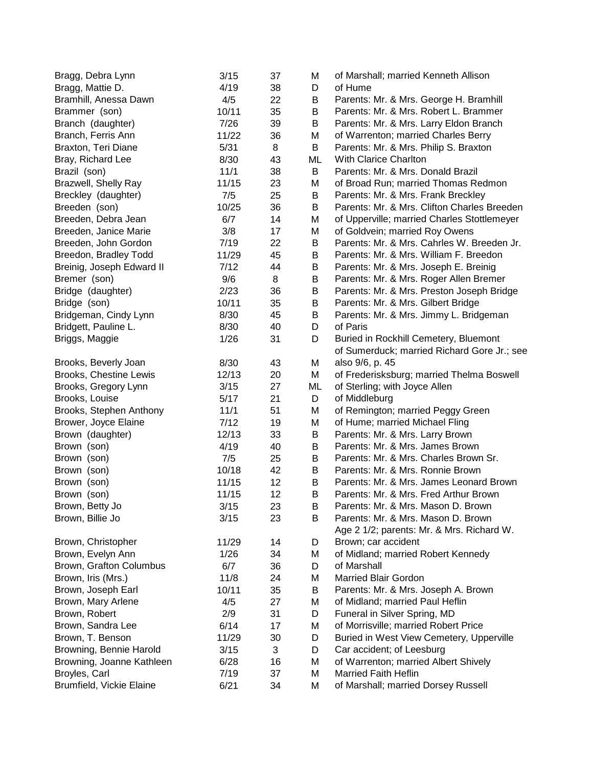| | | | | |
|---|---|---|---|---|
| Bragg, Debra Lynn | 3/15 | 37 | M | of Marshall; married Kenneth Allison |
| Bragg, Mattie D. | 4/19 | 38 | D | of Hume |
| Bramhill, Anessa Dawn | 4/5 | 22 | B | Parents: Mr. & Mrs. George H. Bramhill |
| Brammer (son) | 10/11 | 35 | B | Parents: Mr. & Mrs. Robert L. Brammer |
| Branch (daughter) | 7/26 | 39 | B | Parents: Mr. & Mrs. Larry Eldon Branch |
| Branch, Ferris Ann | 11/22 | 36 | M | of Warrenton; married Charles Berry |
| Braxton, Teri Diane | 5/31 | 8 | B | Parents: Mr. & Mrs. Philip S. Braxton |
| Bray, Richard Lee | 8/30 | 43 | ML | With Clarice Charlton |
| Brazil (son) | 11/1 | 38 | B | Parents: Mr. & Mrs. Donald Brazil |
| Brazwell, Shelly Ray | 11/15 | 23 | M | of Broad Run; married Thomas Redmon |
| Breckley (daughter) | 7/5 | 25 | B | Parents: Mr. & Mrs. Frank Breckley |
| Breeden (son) | 10/25 | 36 | B | Parents: Mr. & Mrs. Clifton Charles Breeden |
| Breeden, Debra Jean | 6/7 | 14 | M | of Upperville; married Charles Stottlemeyer |
| Breeden, Janice Marie | 3/8 | 17 | M | of Goldvein; married Roy Owens |
| Breeden, John Gordon | 7/19 | 22 | B | Parents: Mr. & Mrs. Cahrles W. Breeden Jr. |
| Breedon, Bradley Todd | 11/29 | 45 | B | Parents: Mr. & Mrs. William F. Breedon |
| Breinig, Joseph Edward II | 7/12 | 44 | B | Parents: Mr. & Mrs. Joseph E. Breinig |
| Bremer (son) | 9/6 | 8 | B | Parents: Mr. & Mrs. Roger Allen Bremer |
| Bridge (daughter) | 2/23 | 36 | B | Parents: Mr. & Mrs. Preston Joseph Bridge |
| Bridge (son) | 10/11 | 35 | B | Parents: Mr. & Mrs. Gilbert Bridge |
| Bridgeman, Cindy Lynn | 8/30 | 45 | B | Parents: Mr. & Mrs. Jimmy L. Bridgeman |
| Bridgett, Pauline L. | 8/30 | 40 | D | of Paris |
| Briggs, Maggie | 1/26 | 31 | D | Buried in Rockhill Cemetery, Bluemont |
| Brooks, Beverly Joan | 8/30 | 43 | M | of Sumerduck; married Richard Gore Jr.; see also 9/6, p. 45 |
| Brooks, Chestine Lewis | 12/13 | 20 | M | of Frederisksburg; married Thelma Boswell |
| Brooks, Gregory Lynn | 3/15 | 27 | ML | of Sterling; with Joyce Allen |
| Brooks, Louise | 5/17 | 21 | D | of Middleburg |
| Brooks, Stephen Anthony | 11/1 | 51 | M | of Remington; married Peggy Green |
| Brower, Joyce Elaine | 7/12 | 19 | M | of Hume; married Michael Fling |
| Brown (daughter) | 12/13 | 33 | B | Parents: Mr. & Mrs. Larry Brown |
| Brown (son) | 4/19 | 40 | B | Parents: Mr. & Mrs. James Brown |
| Brown (son) | 7/5 | 25 | B | Parents: Mr. & Mrs. Charles Brown Sr. |
| Brown (son) | 10/18 | 42 | B | Parents: Mr. & Mrs. Ronnie Brown |
| Brown (son) | 11/15 | 12 | B | Parents: Mr. & Mrs. James Leonard Brown |
| Brown (son) | 11/15 | 12 | B | Parents: Mr. & Mrs. Fred Arthur Brown |
| Brown, Betty Jo | 3/15 | 23 | B | Parents: Mr. & Mrs. Mason D. Brown |
| Brown, Billie Jo | 3/15 | 23 | B | Parents: Mr. & Mrs. Mason D. Brown |
| Brown, Christopher | 11/29 | 14 | D | Age 2 1/2; parents: Mr. & Mrs. Richard W. Brown; car accident |
| Brown, Evelyn Ann | 1/26 | 34 | M | of Midland; married Robert Kennedy |
| Brown, Grafton Columbus | 6/7 | 36 | D | of Marshall |
| Brown, Iris (Mrs.) | 11/8 | 24 | M | Married Blair Gordon |
| Brown, Joseph Earl | 10/11 | 35 | B | Parents: Mr. & Mrs. Joseph A. Brown |
| Brown, Mary Arlene | 4/5 | 27 | M | of Midland; married Paul Heflin |
| Brown, Robert | 2/9 | 31 | D | Funeral in Silver Spring, MD |
| Brown, Sandra Lee | 6/14 | 17 | M | of Morrisville; married Robert Price |
| Brown, T. Benson | 11/29 | 30 | D | Buried in West View Cemetery, Upperville |
| Browning, Bennie Harold | 3/15 | 3 | D | Car accident; of Leesburg |
| Browning, Joanne Kathleen | 6/28 | 16 | M | of Warrenton; married Albert Shively |
| Broyles, Carl | 7/19 | 37 | M | Married Faith Heflin |
| Brumfield, Vickie Elaine | 6/21 | 34 | M | of Marshall; married Dorsey Russell |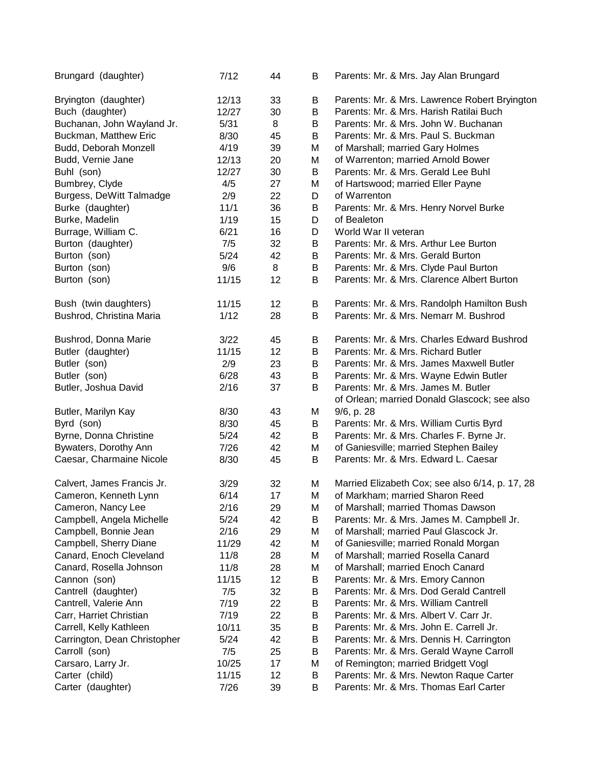| | | | | |
|---|---|---|---|---|
| Brungard (daughter) | 7/12 | 44 | B | Parents: Mr. & Mrs. Jay Alan Brungard |
| Bryington (daughter) | 12/13 | 33 | B | Parents: Mr. & Mrs. Lawrence Robert Bryington |
| Buch (daughter) | 12/27 | 30 | B | Parents: Mr. & Mrs. Harish Ratilai Buch |
| Buchanan, John Wayland Jr. | 5/31 | 8 | B | Parents: Mr. & Mrs. John W. Buchanan |
| Buckman, Matthew Eric | 8/30 | 45 | B | Parents: Mr. & Mrs. Paul S. Buckman |
| Budd, Deborah Monzell | 4/19 | 39 | M | of Marshall; married Gary Holmes |
| Budd, Vernie Jane | 12/13 | 20 | M | of Warrenton; married Arnold Bower |
| Buhl (son) | 12/27 | 30 | B | Parents: Mr. & Mrs. Gerald Lee Buhl |
| Bumbrey, Clyde | 4/5 | 27 | M | of Hartswood; married Eller Payne |
| Burgess, DeWitt Talmadge | 2/9 | 22 | D | of Warrenton |
| Burke (daughter) | 11/1 | 36 | B | Parents: Mr. & Mrs. Henry Norvel Burke |
| Burke, Madelin | 1/19 | 15 | D | of Bealeton |
| Burrage, William C. | 6/21 | 16 | D | World War II veteran |
| Burton (daughter) | 7/5 | 32 | B | Parents: Mr. & Mrs. Arthur Lee Burton |
| Burton (son) | 5/24 | 42 | B | Parents: Mr. & Mrs. Gerald Burton |
| Burton (son) | 9/6 | 8 | B | Parents: Mr. & Mrs. Clyde Paul Burton |
| Burton (son) | 11/15 | 12 | B | Parents: Mr. & Mrs. Clarence Albert Burton |
| Bush (twin daughters) | 11/15 | 12 | B | Parents: Mr. & Mrs. Randolph Hamilton Bush |
| Bushrod, Christina Maria | 1/12 | 28 | B | Parents: Mr. & Mrs. Nemarr M. Bushrod |
| Bushrod, Donna Marie | 3/22 | 45 | B | Parents: Mr. & Mrs. Charles Edward Bushrod |
| Butler (daughter) | 11/15 | 12 | B | Parents: Mr. & Mrs. Richard Butler |
| Butler (son) | 2/9 | 23 | B | Parents: Mr. & Mrs. James Maxwell Butler |
| Butler (son) | 6/28 | 43 | B | Parents: Mr. & Mrs. Wayne Edwin Butler |
| Butler, Joshua David | 2/16 | 37 | B | Parents: Mr. & Mrs. James M. Butler |
| Butler, Marilyn Kay | 8/30 | 43 | M | of Orlean; married Donald Glascock; see also 9/6, p. 28 |
| Byrd (son) | 8/30 | 45 | B | Parents: Mr. & Mrs. William Curtis Byrd |
| Byrne, Donna Christine | 5/24 | 42 | B | Parents: Mr. & Mrs. Charles F. Byrne Jr. |
| Bywaters, Dorothy Ann | 7/26 | 42 | M | of Ganiesville; married Stephen Bailey |
| Caesar, Charmaine Nicole | 8/30 | 45 | B | Parents: Mr. & Mrs. Edward L. Caesar |
| Calvert, James Francis Jr. | 3/29 | 32 | M | Married Elizabeth Cox; see also 6/14, p. 17, 28 |
| Cameron, Kenneth Lynn | 6/14 | 17 | M | of Markham; married Sharon Reed |
| Cameron, Nancy Lee | 2/16 | 29 | M | of Marshall; married Thomas Dawson |
| Campbell, Angela Michelle | 5/24 | 42 | B | Parents: Mr. & Mrs. James M. Campbell Jr. |
| Campbell, Bonnie Jean | 2/16 | 29 | M | of Marshall; married Paul Glascock Jr. |
| Campbell, Sherry Diane | 11/29 | 42 | M | of Ganiesville; married Ronald Morgan |
| Canard, Enoch Cleveland | 11/8 | 28 | M | of Marshall; married Rosella Canard |
| Canard, Rosella Johnson | 11/8 | 28 | M | of Marshall; married Enoch Canard |
| Cannon (son) | 11/15 | 12 | B | Parents: Mr. & Mrs. Emory Cannon |
| Cantrell (daughter) | 7/5 | 32 | B | Parents: Mr. & Mrs. Dod Gerald Cantrell |
| Cantrell, Valerie Ann | 7/19 | 22 | B | Parents: Mr. & Mrs. William Cantrell |
| Carr, Harriet Christian | 7/19 | 22 | B | Parents: Mr. & Mrs. Albert V. Carr Jr. |
| Carrell, Kelly Kathleen | 10/11 | 35 | B | Parents: Mr. & Mrs. John E. Carrell Jr. |
| Carrington, Dean Christopher | 5/24 | 42 | B | Parents: Mr. & Mrs. Dennis H. Carrington |
| Carroll (son) | 7/5 | 25 | B | Parents: Mr. & Mrs. Gerald Wayne Carroll |
| Carsaro, Larry Jr. | 10/25 | 17 | M | of Remington; married Bridgett Vogl |
| Carter (child) | 11/15 | 12 | B | Parents: Mr. & Mrs. Newton Raque Carter |
| Carter (daughter) | 7/26 | 39 | B | Parents: Mr. & Mrs. Thomas Earl Carter |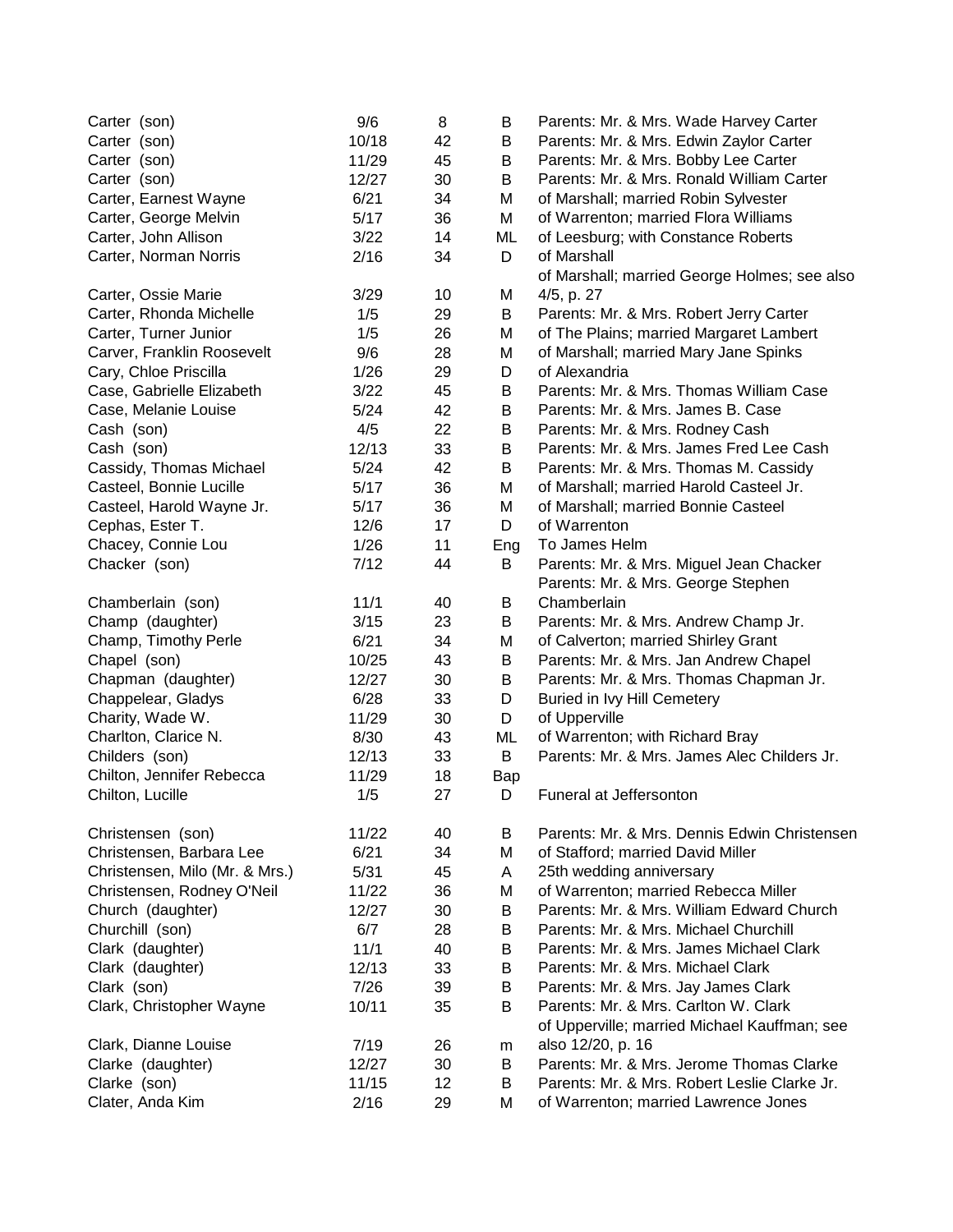| | | | | |
|---|---|---|---|---|
| Carter (son) | 9/6 | 8 | B | Parents: Mr. & Mrs. Wade Harvey Carter |
| Carter (son) | 10/18 | 42 | B | Parents: Mr. & Mrs. Edwin Zaylor Carter |
| Carter (son) | 11/29 | 45 | B | Parents: Mr. & Mrs. Bobby Lee Carter |
| Carter (son) | 12/27 | 30 | B | Parents: Mr. & Mrs. Ronald William Carter |
| Carter, Earnest Wayne | 6/21 | 34 | M | of Marshall; married Robin Sylvester |
| Carter, George Melvin | 5/17 | 36 | M | of Warrenton; married Flora Williams |
| Carter, John Allison | 3/22 | 14 | ML | of Leesburg; with Constance Roberts |
| Carter, Norman Norris | 2/16 | 34 | D | of Marshall |
| Carter, Ossie Marie | 3/29 | 10 | M | of Marshall; married George Holmes; see also 4/5, p. 27 |
| Carter, Rhonda Michelle | 1/5 | 29 | B | Parents: Mr. & Mrs. Robert Jerry Carter |
| Carter, Turner Junior | 1/5 | 26 | M | of The Plains; married Margaret Lambert |
| Carver, Franklin Roosevelt | 9/6 | 28 | M | of Marshall; married Mary Jane Spinks |
| Cary, Chloe Priscilla | 1/26 | 29 | D | of Alexandria |
| Case, Gabrielle Elizabeth | 3/22 | 45 | B | Parents: Mr. & Mrs. Thomas William Case |
| Case, Melanie Louise | 5/24 | 42 | B | Parents: Mr. & Mrs. James B. Case |
| Cash (son) | 4/5 | 22 | B | Parents: Mr. & Mrs. Rodney Cash |
| Cash (son) | 12/13 | 33 | B | Parents: Mr. & Mrs. James Fred Lee Cash |
| Cassidy, Thomas Michael | 5/24 | 42 | B | Parents: Mr. & Mrs. Thomas M. Cassidy |
| Casteel, Bonnie Lucille | 5/17 | 36 | M | of Marshall; married Harold Casteel Jr. |
| Casteel, Harold Wayne Jr. | 5/17 | 36 | M | of Marshall; married Bonnie Casteel |
| Cephas, Ester T. | 12/6 | 17 | D | of Warrenton |
| Chacey, Connie Lou | 1/26 | 11 | Eng | To James Helm |
| Chacker (son) | 7/12 | 44 | B | Parents: Mr. & Mrs. Miguel Jean Chacker |
| Chamberlain (son) | 11/1 | 40 | B | Parents: Mr. & Mrs. George Stephen Chamberlain |
| Champ (daughter) | 3/15 | 23 | B | Parents: Mr. & Mrs. Andrew Champ Jr. |
| Champ, Timothy Perle | 6/21 | 34 | M | of Calverton; married Shirley Grant |
| Chapel (son) | 10/25 | 43 | B | Parents: Mr. & Mrs. Jan Andrew Chapel |
| Chapman (daughter) | 12/27 | 30 | B | Parents: Mr. & Mrs. Thomas Chapman Jr. |
| Chappelear, Gladys | 6/28 | 33 | D | Buried in Ivy Hill Cemetery |
| Charity, Wade W. | 11/29 | 30 | D | of Upperville |
| Charlton, Clarice N. | 8/30 | 43 | ML | of Warrenton; with Richard Bray |
| Childers (son) | 12/13 | 33 | B | Parents: Mr. & Mrs. James Alec Childers Jr. |
| Chilton, Jennifer Rebecca | 11/29 | 18 | Bap | |
| Chilton, Lucille | 1/5 | 27 | D | Funeral at Jeffersonton |
| Christensen (son) | 11/22 | 40 | B | Parents: Mr. & Mrs. Dennis Edwin Christensen |
| Christensen, Barbara Lee | 6/21 | 34 | M | of Stafford; married David Miller |
| Christensen, Milo (Mr. & Mrs.) | 5/31 | 45 | A | 25th wedding anniversary |
| Christensen, Rodney O'Neil | 11/22 | 36 | M | of Warrenton; married Rebecca Miller |
| Church (daughter) | 12/27 | 30 | B | Parents: Mr. & Mrs. William Edward Church |
| Churchill (son) | 6/7 | 28 | B | Parents: Mr. & Mrs. Michael Churchill |
| Clark (daughter) | 11/1 | 40 | B | Parents: Mr. & Mrs. James Michael Clark |
| Clark (daughter) | 12/13 | 33 | B | Parents: Mr. & Mrs. Michael Clark |
| Clark (son) | 7/26 | 39 | B | Parents: Mr. & Mrs. Jay James Clark |
| Clark, Christopher Wayne | 10/11 | 35 | B | Parents: Mr. & Mrs. Carlton W. Clark |
| Clark, Dianne Louise | 7/19 | 26 | m | of Upperville; married Michael Kauffman; see also 12/20, p. 16 |
| Clarke (daughter) | 12/27 | 30 | B | Parents: Mr. & Mrs. Jerome Thomas Clarke |
| Clarke (son) | 11/15 | 12 | B | Parents: Mr. & Mrs. Robert Leslie Clarke Jr. |
| Clater, Anda Kim | 2/16 | 29 | M | of Warrenton; married Lawrence Jones |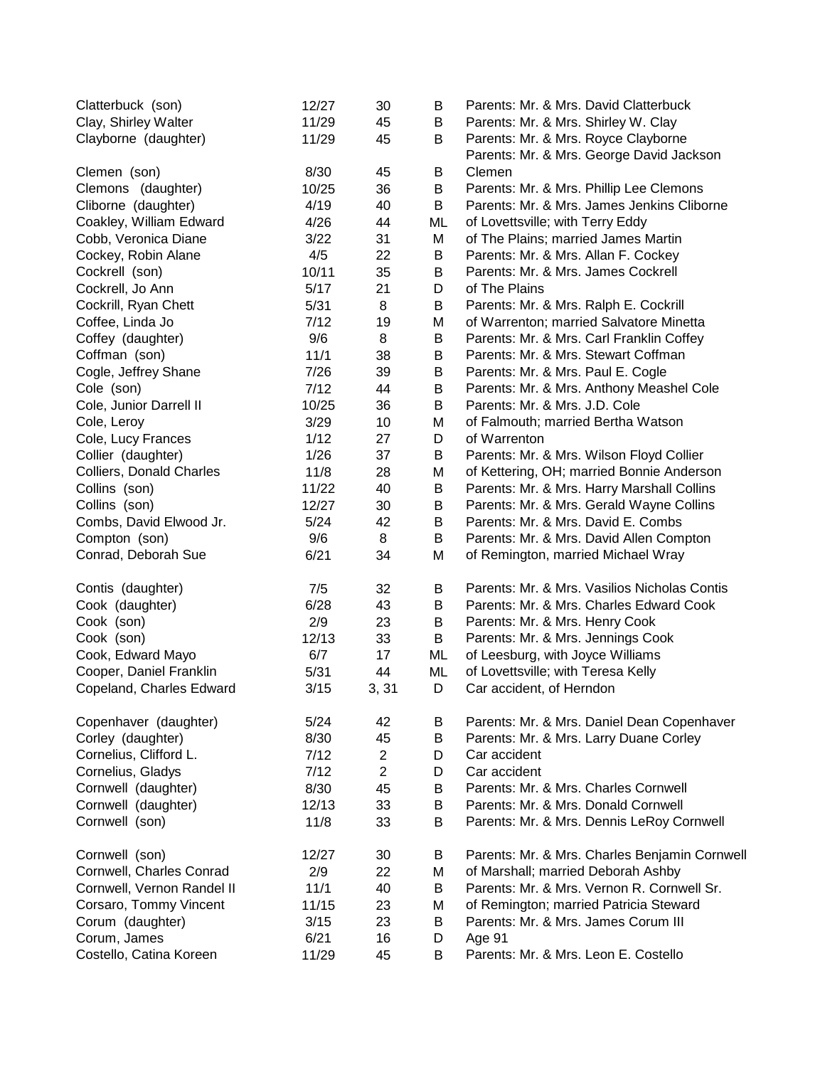| | | | | |
|---|---|---|---|---|
| Clatterbuck (son) | 12/27 | 30 | B | Parents: Mr. & Mrs. David Clatterbuck |
| Clay, Shirley Walter | 11/29 | 45 | B | Parents: Mr. & Mrs. Shirley W. Clay |
| Clayborne (daughter) | 11/29 | 45 | B | Parents: Mr. & Mrs. Royce Clayborne |
| Clemen (son) | 8/30 | 45 | B | Parents: Mr. & Mrs. George David Jackson Clemen |
| Clemons (daughter) | 10/25 | 36 | B | Parents: Mr. & Mrs. Phillip Lee Clemons |
| Cliborne (daughter) | 4/19 | 40 | B | Parents: Mr. & Mrs. James Jenkins Cliborne |
| Coakley, William Edward | 4/26 | 44 | ML | of Lovettsville; with Terry Eddy |
| Cobb, Veronica Diane | 3/22 | 31 | M | of The Plains; married James Martin |
| Cockey, Robin Alane | 4/5 | 22 | B | Parents: Mr. & Mrs. Allan F. Cockey |
| Cockrell (son) | 10/11 | 35 | B | Parents: Mr. & Mrs. James Cockrell |
| Cockrell, Jo Ann | 5/17 | 21 | D | of The Plains |
| Cockrill, Ryan Chett | 5/31 | 8 | B | Parents: Mr. & Mrs. Ralph E. Cockrill |
| Coffee, Linda Jo | 7/12 | 19 | M | of Warrenton; married Salvatore Minetta |
| Coffey (daughter) | 9/6 | 8 | B | Parents: Mr. & Mrs. Carl Franklin Coffey |
| Coffman (son) | 11/1 | 38 | B | Parents: Mr. & Mrs. Stewart Coffman |
| Cogle, Jeffrey Shane | 7/26 | 39 | B | Parents: Mr. & Mrs. Paul E. Cogle |
| Cole (son) | 7/12 | 44 | B | Parents: Mr. & Mrs. Anthony Meashel Cole |
| Cole, Junior Darrell II | 10/25 | 36 | B | Parents: Mr. & Mrs. J.D. Cole |
| Cole, Leroy | 3/29 | 10 | M | of Falmouth; married Bertha Watson |
| Cole, Lucy Frances | 1/12 | 27 | D | of Warrenton |
| Collier (daughter) | 1/26 | 37 | B | Parents: Mr. & Mrs. Wilson Floyd Collier |
| Colliers, Donald Charles | 11/8 | 28 | M | of Kettering, OH; married Bonnie Anderson |
| Collins (son) | 11/22 | 40 | B | Parents: Mr. & Mrs. Harry Marshall Collins |
| Collins (son) | 12/27 | 30 | B | Parents: Mr. & Mrs. Gerald Wayne Collins |
| Combs, David Elwood Jr. | 5/24 | 42 | B | Parents: Mr. & Mrs. David E. Combs |
| Compton (son) | 9/6 | 8 | B | Parents: Mr. & Mrs. David Allen Compton |
| Conrad, Deborah Sue | 6/21 | 34 | M | of Remington, married Michael Wray |
| Contis (daughter) | 7/5 | 32 | B | Parents: Mr. & Mrs. Vasilios Nicholas Contis |
| Cook (daughter) | 6/28 | 43 | B | Parents: Mr. & Mrs. Charles Edward Cook |
| Cook (son) | 2/9 | 23 | B | Parents: Mr. & Mrs. Henry Cook |
| Cook (son) | 12/13 | 33 | B | Parents: Mr. & Mrs. Jennings Cook |
| Cook, Edward Mayo | 6/7 | 17 | ML | of Leesburg, with Joyce Williams |
| Cooper, Daniel Franklin | 5/31 | 44 | ML | of Lovettsville; with Teresa Kelly |
| Copeland, Charles Edward | 3/15 | 3, 31 | D | Car accident, of Herndon |
| Copenhaver (daughter) | 5/24 | 42 | B | Parents: Mr. & Mrs. Daniel Dean Copenhaver |
| Corley (daughter) | 8/30 | 45 | B | Parents: Mr. & Mrs. Larry Duane Corley |
| Cornelius, Clifford L. | 7/12 | 2 | D | Car accident |
| Cornelius, Gladys | 7/12 | 2 | D | Car accident |
| Cornwell (daughter) | 8/30 | 45 | B | Parents: Mr. & Mrs. Charles Cornwell |
| Cornwell (daughter) | 12/13 | 33 | B | Parents: Mr. & Mrs. Donald Cornwell |
| Cornwell (son) | 11/8 | 33 | B | Parents: Mr. & Mrs. Dennis LeRoy Cornwell |
| Cornwell (son) | 12/27 | 30 | B | Parents: Mr. & Mrs. Charles Benjamin Cornwell |
| Cornwell, Charles Conrad | 2/9 | 22 | M | of Marshall; married Deborah Ashby |
| Cornwell, Vernon Randel II | 11/1 | 40 | B | Parents: Mr. & Mrs. Vernon R. Cornwell Sr. |
| Corsaro, Tommy Vincent | 11/15 | 23 | M | of Remington; married Patricia Steward |
| Corum (daughter) | 3/15 | 23 | B | Parents: Mr. & Mrs. James Corum III |
| Corum, James | 6/21 | 16 | D | Age 91 |
| Costello, Catina Koreen | 11/29 | 45 | B | Parents: Mr. & Mrs. Leon E. Costello |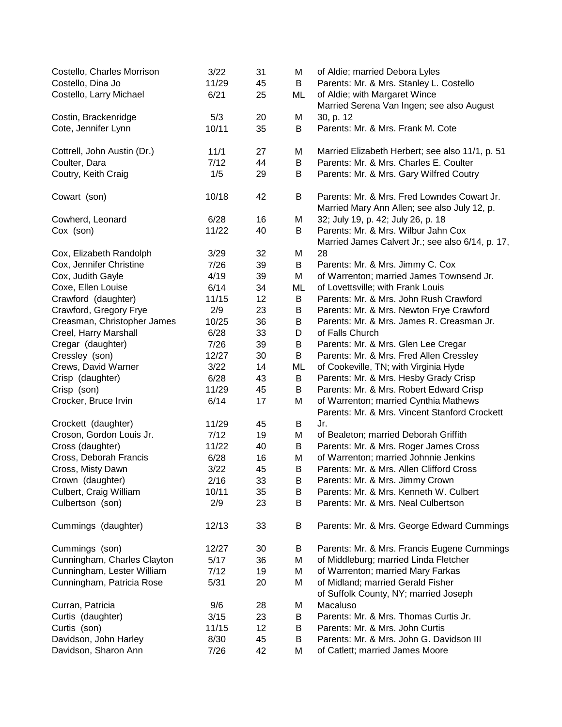| | | | | |
|---|---|---|---|---|
| Costello, Charles Morrison | 3/22 | 31 | M | of Aldie; married Debora Lyles |
| Costello, Dina Jo | 11/29 | 45 | B | Parents: Mr. & Mrs. Stanley L. Costello |
| Costello, Larry Michael | 6/21 | 25 | ML | of Aldie; with Margaret Wince |
| Costin, Brackenridge | 5/3 | 20 | M | Married Serena Van Ingen; see also August 30, p. 12 |
| Cote, Jennifer Lynn | 10/11 | 35 | B | Parents: Mr. & Mrs. Frank M. Cote |
| Cottrell, John Austin (Dr.) | 11/1 | 27 | M | Married Elizabeth Herbert; see also 11/1, p. 51 |
| Coulter, Dara | 7/12 | 44 | B | Parents: Mr. & Mrs. Charles E. Coulter |
| Coutry, Keith Craig | 1/5 | 29 | B | Parents: Mr. & Mrs. Gary Wilfred Coutry |
| Cowart (son) | 10/18 | 42 | B | Parents: Mr. & Mrs. Fred Lowndes Cowart Jr. |
| Cowherd, Leonard | 6/28 | 16 | M | Married Mary Ann Allen; see also July 12, p. 32; July 19, p. 42; July 26, p. 18 |
| Cox (son) | 11/22 | 40 | B | Parents: Mr. & Mrs. Wilbur Jahn Cox |
| Cox, Elizabeth Randolph | 3/29 | 32 | M | Married James Calvert Jr.; see also 6/14, p. 17, 28 |
| Cox, Jennifer Christine | 7/26 | 39 | B | Parents: Mr. & Mrs. Jimmy C. Cox |
| Cox, Judith Gayle | 4/19 | 39 | M | of Warrenton; married James Townsend Jr. |
| Coxe, Ellen Louise | 6/14 | 34 | ML | of Lovettsville; with Frank Louis |
| Crawford (daughter) | 11/15 | 12 | B | Parents: Mr. & Mrs. John Rush Crawford |
| Crawford, Gregory Frye | 2/9 | 23 | B | Parents: Mr. & Mrs. Newton Frye Crawford |
| Creasman, Christopher James | 10/25 | 36 | B | Parents: Mr. & Mrs. James R. Creasman Jr. |
| Creel, Harry Marshall | 6/28 | 33 | D | of Falls Church |
| Cregar (daughter) | 7/26 | 39 | B | Parents: Mr. & Mrs. Glen Lee Cregar |
| Cressley (son) | 12/27 | 30 | B | Parents: Mr. & Mrs. Fred Allen Cressley |
| Crews, David Warner | 3/22 | 14 | ML | of Cookeville, TN; with Virginia Hyde |
| Crisp (daughter) | 6/28 | 43 | B | Parents: Mr. & Mrs. Hesby Grady Crisp |
| Crisp (son) | 11/29 | 45 | B | Parents: Mr. & Mrs. Robert Edward Crisp |
| Crocker, Bruce Irvin | 6/14 | 17 | M | of Warrenton; married Cynthia Mathews |
| Crockett (daughter) | 11/29 | 45 | B | Parents: Mr. & Mrs. Vincent Stanford Crockett Jr. |
| Croson, Gordon Louis Jr. | 7/12 | 19 | M | of Bealeton; married Deborah Griffith |
| Cross (daughter) | 11/22 | 40 | B | Parents: Mr. & Mrs. Roger James Cross |
| Cross, Deborah Francis | 6/28 | 16 | M | of Warrenton; married Johnnie Jenkins |
| Cross, Misty Dawn | 3/22 | 45 | B | Parents: Mr. & Mrs. Allen Clifford Cross |
| Crown (daughter) | 2/16 | 33 | B | Parents: Mr. & Mrs. Jimmy Crown |
| Culbert, Craig William | 10/11 | 35 | B | Parents: Mr. & Mrs. Kenneth W. Culbert |
| Culbertson (son) | 2/9 | 23 | B | Parents: Mr. & Mrs. Neal Culbertson |
| Cummings (daughter) | 12/13 | 33 | B | Parents: Mr. & Mrs. George Edward Cummings |
| Cummings (son) | 12/27 | 30 | B | Parents: Mr. & Mrs. Francis Eugene Cummings |
| Cunningham, Charles Clayton | 5/17 | 36 | M | of Middleburg; married Linda Fletcher |
| Cunningham, Lester William | 7/12 | 19 | M | of Warrenton; married Mary Farkas |
| Cunningham, Patricia Rose | 5/31 | 20 | M | of Midland; married Gerald Fisher |
| Curran, Patricia | 9/6 | 28 | M | of Suffolk County, NY; married Joseph Macaluso |
| Curtis (daughter) | 3/15 | 23 | B | Parents: Mr. & Mrs. Thomas Curtis Jr. |
| Curtis (son) | 11/15 | 12 | B | Parents: Mr. & Mrs. John Curtis |
| Davidson, John Harley | 8/30 | 45 | B | Parents: Mr. & Mrs. John G. Davidson III |
| Davidson, Sharon Ann | 7/26 | 42 | M | of Catlett; married James Moore |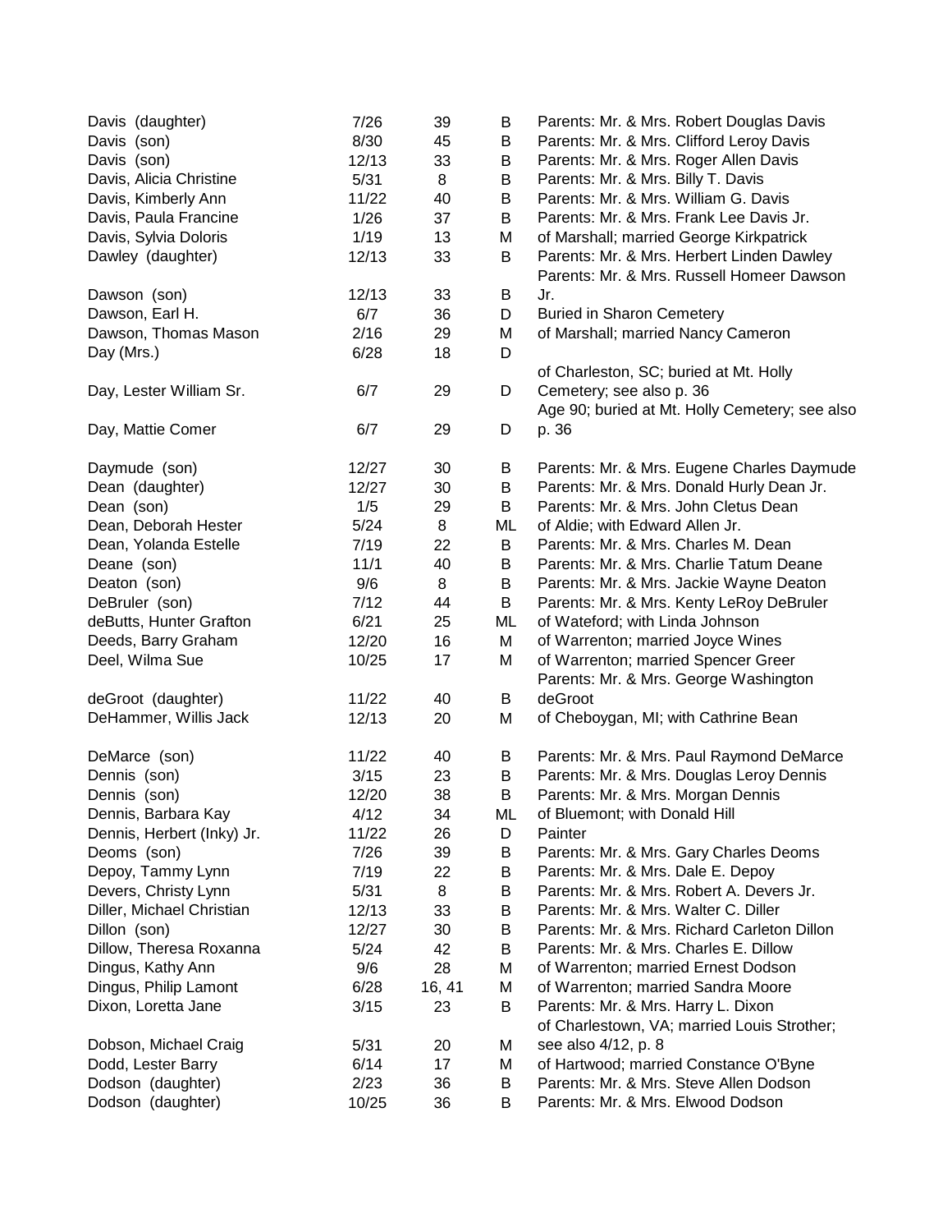| | | | | |
|---|---|---|---|---|
| Davis (daughter) | 7/26 | 39 | B | Parents: Mr. & Mrs. Robert Douglas Davis |
| Davis (son) | 8/30 | 45 | B | Parents: Mr. & Mrs. Clifford Leroy Davis |
| Davis (son) | 12/13 | 33 | B | Parents: Mr. & Mrs. Roger Allen Davis |
| Davis, Alicia Christine | 5/31 | 8 | B | Parents: Mr. & Mrs. Billy T. Davis |
| Davis, Kimberly Ann | 11/22 | 40 | B | Parents: Mr. & Mrs. William G. Davis |
| Davis, Paula Francine | 1/26 | 37 | B | Parents: Mr. & Mrs. Frank Lee Davis Jr. |
| Davis, Sylvia Doloris | 1/19 | 13 | M | of Marshall; married George Kirkpatrick |
| Dawley (daughter) | 12/13 | 33 | B | Parents: Mr. & Mrs. Herbert Linden Dawley |
| Dawson (son) | 12/13 | 33 | B | Parents: Mr. & Mrs. Russell Homeer Dawson Jr. |
| Dawson, Earl H. | 6/7 | 36 | D | Buried in Sharon Cemetery |
| Dawson, Thomas Mason | 2/16 | 29 | M | of Marshall; married Nancy Cameron |
| Day (Mrs.) | 6/28 | 18 | D | |
| Day, Lester William Sr. | 6/7 | 29 | D | of Charleston, SC; buried at Mt. Holly Cemetery; see also p. 36 |
| Day, Mattie Comer | 6/7 | 29 | D | Age 90; buried at Mt. Holly Cemetery; see also p. 36 |
| Daymude (son) | 12/27 | 30 | B | Parents: Mr. & Mrs. Eugene Charles Daymude |
| Dean (daughter) | 12/27 | 30 | B | Parents: Mr. & Mrs. Donald Hurly Dean Jr. |
| Dean (son) | 1/5 | 29 | B | Parents: Mr. & Mrs. John Cletus Dean |
| Dean, Deborah Hester | 5/24 | 8 | ML | of Aldie; with Edward Allen Jr. |
| Dean, Yolanda Estelle | 7/19 | 22 | B | Parents: Mr. & Mrs. Charles M. Dean |
| Deane (son) | 11/1 | 40 | B | Parents: Mr. & Mrs. Charlie Tatum Deane |
| Deaton (son) | 9/6 | 8 | B | Parents: Mr. & Mrs. Jackie Wayne Deaton |
| DeBruler (son) | 7/12 | 44 | B | Parents: Mr. & Mrs. Kenty LeRoy DeBruler |
| deButts, Hunter Grafton | 6/21 | 25 | ML | of Wateford; with Linda Johnson |
| Deeds, Barry Graham | 12/20 | 16 | M | of Warrenton; married Joyce Wines |
| Deel, Wilma Sue | 10/25 | 17 | M | of Warrenton; married Spencer Greer |
| deGroot (daughter) | 11/22 | 40 | B | Parents: Mr. & Mrs. George Washington deGroot |
| DeHammer, Willis Jack | 12/13 | 20 | M | of Cheboygan, MI; with Cathrine Bean |
| DeMarce (son) | 11/22 | 40 | B | Parents: Mr. & Mrs. Paul Raymond DeMarce |
| Dennis (son) | 3/15 | 23 | B | Parents: Mr. & Mrs. Douglas Leroy Dennis |
| Dennis (son) | 12/20 | 38 | B | Parents: Mr. & Mrs. Morgan Dennis |
| Dennis, Barbara Kay | 4/12 | 34 | ML | of Bluemont; with Donald Hill |
| Dennis, Herbert (Inky) Jr. | 11/22 | 26 | D | Painter |
| Deoms (son) | 7/26 | 39 | B | Parents: Mr. & Mrs. Gary Charles Deoms |
| Depoy, Tammy Lynn | 7/19 | 22 | B | Parents: Mr. & Mrs. Dale E. Depoy |
| Devers, Christy Lynn | 5/31 | 8 | B | Parents: Mr. & Mrs. Robert A. Devers Jr. |
| Diller, Michael Christian | 12/13 | 33 | B | Parents: Mr. & Mrs. Walter C. Diller |
| Dillon (son) | 12/27 | 30 | B | Parents: Mr. & Mrs. Richard Carleton Dillon |
| Dillow, Theresa Roxanna | 5/24 | 42 | B | Parents: Mr. & Mrs. Charles E. Dillow |
| Dingus, Kathy Ann | 9/6 | 28 | M | of Warrenton; married Ernest Dodson |
| Dingus, Philip Lamont | 6/28 | 16, 41 | M | of Warrenton; married Sandra Moore |
| Dixon, Loretta Jane | 3/15 | 23 | B | Parents: Mr. & Mrs. Harry L. Dixon |
| Dobson, Michael Craig | 5/31 | 20 | M | of Charlestown, VA; married Louis Strother; see also 4/12, p. 8 |
| Dodd, Lester Barry | 6/14 | 17 | M | of Hartwood; married Constance O'Byne |
| Dodson (daughter) | 2/23 | 36 | B | Parents: Mr. & Mrs. Steve Allen Dodson |
| Dodson (daughter) | 10/25 | 36 | B | Parents: Mr. & Mrs. Elwood Dodson |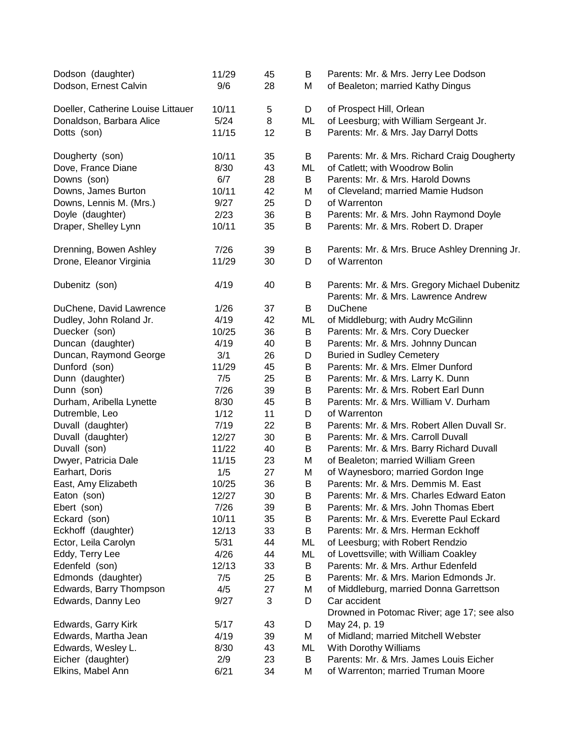| | | | | |
|---|---|---|---|---|
| Dodson (daughter) | 11/29 | 45 | B | Parents: Mr. & Mrs. Jerry Lee Dodson |
| Dodson, Ernest Calvin | 9/6 | 28 | M | of Bealeton; married Kathy Dingus |
| Doeller, Catherine Louise Littauer | 10/11 | 5 | D | of Prospect Hill, Orlean |
| Donaldson, Barbara Alice | 5/24 | 8 | ML | of Leesburg; with William Sergeant Jr. |
| Dotts (son) | 11/15 | 12 | B | Parents: Mr. & Mrs. Jay Darryl Dotts |
| Dougherty (son) | 10/11 | 35 | B | Parents: Mr. & Mrs. Richard Craig Dougherty |
| Dove, France Diane | 8/30 | 43 | ML | of Catlett; with Woodrow Bolin |
| Downs (son) | 6/7 | 28 | B | Parents: Mr. & Mrs. Harold Downs |
| Downs, James Burton | 10/11 | 42 | M | of Cleveland; married Mamie Hudson |
| Downs, Lennis M. (Mrs.) | 9/27 | 25 | D | of Warrenton |
| Doyle (daughter) | 2/23 | 36 | B | Parents: Mr. & Mrs. John Raymond Doyle |
| Draper, Shelley Lynn | 10/11 | 35 | B | Parents: Mr. & Mrs. Robert D. Draper |
| Drenning, Bowen Ashley | 7/26 | 39 | B | Parents: Mr. & Mrs. Bruce Ashley Drenning Jr. |
| Drone, Eleanor Virginia | 11/29 | 30 | D | of Warrenton |
| Dubenitz (son) | 4/19 | 40 | B | Parents: Mr. & Mrs. Gregory Michael Dubenitz |
| DuChene, David Lawrence | 1/26 | 37 | B | Parents: Mr. & Mrs. Lawrence Andrew DuChene |
| Dudley, John Roland Jr. | 4/19 | 42 | ML | of Middleburg; with Audry McGilinn |
| Duecker (son) | 10/25 | 36 | B | Parents: Mr. & Mrs. Cory Duecker |
| Duncan (daughter) | 4/19 | 40 | B | Parents: Mr. & Mrs. Johnny Duncan |
| Duncan, Raymond George | 3/1 | 26 | D | Buried in Sudley Cemetery |
| Dunford (son) | 11/29 | 45 | B | Parents: Mr. & Mrs. Elmer Dunford |
| Dunn (daughter) | 7/5 | 25 | B | Parents: Mr. & Mrs. Larry K. Dunn |
| Dunn (son) | 7/26 | 39 | B | Parents: Mr. & Mrs. Robert Earl Dunn |
| Durham, Aribella Lynette | 8/30 | 45 | B | Parents: Mr. & Mrs. William V. Durham |
| Dutremble, Leo | 1/12 | 11 | D | of Warrenton |
| Duvall (daughter) | 7/19 | 22 | B | Parents: Mr. & Mrs. Robert Allen Duvall Sr. |
| Duvall (daughter) | 12/27 | 30 | B | Parents: Mr. & Mrs. Carroll Duvall |
| Duvall (son) | 11/22 | 40 | B | Parents: Mr. & Mrs. Barry Richard Duvall |
| Dwyer, Patricia Dale | 11/15 | 23 | M | of Bealeton; married William Green |
| Earhart, Doris | 1/5 | 27 | M | of Waynesboro; married Gordon Inge |
| East, Amy Elizabeth | 10/25 | 36 | B | Parents: Mr. & Mrs. Demmis M. East |
| Eaton (son) | 12/27 | 30 | B | Parents: Mr. & Mrs. Charles Edward Eaton |
| Ebert (son) | 7/26 | 39 | B | Parents: Mr. & Mrs. John Thomas Ebert |
| Eckard (son) | 10/11 | 35 | B | Parents: Mr. & Mrs. Everette Paul Eckard |
| Eckhoff (daughter) | 12/13 | 33 | B | Parents: Mr. & Mrs. Herman Eckhoff |
| Ector, Leila Carolyn | 5/31 | 44 | ML | of Leesburg; with Robert Rendzio |
| Eddy, Terry Lee | 4/26 | 44 | ML | of Lovettsville; with William Coakley |
| Edenfeld (son) | 12/13 | 33 | B | Parents: Mr. & Mrs. Arthur Edenfeld |
| Edmonds (daughter) | 7/5 | 25 | B | Parents: Mr. & Mrs. Marion Edmonds Jr. |
| Edwards, Barry Thompson | 4/5 | 27 | M | of Middleburg, married Donna Garrettson |
| Edwards, Danny Leo | 9/27 | 3 | D | Car accident |
| Edwards, Garry Kirk | 5/17 | 43 | D | Drowned in Potomac River; age 17; see also May 24, p. 19 |
| Edwards, Martha Jean | 4/19 | 39 | M | of Midland; married Mitchell Webster |
| Edwards, Wesley L. | 8/30 | 43 | ML | With Dorothy Williams |
| Eicher (daughter) | 2/9 | 23 | B | Parents: Mr. & Mrs. James Louis Eicher |
| Elkins, Mabel Ann | 6/21 | 34 | M | of Warrenton; married Truman Moore |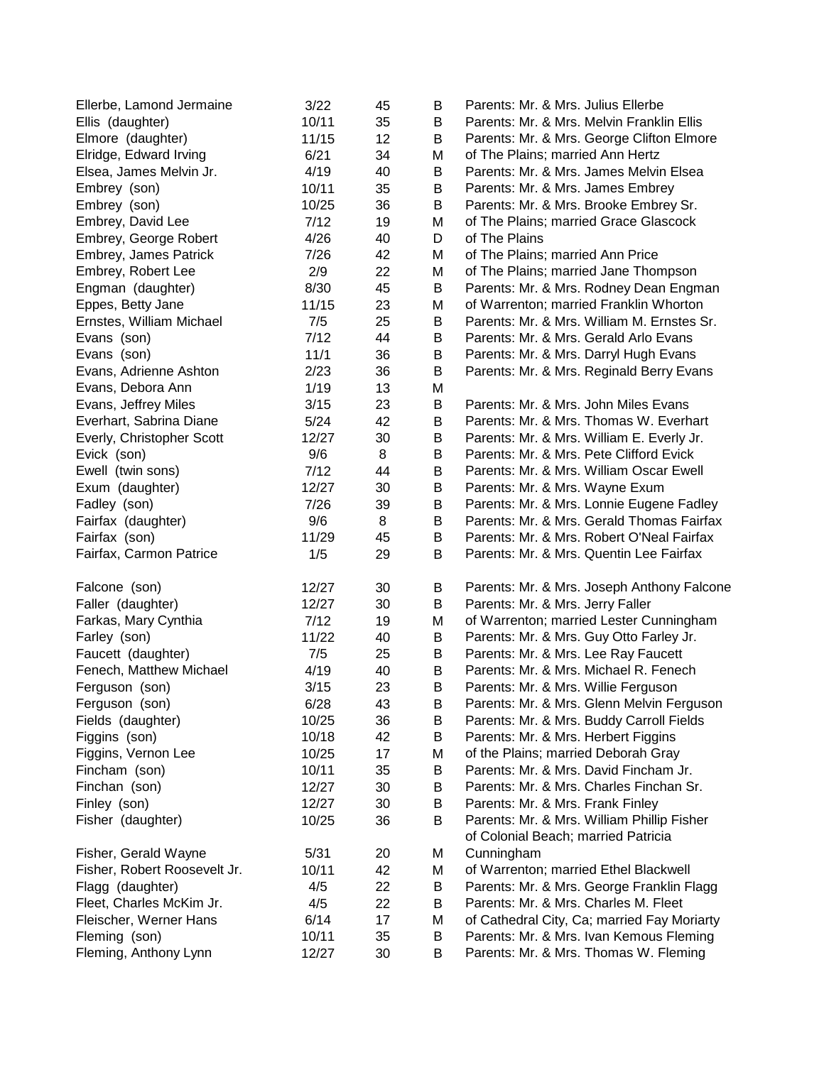| | | | | |
|---|---|---|---|---|
| Ellerbe, Lamond Jermaine | 3/22 | 45 | B | Parents: Mr. & Mrs. Julius Ellerbe |
| Ellis (daughter) | 10/11 | 35 | B | Parents: Mr. & Mrs. Melvin Franklin Ellis |
| Elmore (daughter) | 11/15 | 12 | B | Parents: Mr. & Mrs. George Clifton Elmore |
| Elridge, Edward Irving | 6/21 | 34 | M | of The Plains; married Ann Hertz |
| Elsea, James Melvin Jr. | 4/19 | 40 | B | Parents: Mr. & Mrs. James Melvin Elsea |
| Embrey (son) | 10/11 | 35 | B | Parents: Mr. & Mrs. James Embrey |
| Embrey (son) | 10/25 | 36 | B | Parents: Mr. & Mrs. Brooke Embrey Sr. |
| Embrey, David Lee | 7/12 | 19 | M | of The Plains; married Grace Glascock |
| Embrey, George Robert | 4/26 | 40 | D | of The Plains |
| Embrey, James Patrick | 7/26 | 42 | M | of The Plains; married Ann Price |
| Embrey, Robert Lee | 2/9 | 22 | M | of The Plains; married Jane Thompson |
| Engman (daughter) | 8/30 | 45 | B | Parents: Mr. & Mrs. Rodney Dean Engman |
| Eppes, Betty Jane | 11/15 | 23 | M | of Warrenton; married Franklin Whorton |
| Ernstes, William Michael | 7/5 | 25 | B | Parents: Mr. & Mrs. William M. Ernstes Sr. |
| Evans (son) | 7/12 | 44 | B | Parents: Mr. & Mrs. Gerald Arlo Evans |
| Evans (son) | 11/1 | 36 | B | Parents: Mr. & Mrs. Darryl Hugh Evans |
| Evans, Adrienne Ashton | 2/23 | 36 | B | Parents: Mr. & Mrs. Reginald Berry Evans |
| Evans, Debora Ann | 1/19 | 13 | M | |
| Evans, Jeffrey Miles | 3/15 | 23 | B | Parents: Mr. & Mrs. John Miles Evans |
| Everhart, Sabrina Diane | 5/24 | 42 | B | Parents: Mr. & Mrs. Thomas W. Everhart |
| Everly, Christopher Scott | 12/27 | 30 | B | Parents: Mr. & Mrs. William E. Everly Jr. |
| Evick (son) | 9/6 | 8 | B | Parents: Mr. & Mrs. Pete Clifford Evick |
| Ewell (twin sons) | 7/12 | 44 | B | Parents: Mr. & Mrs. William Oscar Ewell |
| Exum (daughter) | 12/27 | 30 | B | Parents: Mr. & Mrs. Wayne Exum |
| Fadley (son) | 7/26 | 39 | B | Parents: Mr. & Mrs. Lonnie Eugene Fadley |
| Fairfax (daughter) | 9/6 | 8 | B | Parents: Mr. & Mrs. Gerald Thomas Fairfax |
| Fairfax (son) | 11/29 | 45 | B | Parents: Mr. & Mrs. Robert O'Neal Fairfax |
| Fairfax, Carmon Patrice | 1/5 | 29 | B | Parents: Mr. & Mrs. Quentin Lee Fairfax |
| Falcone (son) | 12/27 | 30 | B | Parents: Mr. & Mrs. Joseph Anthony Falcone |
| Faller (daughter) | 12/27 | 30 | B | Parents: Mr. & Mrs. Jerry Faller |
| Farkas, Mary Cynthia | 7/12 | 19 | M | of Warrenton; married Lester Cunningham |
| Farley (son) | 11/22 | 40 | B | Parents: Mr. & Mrs. Guy Otto Farley Jr. |
| Faucett (daughter) | 7/5 | 25 | B | Parents: Mr. & Mrs. Lee Ray Faucett |
| Fenech, Matthew Michael | 4/19 | 40 | B | Parents: Mr. & Mrs. Michael R. Fenech |
| Ferguson (son) | 3/15 | 23 | B | Parents: Mr. & Mrs. Willie Ferguson |
| Ferguson (son) | 6/28 | 43 | B | Parents: Mr. & Mrs. Glenn Melvin Ferguson |
| Fields (daughter) | 10/25 | 36 | B | Parents: Mr. & Mrs. Buddy Carroll Fields |
| Figgins (son) | 10/18 | 42 | B | Parents: Mr. & Mrs. Herbert Figgins |
| Figgins, Vernon Lee | 10/25 | 17 | M | of the Plains; married Deborah Gray |
| Fincham (son) | 10/11 | 35 | B | Parents: Mr. & Mrs. David Fincham Jr. |
| Finchan (son) | 12/27 | 30 | B | Parents: Mr. & Mrs. Charles Finchan Sr. |
| Finley (son) | 12/27 | 30 | B | Parents: Mr. & Mrs. Frank Finley |
| Fisher (daughter) | 10/25 | 36 | B | Parents: Mr. & Mrs. William Phillip Fisher |
| Fisher, Gerald Wayne | 5/31 | 20 | M | of Colonial Beach; married Patricia Cunningham |
| Fisher, Robert Roosevelt Jr. | 10/11 | 42 | M | of Warrenton; married Ethel Blackwell |
| Flagg (daughter) | 4/5 | 22 | B | Parents: Mr. & Mrs. George Franklin Flagg |
| Fleet, Charles McKim Jr. | 4/5 | 22 | B | Parents: Mr. & Mrs. Charles M. Fleet |
| Fleischer, Werner Hans | 6/14 | 17 | M | of Cathedral City, Ca; married Fay Moriarty |
| Fleming (son) | 10/11 | 35 | B | Parents: Mr. & Mrs. Ivan Kemous Fleming |
| Fleming, Anthony Lynn | 12/27 | 30 | B | Parents: Mr. & Mrs. Thomas W. Fleming |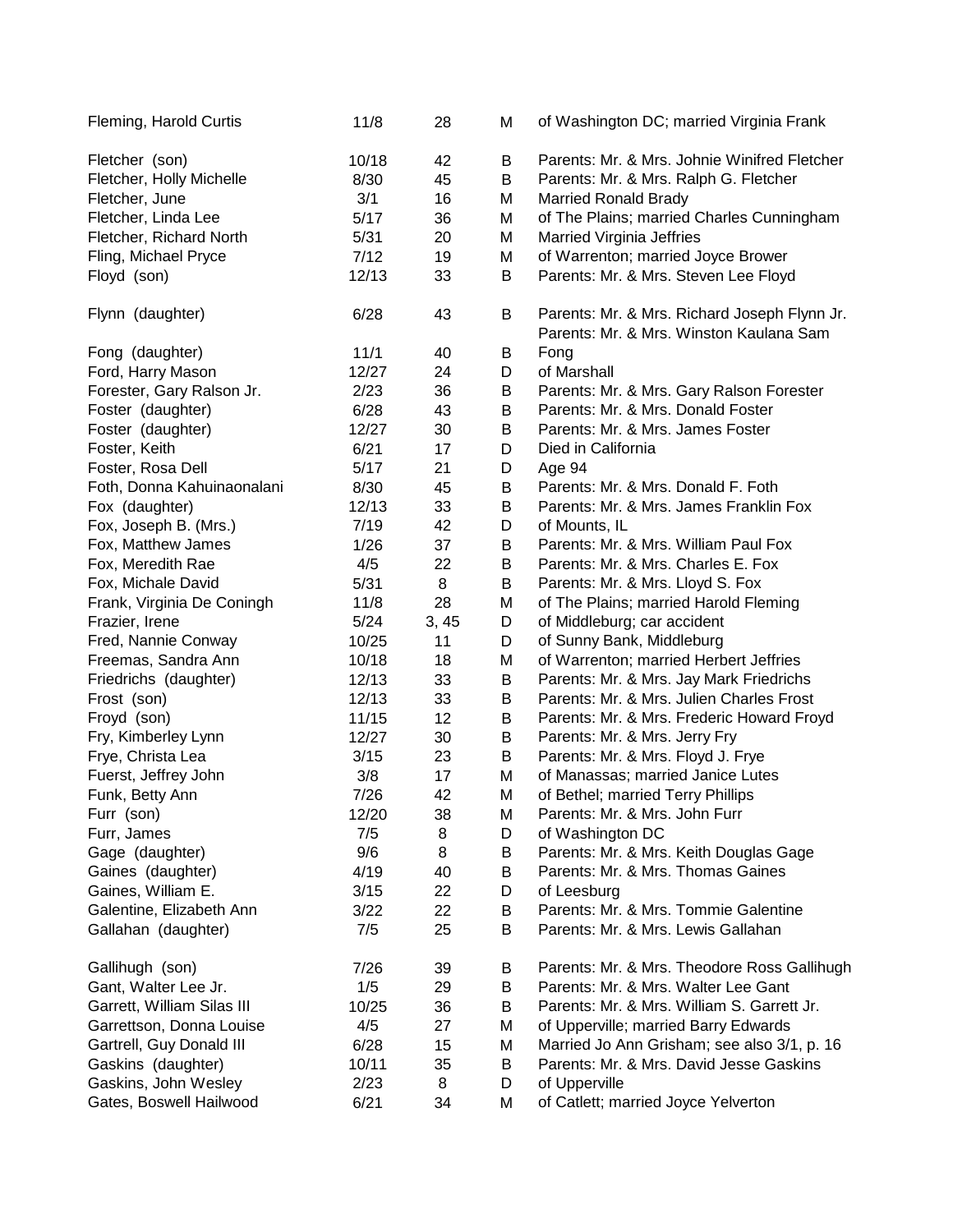| Name | Date | Page | Type | Notes |
|---|---|---|---|---|
| Fleming, Harold Curtis | 11/8 | 28 | M | of Washington DC; married Virginia Frank |
| Fletcher (son) | 10/18 | 42 | B | Parents: Mr. & Mrs. Johnie Winifred Fletcher |
| Fletcher, Holly Michelle | 8/30 | 45 | B | Parents: Mr. & Mrs. Ralph G. Fletcher |
| Fletcher, June | 3/1 | 16 | M | Married Ronald Brady |
| Fletcher, Linda Lee | 5/17 | 36 | M | of The Plains; married Charles Cunningham |
| Fletcher, Richard North | 5/31 | 20 | M | Married Virginia Jeffries |
| Fling, Michael Pryce | 7/12 | 19 | M | of Warrenton; married Joyce Brower |
| Floyd (son) | 12/13 | 33 | B | Parents: Mr. & Mrs. Steven Lee Floyd |
| Flynn (daughter) | 6/28 | 43 | B | Parents: Mr. & Mrs. Richard Joseph Flynn Jr. |
| Fong (daughter) | 11/1 | 40 | B | Parents: Mr. & Mrs. Winston Kaulana Sam Fong |
| Ford, Harry Mason | 12/27 | 24 | D | of Marshall |
| Forester, Gary Ralson Jr. | 2/23 | 36 | B | Parents: Mr. & Mrs. Gary Ralson Forester |
| Foster (daughter) | 6/28 | 43 | B | Parents: Mr. & Mrs. Donald Foster |
| Foster (daughter) | 12/27 | 30 | B | Parents: Mr. & Mrs. James Foster |
| Foster, Keith | 6/21 | 17 | D | Died in California |
| Foster, Rosa Dell | 5/17 | 21 | D | Age 94 |
| Foth, Donna Kahuinaonalani | 8/30 | 45 | B | Parents: Mr. & Mrs. Donald F. Foth |
| Fox (daughter) | 12/13 | 33 | B | Parents: Mr. & Mrs. James Franklin Fox |
| Fox, Joseph B. (Mrs.) | 7/19 | 42 | D | of Mounts, IL |
| Fox, Matthew James | 1/26 | 37 | B | Parents: Mr. & Mrs. William Paul Fox |
| Fox, Meredith Rae | 4/5 | 22 | B | Parents: Mr. & Mrs. Charles E. Fox |
| Fox, Michale David | 5/31 | 8 | B | Parents: Mr. & Mrs. Lloyd S. Fox |
| Frank, Virginia De Coningh | 11/8 | 28 | M | of The Plains; married Harold Fleming |
| Frazier, Irene | 5/24 | 3, 45 | D | of Middleburg; car accident |
| Fred, Nannie Conway | 10/25 | 11 | D | of Sunny Bank, Middleburg |
| Freemas, Sandra Ann | 10/18 | 18 | M | of Warrenton; married Herbert Jeffries |
| Friedrichs (daughter) | 12/13 | 33 | B | Parents: Mr. & Mrs. Jay Mark Friedrichs |
| Frost (son) | 12/13 | 33 | B | Parents: Mr. & Mrs. Julien Charles Frost |
| Froyd (son) | 11/15 | 12 | B | Parents: Mr. & Mrs. Frederic Howard Froyd |
| Fry, Kimberley Lynn | 12/27 | 30 | B | Parents: Mr. & Mrs. Jerry Fry |
| Frye, Christa Lea | 3/15 | 23 | B | Parents: Mr. & Mrs. Floyd J. Frye |
| Fuerst, Jeffrey John | 3/8 | 17 | M | of Manassas; married Janice Lutes |
| Funk, Betty Ann | 7/26 | 42 | M | of Bethel; married Terry Phillips |
| Furr (son) | 12/20 | 38 | M | Parents: Mr. & Mrs. John Furr |
| Furr, James | 7/5 | 8 | D | of Washington DC |
| Gage (daughter) | 9/6 | 8 | B | Parents: Mr. & Mrs. Keith Douglas Gage |
| Gaines (daughter) | 4/19 | 40 | B | Parents: Mr. & Mrs. Thomas Gaines |
| Gaines, William E. | 3/15 | 22 | D | of Leesburg |
| Galentine, Elizabeth Ann | 3/22 | 22 | B | Parents: Mr. & Mrs. Tommie Galentine |
| Gallahan (daughter) | 7/5 | 25 | B | Parents: Mr. & Mrs. Lewis Gallahan |
| Gallihugh (son) | 7/26 | 39 | B | Parents: Mr. & Mrs. Theodore Ross Gallihugh |
| Gant, Walter Lee Jr. | 1/5 | 29 | B | Parents: Mr. & Mrs. Walter Lee Gant |
| Garrett, William Silas III | 10/25 | 36 | B | Parents: Mr. & Mrs. William S. Garrett Jr. |
| Garrettson, Donna Louise | 4/5 | 27 | M | of Upperville; married Barry Edwards |
| Gartrell, Guy Donald III | 6/28 | 15 | M | Married Jo Ann Grisham; see also 3/1, p. 16 |
| Gaskins (daughter) | 10/11 | 35 | B | Parents: Mr. & Mrs. David Jesse Gaskins |
| Gaskins, John Wesley | 2/23 | 8 | D | of Upperville |
| Gates, Boswell Hailwood | 6/21 | 34 | M | of Catlett; married Joyce Yelverton |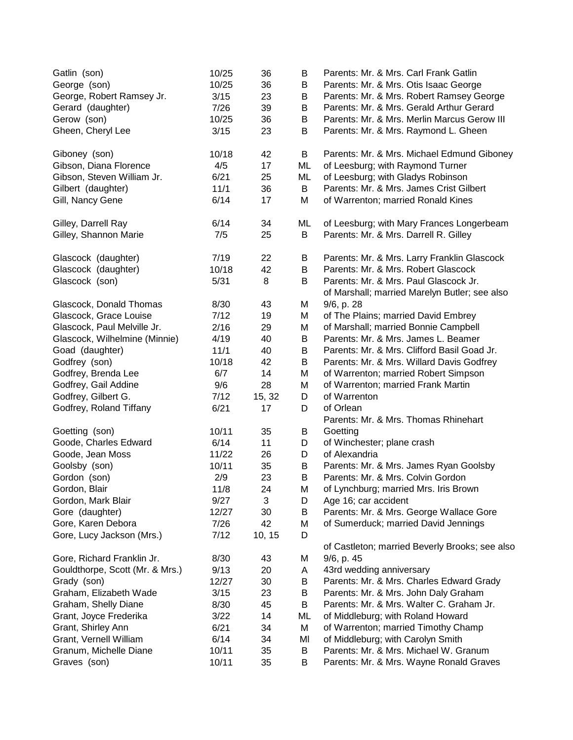| | | | | |
|---|---|---|---|---|
| Gatlin (son) | 10/25 | 36 | B | Parents: Mr. & Mrs. Carl Frank Gatlin |
| George (son) | 10/25 | 36 | B | Parents: Mr. & Mrs. Otis Isaac George |
| George, Robert Ramsey Jr. | 3/15 | 23 | B | Parents: Mr. & Mrs. Robert Ramsey George |
| Gerard (daughter) | 7/26 | 39 | B | Parents: Mr. & Mrs. Gerald Arthur Gerard |
| Gerow (son) | 10/25 | 36 | B | Parents: Mr. & Mrs. Merlin Marcus Gerow III |
| Gheen, Cheryl Lee | 3/15 | 23 | B | Parents: Mr. & Mrs. Raymond L. Gheen |
| Giboney (son) | 10/18 | 42 | B | Parents: Mr. & Mrs. Michael Edmund Giboney |
| Gibson, Diana Florence | 4/5 | 17 | ML | of Leesburg; with Raymond Turner |
| Gibson, Steven William Jr. | 6/21 | 25 | ML | of Leesburg; with Gladys Robinson |
| Gilbert (daughter) | 11/1 | 36 | B | Parents: Mr. & Mrs. James Crist Gilbert |
| Gill, Nancy Gene | 6/14 | 17 | M | of Warrenton; married Ronald Kines |
| Gilley, Darrell Ray | 6/14 | 34 | ML | of Leesburg; with Mary Frances Longerbeam |
| Gilley, Shannon Marie | 7/5 | 25 | B | Parents: Mr. & Mrs. Darrell R. Gilley |
| Glascock (daughter) | 7/19 | 22 | B | Parents: Mr. & Mrs. Larry Franklin Glascock |
| Glascock (daughter) | 10/18 | 42 | B | Parents: Mr. & Mrs. Robert Glascock |
| Glascock (son) | 5/31 | 8 | B | Parents: Mr. & Mrs. Paul Glascock Jr. |
| Glascock, Donald Thomas | 8/30 | 43 | M | of Marshall; married Marelyn Butler; see also 9/6, p. 28 |
| Glascock, Grace Louise | 7/12 | 19 | M | of The Plains; married David Embrey |
| Glascock, Paul Melville Jr. | 2/16 | 29 | M | of Marshall; married Bonnie Campbell |
| Glascock, Wilhelmine (Minnie) | 4/19 | 40 | B | Parents: Mr. & Mrs. James L. Beamer |
| Goad (daughter) | 11/1 | 40 | B | Parents: Mr. & Mrs. Clifford Basil Goad Jr. |
| Godfrey (son) | 10/18 | 42 | B | Parents: Mr. & Mrs. Willard Davis Godfrey |
| Godfrey, Brenda Lee | 6/7 | 14 | M | of Warrenton; married Robert Simpson |
| Godfrey, Gail Addine | 9/6 | 28 | M | of Warrenton; married Frank Martin |
| Godfrey, Gilbert G. | 7/12 | 15, 32 | D | of Warrenton |
| Godfrey, Roland Tiffany | 6/21 | 17 | D | of Orlean |
| Goetting (son) | 10/11 | 35 | B | Parents: Mr. & Mrs. Thomas Rhinehart Goetting |
| Goode, Charles Edward | 6/14 | 11 | D | of Winchester; plane crash |
| Goode, Jean Moss | 11/22 | 26 | D | of Alexandria |
| Goolsby (son) | 10/11 | 35 | B | Parents: Mr. & Mrs. James Ryan Goolsby |
| Gordon (son) | 2/9 | 23 | B | Parents: Mr. & Mrs. Colvin Gordon |
| Gordon, Blair | 11/8 | 24 | M | of Lynchburg; married Mrs. Iris Brown |
| Gordon, Mark Blair | 9/27 | 3 | D | Age 16; car accident |
| Gore (daughter) | 12/27 | 30 | B | Parents: Mr. & Mrs. George Wallace Gore |
| Gore, Karen Debora | 7/26 | 42 | M | of Sumerduck; married David Jennings |
| Gore, Lucy Jackson (Mrs.) | 7/12 | 10, 15 | D | |
| Gore, Richard Franklin Jr. | 8/30 | 43 | M | of Castleton; married Beverly Brooks; see also 9/6, p. 45 |
| Gouldthorpe, Scott (Mr. & Mrs.) | 9/13 | 20 | A | 43rd wedding anniversary |
| Grady (son) | 12/27 | 30 | B | Parents: Mr. & Mrs. Charles Edward Grady |
| Graham, Elizabeth Wade | 3/15 | 23 | B | Parents: Mr. & Mrs. John Daly Graham |
| Graham, Shelly Diane | 8/30 | 45 | B | Parents: Mr. & Mrs. Walter C. Graham Jr. |
| Grant, Joyce Frederika | 3/22 | 14 | ML | of Middleburg; with Roland Howard |
| Grant, Shirley Ann | 6/21 | 34 | M | of Warrenton; married Timothy Champ |
| Grant, Vernell William | 6/14 | 34 | Ml | of Middleburg; with Carolyn Smith |
| Granum, Michelle Diane | 10/11 | 35 | B | Parents: Mr. & Mrs. Michael W. Granum |
| Graves (son) | 10/11 | 35 | B | Parents: Mr. & Mrs. Wayne Ronald Graves |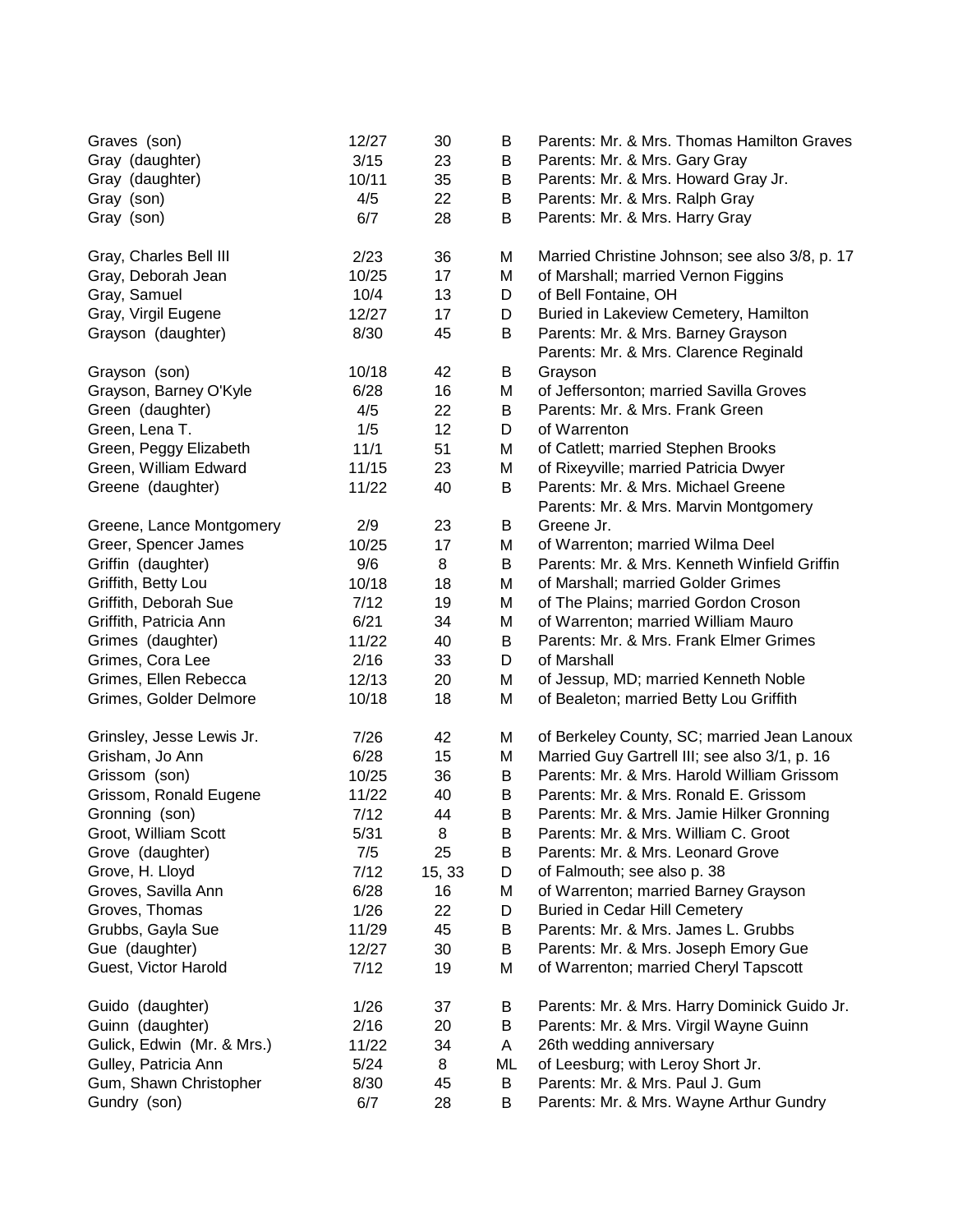| | | | | |
|---|---|---|---|---|
| Graves (son) | 12/27 | 30 | B | Parents: Mr. & Mrs. Thomas Hamilton Graves |
| Gray (daughter) | 3/15 | 23 | B | Parents: Mr. & Mrs. Gary Gray |
| Gray (daughter) | 10/11 | 35 | B | Parents: Mr. & Mrs. Howard Gray Jr. |
| Gray (son) | 4/5 | 22 | B | Parents: Mr. & Mrs. Ralph Gray |
| Gray (son) | 6/7 | 28 | B | Parents: Mr. & Mrs. Harry Gray |
| Gray, Charles Bell III | 2/23 | 36 | M | Married Christine Johnson; see also 3/8, p. 17 |
| Gray, Deborah Jean | 10/25 | 17 | M | of Marshall; married Vernon Figgins |
| Gray, Samuel | 10/4 | 13 | D | of Bell Fontaine, OH |
| Gray, Virgil Eugene | 12/27 | 17 | D | Buried in Lakeview Cemetery, Hamilton |
| Grayson (daughter) | 8/30 | 45 | B | Parents: Mr. & Mrs. Barney Grayson |
| Grayson (son) | 10/18 | 42 | B | Parents: Mr. & Mrs. Clarence Reginald Grayson |
| Grayson, Barney O'Kyle | 6/28 | 16 | M | of Jeffersonton; married Savilla Groves |
| Green (daughter) | 4/5 | 22 | B | Parents: Mr. & Mrs. Frank Green |
| Green, Lena T. | 1/5 | 12 | D | of Warrenton |
| Green, Peggy Elizabeth | 11/1 | 51 | M | of Catlett; married Stephen Brooks |
| Green, William Edward | 11/15 | 23 | M | of Rixeyville; married Patricia Dwyer |
| Greene (daughter) | 11/22 | 40 | B | Parents: Mr. & Mrs. Michael Greene |
| Greene, Lance Montgomery | 2/9 | 23 | B | Parents: Mr. & Mrs. Marvin Montgomery Greene Jr. |
| Greer, Spencer James | 10/25 | 17 | M | of Warrenton; married Wilma Deel |
| Griffin (daughter) | 9/6 | 8 | B | Parents: Mr. & Mrs. Kenneth Winfield Griffin |
| Griffith, Betty Lou | 10/18 | 18 | M | of Marshall; married Golder Grimes |
| Griffith, Deborah Sue | 7/12 | 19 | M | of The Plains; married Gordon Croson |
| Griffith, Patricia Ann | 6/21 | 34 | M | of Warrenton; married William Mauro |
| Grimes (daughter) | 11/22 | 40 | B | Parents: Mr. & Mrs. Frank Elmer Grimes |
| Grimes, Cora Lee | 2/16 | 33 | D | of Marshall |
| Grimes, Ellen Rebecca | 12/13 | 20 | M | of Jessup, MD; married Kenneth Noble |
| Grimes, Golder Delmore | 10/18 | 18 | M | of Bealeton; married Betty Lou Griffith |
| Grinsley, Jesse Lewis Jr. | 7/26 | 42 | M | of Berkeley County, SC; married Jean Lanoux |
| Grisham, Jo Ann | 6/28 | 15 | M | Married Guy Gartrell III; see also 3/1, p. 16 |
| Grissom (son) | 10/25 | 36 | B | Parents: Mr. & Mrs. Harold William Grissom |
| Grissom, Ronald Eugene | 11/22 | 40 | B | Parents: Mr. & Mrs. Ronald E. Grissom |
| Gronning (son) | 7/12 | 44 | B | Parents: Mr. & Mrs. Jamie Hilker Gronning |
| Groot, William Scott | 5/31 | 8 | B | Parents: Mr. & Mrs. William C. Groot |
| Grove (daughter) | 7/5 | 25 | B | Parents: Mr. & Mrs. Leonard Grove |
| Grove, H. Lloyd | 7/12 | 15, 33 | D | of Falmouth; see also p. 38 |
| Groves, Savilla Ann | 6/28 | 16 | M | of Warrenton; married Barney Grayson |
| Groves, Thomas | 1/26 | 22 | D | Buried in Cedar Hill Cemetery |
| Grubbs, Gayla Sue | 11/29 | 45 | B | Parents: Mr. & Mrs. James L. Grubbs |
| Gue (daughter) | 12/27 | 30 | B | Parents: Mr. & Mrs. Joseph Emory Gue |
| Guest, Victor Harold | 7/12 | 19 | M | of Warrenton; married Cheryl Tapscott |
| Guido (daughter) | 1/26 | 37 | B | Parents: Mr. & Mrs. Harry Dominick Guido Jr. |
| Guinn (daughter) | 2/16 | 20 | B | Parents: Mr. & Mrs. Virgil Wayne Guinn |
| Gulick, Edwin (Mr. & Mrs.) | 11/22 | 34 | A | 26th wedding anniversary |
| Gulley, Patricia Ann | 5/24 | 8 | ML | of Leesburg; with Leroy Short Jr. |
| Gum, Shawn Christopher | 8/30 | 45 | B | Parents: Mr. & Mrs. Paul J. Gum |
| Gundry (son) | 6/7 | 28 | B | Parents: Mr. & Mrs. Wayne Arthur Gundry |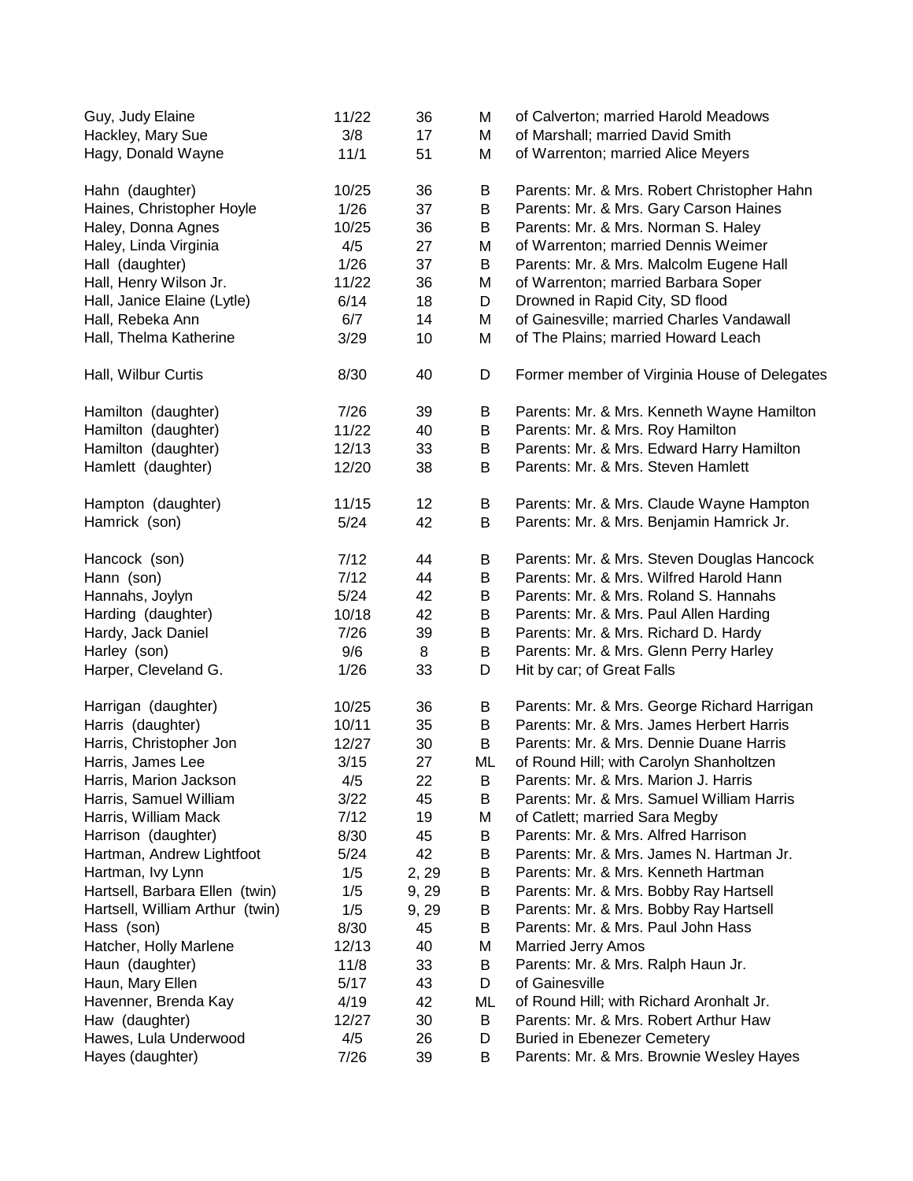| | | | | |
|---|---|---|---|---|
| Guy, Judy Elaine | 11/22 | 36 | M | of Calverton; married Harold Meadows |
| Hackley, Mary Sue | 3/8 | 17 | M | of Marshall; married David Smith |
| Hagy, Donald Wayne | 11/1 | 51 | M | of Warrenton; married Alice Meyers |
| Hahn (daughter) | 10/25 | 36 | B | Parents: Mr. & Mrs. Robert Christopher Hahn |
| Haines, Christopher Hoyle | 1/26 | 37 | B | Parents: Mr. & Mrs. Gary Carson Haines |
| Haley, Donna Agnes | 10/25 | 36 | B | Parents: Mr. & Mrs. Norman S. Haley |
| Haley, Linda Virginia | 4/5 | 27 | M | of Warrenton; married Dennis Weimer |
| Hall (daughter) | 1/26 | 37 | B | Parents: Mr. & Mrs. Malcolm Eugene Hall |
| Hall, Henry Wilson Jr. | 11/22 | 36 | M | of Warrenton; married Barbara Soper |
| Hall, Janice Elaine (Lytle) | 6/14 | 18 | D | Drowned in Rapid City, SD flood |
| Hall, Rebeka Ann | 6/7 | 14 | M | of Gainesville; married Charles Vandawall |
| Hall, Thelma Katherine | 3/29 | 10 | M | of The Plains; married Howard Leach |
| Hall, Wilbur Curtis | 8/30 | 40 | D | Former member of Virginia House of Delegates |
| Hamilton (daughter) | 7/26 | 39 | B | Parents: Mr. & Mrs. Kenneth Wayne Hamilton |
| Hamilton (daughter) | 11/22 | 40 | B | Parents: Mr. & Mrs. Roy Hamilton |
| Hamilton (daughter) | 12/13 | 33 | B | Parents: Mr. & Mrs. Edward Harry Hamilton |
| Hamlett (daughter) | 12/20 | 38 | B | Parents: Mr. & Mrs. Steven Hamlett |
| Hampton (daughter) | 11/15 | 12 | B | Parents: Mr. & Mrs. Claude Wayne Hampton |
| Hamrick (son) | 5/24 | 42 | B | Parents: Mr. & Mrs. Benjamin Hamrick Jr. |
| Hancock (son) | 7/12 | 44 | B | Parents: Mr. & Mrs. Steven Douglas Hancock |
| Hann (son) | 7/12 | 44 | B | Parents: Mr. & Mrs. Wilfred Harold Hann |
| Hannahs, Joylyn | 5/24 | 42 | B | Parents: Mr. & Mrs. Roland S. Hannahs |
| Harding (daughter) | 10/18 | 42 | B | Parents: Mr. & Mrs. Paul Allen Harding |
| Hardy, Jack Daniel | 7/26 | 39 | B | Parents: Mr. & Mrs. Richard D. Hardy |
| Harley (son) | 9/6 | 8 | B | Parents: Mr. & Mrs. Glenn Perry Harley |
| Harper, Cleveland G. | 1/26 | 33 | D | Hit by car; of Great Falls |
| Harrigan (daughter) | 10/25 | 36 | B | Parents: Mr. & Mrs. George Richard Harrigan |
| Harris (daughter) | 10/11 | 35 | B | Parents: Mr. & Mrs. James Herbert Harris |
| Harris, Christopher Jon | 12/27 | 30 | B | Parents: Mr. & Mrs. Dennie Duane Harris |
| Harris, James Lee | 3/15 | 27 | ML | of Round Hill; with Carolyn Shanholtzen |
| Harris, Marion Jackson | 4/5 | 22 | B | Parents: Mr. & Mrs. Marion J. Harris |
| Harris, Samuel William | 3/22 | 45 | B | Parents: Mr. & Mrs. Samuel William Harris |
| Harris, William Mack | 7/12 | 19 | M | of Catlett; married Sara Megby |
| Harrison (daughter) | 8/30 | 45 | B | Parents: Mr. & Mrs. Alfred Harrison |
| Hartman, Andrew Lightfoot | 5/24 | 42 | B | Parents: Mr. & Mrs. James N. Hartman Jr. |
| Hartman, Ivy Lynn | 1/5 | 2, 29 | B | Parents: Mr. & Mrs. Kenneth Hartman |
| Hartsell, Barbara Ellen (twin) | 1/5 | 9, 29 | B | Parents: Mr. & Mrs. Bobby Ray Hartsell |
| Hartsell, William Arthur (twin) | 1/5 | 9, 29 | B | Parents: Mr. & Mrs. Bobby Ray Hartsell |
| Hass (son) | 8/30 | 45 | B | Parents: Mr. & Mrs. Paul John Hass |
| Hatcher, Holly Marlene | 12/13 | 40 | M | Married Jerry Amos |
| Haun (daughter) | 11/8 | 33 | B | Parents: Mr. & Mrs. Ralph Haun Jr. |
| Haun, Mary Ellen | 5/17 | 43 | D | of Gainesville |
| Havenner, Brenda Kay | 4/19 | 42 | ML | of Round Hill; with Richard Aronhalt Jr. |
| Haw (daughter) | 12/27 | 30 | B | Parents: Mr. & Mrs. Robert Arthur Haw |
| Hawes, Lula Underwood | 4/5 | 26 | D | Buried in Ebenezer Cemetery |
| Hayes (daughter) | 7/26 | 39 | B | Parents: Mr. & Mrs. Brownie Wesley Hayes |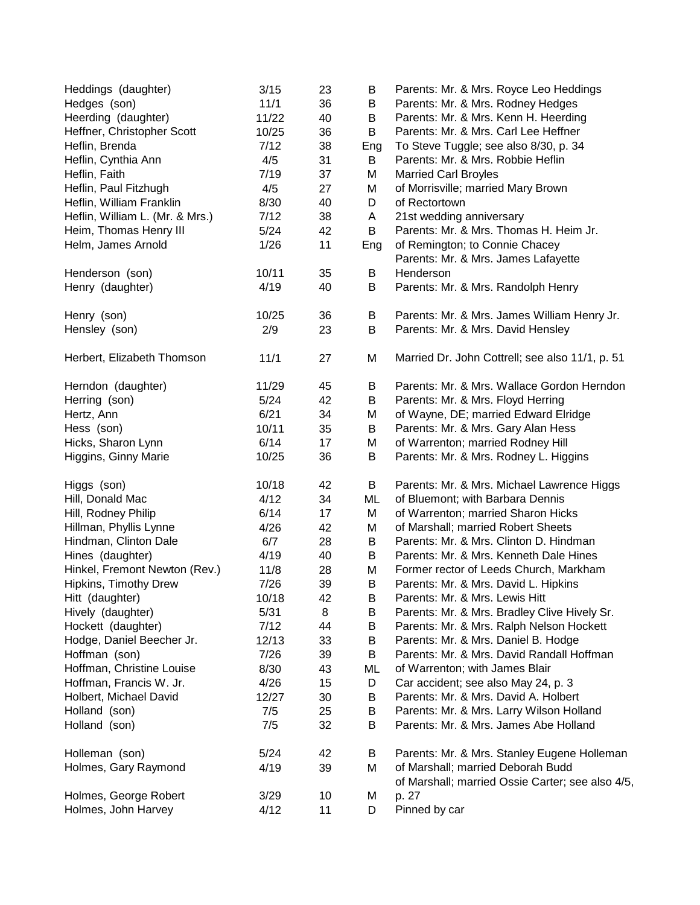| | | | | |
|---|---|---|---|---|
| Heddings (daughter) | 3/15 | 23 | B | Parents: Mr. & Mrs. Royce Leo Heddings |
| Hedges (son) | 11/1 | 36 | B | Parents: Mr. & Mrs. Rodney Hedges |
| Heerding (daughter) | 11/22 | 40 | B | Parents: Mr. & Mrs. Kenn H. Heerding |
| Heffner, Christopher Scott | 10/25 | 36 | B | Parents: Mr. & Mrs. Carl Lee Heffner |
| Heflin, Brenda | 7/12 | 38 | Eng | To Steve Tuggle; see also 8/30, p. 34 |
| Heflin, Cynthia Ann | 4/5 | 31 | B | Parents: Mr. & Mrs. Robbie Heflin |
| Heflin, Faith | 7/19 | 37 | M | Married Carl Broyles |
| Heflin, Paul Fitzhugh | 4/5 | 27 | M | of Morrisville; married Mary Brown |
| Heflin, William Franklin | 8/30 | 40 | D | of Rectortown |
| Heflin, William L. (Mr. & Mrs.) | 7/12 | 38 | A | 21st wedding anniversary |
| Heim, Thomas Henry III | 5/24 | 42 | B | Parents: Mr. & Mrs. Thomas H. Heim Jr. |
| Helm, James Arnold | 1/26 | 11 | Eng | of Remington; to Connie Chacey |
| Henderson (son) | 10/11 | 35 | B | Parents: Mr. & Mrs. James Lafayette Henderson |
| Henry (daughter) | 4/19 | 40 | B | Parents: Mr. & Mrs. Randolph Henry |
| Henry (son) | 10/25 | 36 | B | Parents: Mr. & Mrs. James William Henry Jr. |
| Hensley (son) | 2/9 | 23 | B | Parents: Mr. & Mrs. David Hensley |
| Herbert, Elizabeth Thomson | 11/1 | 27 | M | Married Dr. John Cottrell; see also 11/1, p. 51 |
| Herndon (daughter) | 11/29 | 45 | B | Parents: Mr. & Mrs. Wallace Gordon Herndon |
| Herring (son) | 5/24 | 42 | B | Parents: Mr. & Mrs. Floyd Herring |
| Hertz, Ann | 6/21 | 34 | M | of Wayne, DE; married Edward Elridge |
| Hess (son) | 10/11 | 35 | B | Parents: Mr. & Mrs. Gary Alan Hess |
| Hicks, Sharon Lynn | 6/14 | 17 | M | of Warrenton; married Rodney Hill |
| Higgins, Ginny Marie | 10/25 | 36 | B | Parents: Mr. & Mrs. Rodney L. Higgins |
| Higgs (son) | 10/18 | 42 | B | Parents: Mr. & Mrs. Michael Lawrence Higgs |
| Hill, Donald Mac | 4/12 | 34 | ML | of Bluemont; with Barbara Dennis |
| Hill, Rodney Philip | 6/14 | 17 | M | of Warrenton; married Sharon Hicks |
| Hillman, Phyllis Lynne | 4/26 | 42 | M | of Marshall; married Robert Sheets |
| Hindman, Clinton Dale | 6/7 | 28 | B | Parents: Mr. & Mrs. Clinton D. Hindman |
| Hines (daughter) | 4/19 | 40 | B | Parents: Mr. & Mrs. Kenneth Dale Hines |
| Hinkel, Fremont Newton (Rev.) | 11/8 | 28 | M | Former rector of Leeds Church, Markham |
| Hipkins, Timothy Drew | 7/26 | 39 | B | Parents: Mr. & Mrs. David L. Hipkins |
| Hitt (daughter) | 10/18 | 42 | B | Parents: Mr. & Mrs. Lewis Hitt |
| Hively (daughter) | 5/31 | 8 | B | Parents: Mr. & Mrs. Bradley Clive Hively Sr. |
| Hockett (daughter) | 7/12 | 44 | B | Parents: Mr. & Mrs. Ralph Nelson Hockett |
| Hodge, Daniel Beecher Jr. | 12/13 | 33 | B | Parents: Mr. & Mrs. Daniel B. Hodge |
| Hoffman (son) | 7/26 | 39 | B | Parents: Mr. & Mrs. David Randall Hoffman |
| Hoffman, Christine Louise | 8/30 | 43 | ML | of Warrenton; with James Blair |
| Hoffman, Francis W. Jr. | 4/26 | 15 | D | Car accident; see also May 24, p. 3 |
| Holbert, Michael David | 12/27 | 30 | B | Parents: Mr. & Mrs. David A. Holbert |
| Holland (son) | 7/5 | 25 | B | Parents: Mr. & Mrs. Larry Wilson Holland |
| Holland (son) | 7/5 | 32 | B | Parents: Mr. & Mrs. James Abe Holland |
| Holleman (son) | 5/24 | 42 | B | Parents: Mr. & Mrs. Stanley Eugene Holleman |
| Holmes, Gary Raymond | 4/19 | 39 | M | of Marshall; married Deborah Budd |
| Holmes, George Robert | 3/29 | 10 | M | of Marshall; married Ossie Carter; see also 4/5, p. 27 |
| Holmes, John Harvey | 4/12 | 11 | D | Pinned by car |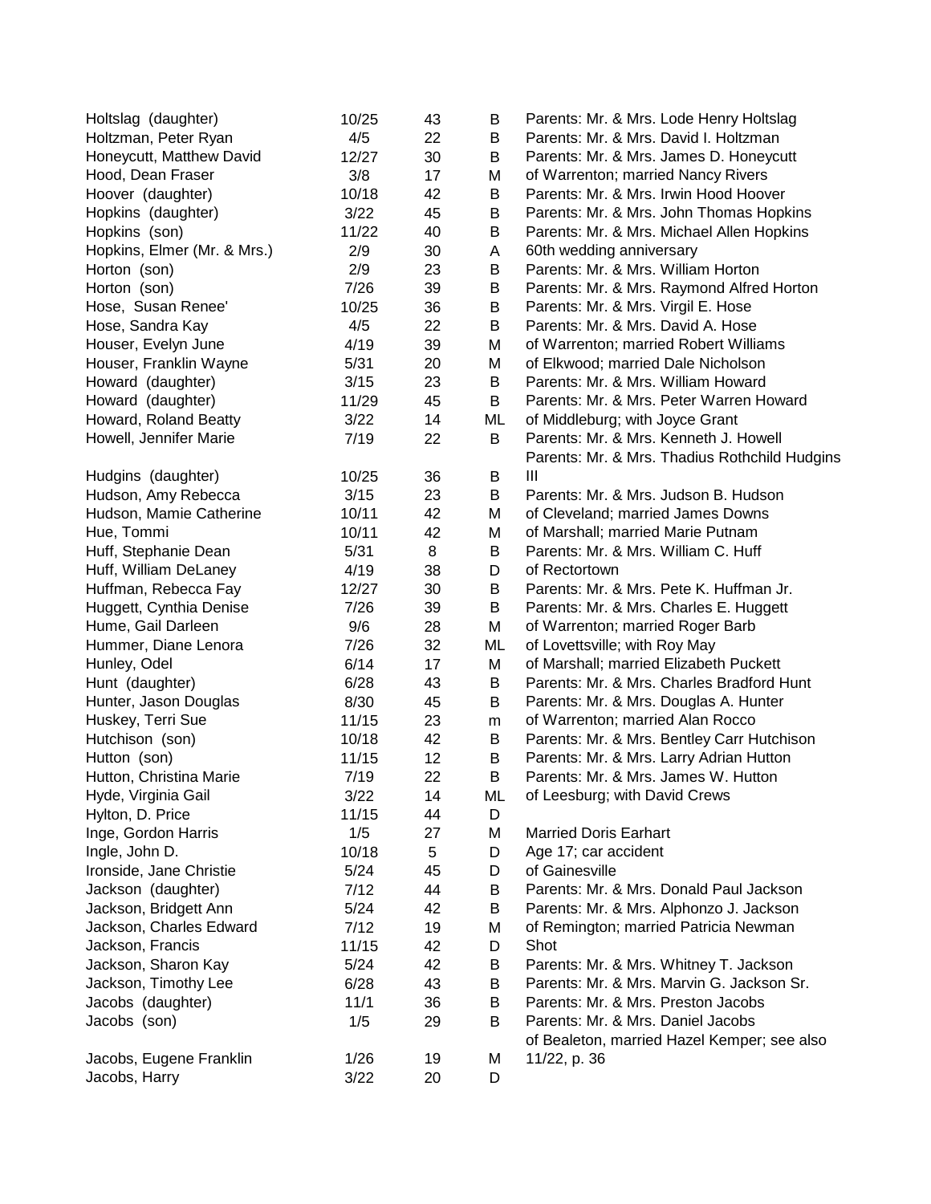| | | | | |
|---|---|---|---|---|
| Holtslag (daughter) | 10/25 | 43 | B | Parents: Mr. & Mrs. Lode Henry Holtslag |
| Holtzman, Peter Ryan | 4/5 | 22 | B | Parents: Mr. & Mrs. David I. Holtzman |
| Honeycutt, Matthew David | 12/27 | 30 | B | Parents: Mr. & Mrs. James D. Honeycutt |
| Hood, Dean Fraser | 3/8 | 17 | M | of Warrenton; married Nancy Rivers |
| Hoover (daughter) | 10/18 | 42 | B | Parents: Mr. & Mrs. Irwin Hood Hoover |
| Hopkins (daughter) | 3/22 | 45 | B | Parents: Mr. & Mrs. John Thomas Hopkins |
| Hopkins (son) | 11/22 | 40 | B | Parents: Mr. & Mrs. Michael Allen Hopkins |
| Hopkins, Elmer (Mr. & Mrs.) | 2/9 | 30 | A | 60th wedding anniversary |
| Horton (son) | 2/9 | 23 | B | Parents: Mr. & Mrs. William Horton |
| Horton (son) | 7/26 | 39 | B | Parents: Mr. & Mrs. Raymond Alfred Horton |
| Hose, Susan Renee' | 10/25 | 36 | B | Parents: Mr. & Mrs. Virgil E. Hose |
| Hose, Sandra Kay | 4/5 | 22 | B | Parents: Mr. & Mrs. David A. Hose |
| Houser, Evelyn June | 4/19 | 39 | M | of Warrenton; married Robert Williams |
| Houser, Franklin Wayne | 5/31 | 20 | M | of Elkwood; married Dale Nicholson |
| Howard (daughter) | 3/15 | 23 | B | Parents: Mr. & Mrs. William Howard |
| Howard (daughter) | 11/29 | 45 | B | Parents: Mr. & Mrs. Peter Warren Howard |
| Howard, Roland Beatty | 3/22 | 14 | ML | of Middleburg; with Joyce Grant |
| Howell, Jennifer Marie | 7/19 | 22 | B | Parents: Mr. & Mrs. Kenneth J. Howell |
| Hudgins (daughter) | 10/25 | 36 | B | Parents: Mr. & Mrs. Thadius Rothchild Hudgins III |
| Hudson, Amy Rebecca | 3/15 | 23 | B | Parents: Mr. & Mrs. Judson B. Hudson |
| Hudson, Mamie Catherine | 10/11 | 42 | M | of Cleveland; married James Downs |
| Hue, Tommi | 10/11 | 42 | M | of Marshall; married Marie Putnam |
| Huff, Stephanie Dean | 5/31 | 8 | B | Parents: Mr. & Mrs. William C. Huff |
| Huff, William DeLaney | 4/19 | 38 | D | of Rectortown |
| Huffman, Rebecca Fay | 12/27 | 30 | B | Parents: Mr. & Mrs. Pete K. Huffman Jr. |
| Huggett, Cynthia Denise | 7/26 | 39 | B | Parents: Mr. & Mrs. Charles E. Huggett |
| Hume, Gail Darleen | 9/6 | 28 | M | of Warrenton; married Roger Barb |
| Hummer, Diane Lenora | 7/26 | 32 | ML | of Lovettsville; with Roy May |
| Hunley, Odel | 6/14 | 17 | M | of Marshall; married Elizabeth Puckett |
| Hunt (daughter) | 6/28 | 43 | B | Parents: Mr. & Mrs. Charles Bradford Hunt |
| Hunter, Jason Douglas | 8/30 | 45 | B | Parents: Mr. & Mrs. Douglas A. Hunter |
| Huskey, Terri Sue | 11/15 | 23 | m | of Warrenton; married Alan Rocco |
| Hutchison (son) | 10/18 | 42 | B | Parents: Mr. & Mrs. Bentley Carr Hutchison |
| Hutton (son) | 11/15 | 12 | B | Parents: Mr. & Mrs. Larry Adrian Hutton |
| Hutton, Christina Marie | 7/19 | 22 | B | Parents: Mr. & Mrs. James W. Hutton |
| Hyde, Virginia Gail | 3/22 | 14 | ML | of Leesburg; with David Crews |
| Hylton, D. Price | 11/15 | 44 | D | |
| Inge, Gordon Harris | 1/5 | 27 | M | Married Doris Earhart |
| Ingle, John D. | 10/18 | 5 | D | Age 17; car accident |
| Ironside, Jane Christie | 5/24 | 45 | D | of Gainesville |
| Jackson (daughter) | 7/12 | 44 | B | Parents: Mr. & Mrs. Donald Paul Jackson |
| Jackson, Bridgett Ann | 5/24 | 42 | B | Parents: Mr. & Mrs. Alphonzo J. Jackson |
| Jackson, Charles Edward | 7/12 | 19 | M | of Remington; married Patricia Newman |
| Jackson, Francis | 11/15 | 42 | D | Shot |
| Jackson, Sharon Kay | 5/24 | 42 | B | Parents: Mr. & Mrs. Whitney T. Jackson |
| Jackson, Timothy Lee | 6/28 | 43 | B | Parents: Mr. & Mrs. Marvin G. Jackson Sr. |
| Jacobs (daughter) | 11/1 | 36 | B | Parents: Mr. & Mrs. Preston Jacobs |
| Jacobs (son) | 1/5 | 29 | B | Parents: Mr. & Mrs. Daniel Jacobs |
| Jacobs, Eugene Franklin | 1/26 | 19 | M | of Bealeton, married Hazel Kemper; see also 11/22, p. 36 |
| Jacobs, Harry | 3/22 | 20 | D | |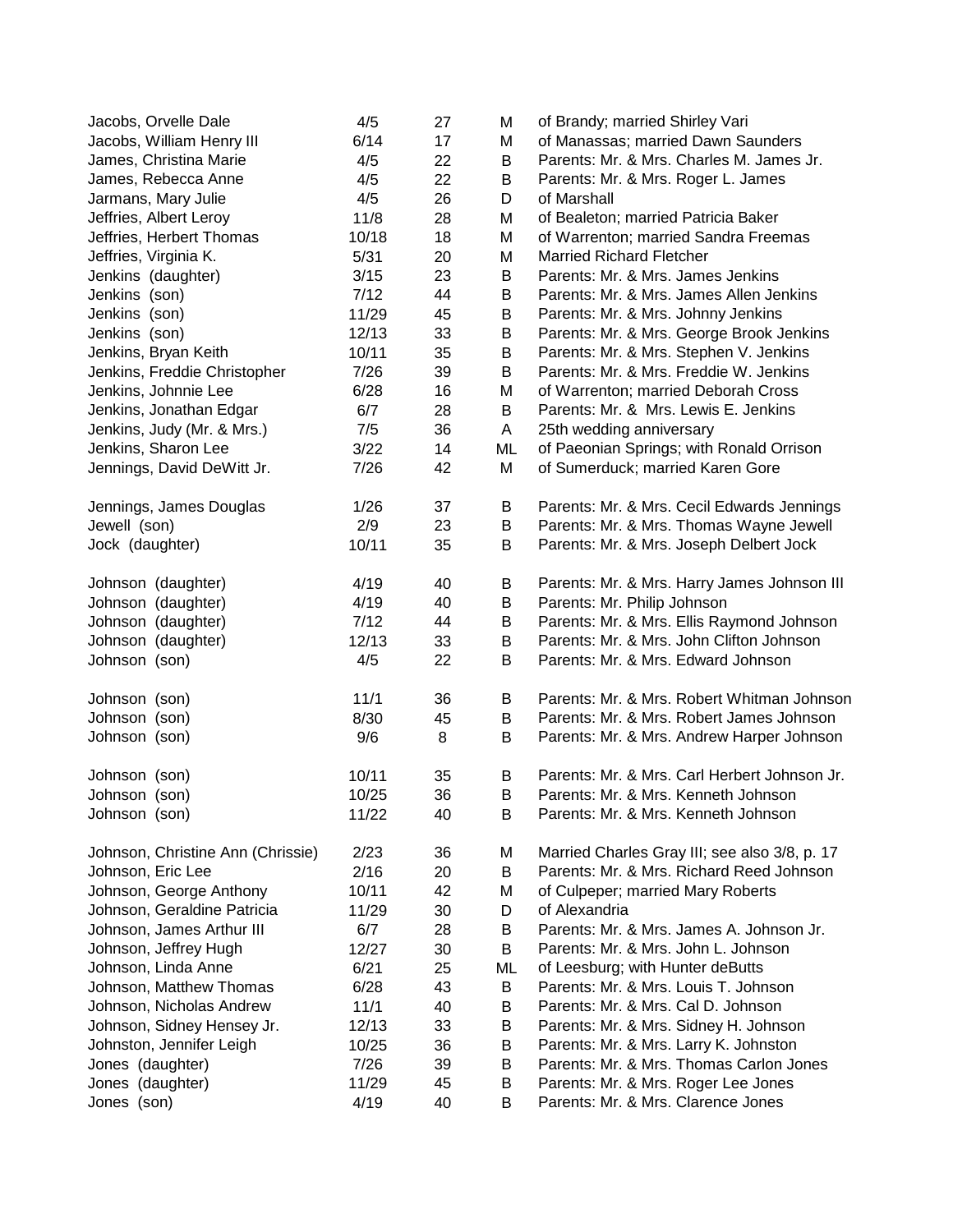| | | | | |
|---|---|---|---|---|
| Jacobs, Orvelle Dale | 4/5 | 27 | M | of Brandy; married Shirley Vari |
| Jacobs, William Henry III | 6/14 | 17 | M | of Manassas; married Dawn Saunders |
| James, Christina Marie | 4/5 | 22 | B | Parents: Mr. & Mrs. Charles M. James Jr. |
| James, Rebecca Anne | 4/5 | 22 | B | Parents: Mr. & Mrs. Roger L. James |
| Jarmans, Mary Julie | 4/5 | 26 | D | of Marshall |
| Jeffries, Albert Leroy | 11/8 | 28 | M | of Bealeton; married Patricia Baker |
| Jeffries, Herbert Thomas | 10/18 | 18 | M | of Warrenton; married Sandra Freemas |
| Jeffries, Virginia K. | 5/31 | 20 | M | Married Richard Fletcher |
| Jenkins (daughter) | 3/15 | 23 | B | Parents: Mr. & Mrs. James Jenkins |
| Jenkins (son) | 7/12 | 44 | B | Parents: Mr. & Mrs. James Allen Jenkins |
| Jenkins (son) | 11/29 | 45 | B | Parents: Mr. & Mrs. Johnny Jenkins |
| Jenkins (son) | 12/13 | 33 | B | Parents: Mr. & Mrs. George Brook Jenkins |
| Jenkins, Bryan Keith | 10/11 | 35 | B | Parents: Mr. & Mrs. Stephen V. Jenkins |
| Jenkins, Freddie Christopher | 7/26 | 39 | B | Parents: Mr. & Mrs. Freddie W. Jenkins |
| Jenkins, Johnnie Lee | 6/28 | 16 | M | of Warrenton; married Deborah Cross |
| Jenkins, Jonathan Edgar | 6/7 | 28 | B | Parents: Mr. & Mrs. Lewis E. Jenkins |
| Jenkins, Judy (Mr. & Mrs.) | 7/5 | 36 | A | 25th wedding anniversary |
| Jenkins, Sharon Lee | 3/22 | 14 | ML | of Paeonian Springs; with Ronald Orrison |
| Jennings, David DeWitt Jr. | 7/26 | 42 | M | of Sumerduck; married Karen Gore |
| Jennings, James Douglas | 1/26 | 37 | B | Parents: Mr. & Mrs. Cecil Edwards Jennings |
| Jewell (son) | 2/9 | 23 | B | Parents: Mr. & Mrs. Thomas Wayne Jewell |
| Jock (daughter) | 10/11 | 35 | B | Parents: Mr. & Mrs. Joseph Delbert Jock |
| Johnson (daughter) | 4/19 | 40 | B | Parents: Mr. & Mrs. Harry James Johnson III |
| Johnson (daughter) | 4/19 | 40 | B | Parents: Mr. Philip Johnson |
| Johnson (daughter) | 7/12 | 44 | B | Parents: Mr. & Mrs. Ellis Raymond Johnson |
| Johnson (daughter) | 12/13 | 33 | B | Parents: Mr. & Mrs. John Clifton Johnson |
| Johnson (son) | 4/5 | 22 | B | Parents: Mr. & Mrs. Edward Johnson |
| Johnson (son) | 11/1 | 36 | B | Parents: Mr. & Mrs. Robert Whitman Johnson |
| Johnson (son) | 8/30 | 45 | B | Parents: Mr. & Mrs. Robert James Johnson |
| Johnson (son) | 9/6 | 8 | B | Parents: Mr. & Mrs. Andrew Harper Johnson |
| Johnson (son) | 10/11 | 35 | B | Parents: Mr. & Mrs. Carl Herbert Johnson Jr. |
| Johnson (son) | 10/25 | 36 | B | Parents: Mr. & Mrs. Kenneth Johnson |
| Johnson (son) | 11/22 | 40 | B | Parents: Mr. & Mrs. Kenneth Johnson |
| Johnson, Christine Ann (Chrissie) | 2/23 | 36 | M | Married Charles Gray III; see also 3/8, p. 17 |
| Johnson, Eric Lee | 2/16 | 20 | B | Parents: Mr. & Mrs. Richard Reed Johnson |
| Johnson, George Anthony | 10/11 | 42 | M | of Culpeper; married Mary Roberts |
| Johnson, Geraldine Patricia | 11/29 | 30 | D | of Alexandria |
| Johnson, James Arthur III | 6/7 | 28 | B | Parents: Mr. & Mrs. James A. Johnson Jr. |
| Johnson, Jeffrey Hugh | 12/27 | 30 | B | Parents: Mr. & Mrs. John L. Johnson |
| Johnson, Linda Anne | 6/21 | 25 | ML | of Leesburg; with Hunter deButts |
| Johnson, Matthew Thomas | 6/28 | 43 | B | Parents: Mr. & Mrs. Louis T. Johnson |
| Johnson, Nicholas Andrew | 11/1 | 40 | B | Parents: Mr. & Mrs. Cal D. Johnson |
| Johnson, Sidney Hensey Jr. | 12/13 | 33 | B | Parents: Mr. & Mrs. Sidney H. Johnson |
| Johnston, Jennifer Leigh | 10/25 | 36 | B | Parents: Mr. & Mrs. Larry K. Johnston |
| Jones (daughter) | 7/26 | 39 | B | Parents: Mr. & Mrs. Thomas Carlon Jones |
| Jones (daughter) | 11/29 | 45 | B | Parents: Mr. & Mrs. Roger Lee Jones |
| Jones (son) | 4/19 | 40 | B | Parents: Mr. & Mrs. Clarence Jones |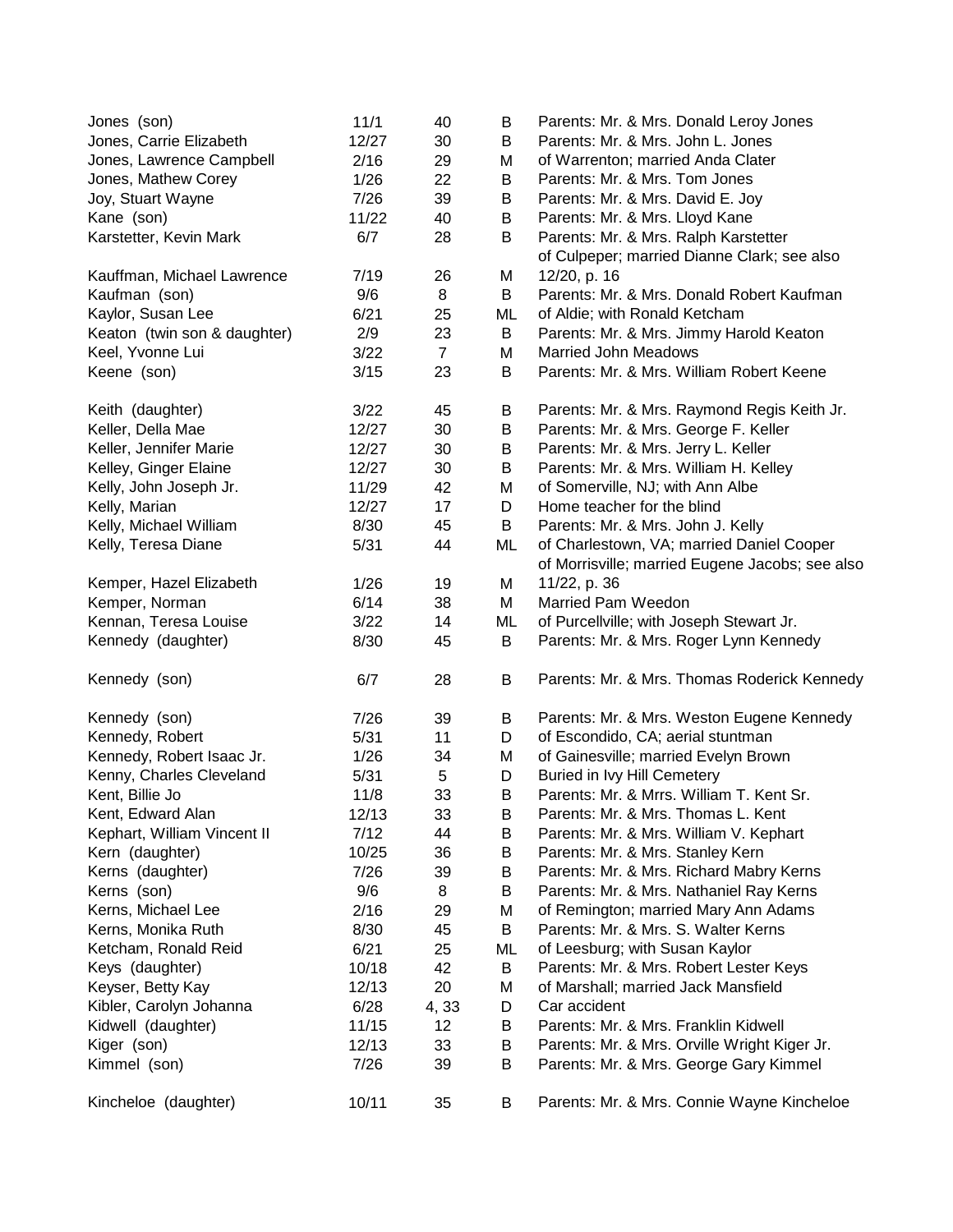| | | | | |
|---|---|---|---|---|
| Jones (son) | 11/1 | 40 | B | Parents: Mr. & Mrs. Donald Leroy Jones |
| Jones, Carrie Elizabeth | 12/27 | 30 | B | Parents: Mr. & Mrs. John L. Jones |
| Jones, Lawrence Campbell | 2/16 | 29 | M | of Warrenton; married Anda Clater |
| Jones, Mathew Corey | 1/26 | 22 | B | Parents: Mr. & Mrs. Tom Jones |
| Joy, Stuart Wayne | 7/26 | 39 | B | Parents: Mr. & Mrs. David E. Joy |
| Kane (son) | 11/22 | 40 | B | Parents: Mr. & Mrs. Lloyd Kane |
| Karstetter, Kevin Mark | 6/7 | 28 | B | Parents: Mr. & Mrs. Ralph Karstetter |
| Kauffman, Michael Lawrence | 7/19 | 26 | M | of Culpeper; married Dianne Clark; see also 12/20, p. 16 |
| Kaufman (son) | 9/6 | 8 | B | Parents: Mr. & Mrs. Donald Robert Kaufman |
| Kaylor, Susan Lee | 6/21 | 25 | ML | of Aldie; with Ronald Ketcham |
| Keaton (twin son & daughter) | 2/9 | 23 | B | Parents: Mr. & Mrs. Jimmy Harold Keaton |
| Keel, Yvonne Lui | 3/22 | 7 | M | Married John Meadows |
| Keene (son) | 3/15 | 23 | B | Parents: Mr. & Mrs. William Robert Keene |
| Keith (daughter) | 3/22 | 45 | B | Parents: Mr. & Mrs. Raymond Regis Keith Jr. |
| Keller, Della Mae | 12/27 | 30 | B | Parents: Mr. & Mrs. George F. Keller |
| Keller, Jennifer Marie | 12/27 | 30 | B | Parents: Mr. & Mrs. Jerry L. Keller |
| Kelley, Ginger Elaine | 12/27 | 30 | B | Parents: Mr. & Mrs. William H. Kelley |
| Kelly, John Joseph Jr. | 11/29 | 42 | M | of Somerville, NJ; with Ann Albe |
| Kelly, Marian | 12/27 | 17 | D | Home teacher for the blind |
| Kelly, Michael William | 8/30 | 45 | B | Parents: Mr. & Mrs. John J. Kelly |
| Kelly, Teresa Diane | 5/31 | 44 | ML | of Charlestown, VA; married Daniel Cooper |
| Kemper, Hazel Elizabeth | 1/26 | 19 | M | of Morrisville; married Eugene Jacobs; see also 11/22, p. 36 |
| Kemper, Norman | 6/14 | 38 | M | Married Pam Weedon |
| Kennan, Teresa Louise | 3/22 | 14 | ML | of Purcellville; with Joseph Stewart Jr. |
| Kennedy (daughter) | 8/30 | 45 | B | Parents: Mr. & Mrs. Roger Lynn Kennedy |
| Kennedy (son) | 6/7 | 28 | B | Parents: Mr. & Mrs. Thomas Roderick Kennedy |
| Kennedy (son) | 7/26 | 39 | B | Parents: Mr. & Mrs. Weston Eugene Kennedy |
| Kennedy, Robert | 5/31 | 11 | D | of Escondido, CA; aerial stuntman |
| Kennedy, Robert Isaac Jr. | 1/26 | 34 | M | of Gainesville; married Evelyn Brown |
| Kenny, Charles Cleveland | 5/31 | 5 | D | Buried in Ivy Hill Cemetery |
| Kent, Billie Jo | 11/8 | 33 | B | Parents: Mr. & Mrrs. William T. Kent Sr. |
| Kent, Edward Alan | 12/13 | 33 | B | Parents: Mr. & Mrs. Thomas L. Kent |
| Kephart, William Vincent II | 7/12 | 44 | B | Parents: Mr. & Mrs. William V. Kephart |
| Kern (daughter) | 10/25 | 36 | B | Parents: Mr. & Mrs. Stanley Kern |
| Kerns (daughter) | 7/26 | 39 | B | Parents: Mr. & Mrs. Richard Mabry Kerns |
| Kerns (son) | 9/6 | 8 | B | Parents: Mr. & Mrs. Nathaniel Ray Kerns |
| Kerns, Michael Lee | 2/16 | 29 | M | of Remington; married Mary Ann Adams |
| Kerns, Monika Ruth | 8/30 | 45 | B | Parents: Mr. & Mrs. S. Walter Kerns |
| Ketcham, Ronald Reid | 6/21 | 25 | ML | of Leesburg; with Susan Kaylor |
| Keys (daughter) | 10/18 | 42 | B | Parents: Mr. & Mrs. Robert Lester Keys |
| Keyser, Betty Kay | 12/13 | 20 | M | of Marshall; married Jack Mansfield |
| Kibler, Carolyn Johanna | 6/28 | 4, 33 | D | Car accident |
| Kidwell (daughter) | 11/15 | 12 | B | Parents: Mr. & Mrs. Franklin Kidwell |
| Kiger (son) | 12/13 | 33 | B | Parents: Mr. & Mrs. Orville Wright Kiger Jr. |
| Kimmel (son) | 7/26 | 39 | B | Parents: Mr. & Mrs. George Gary Kimmel |
| Kincheloe (daughter) | 10/11 | 35 | B | Parents: Mr. & Mrs. Connie Wayne Kincheloe |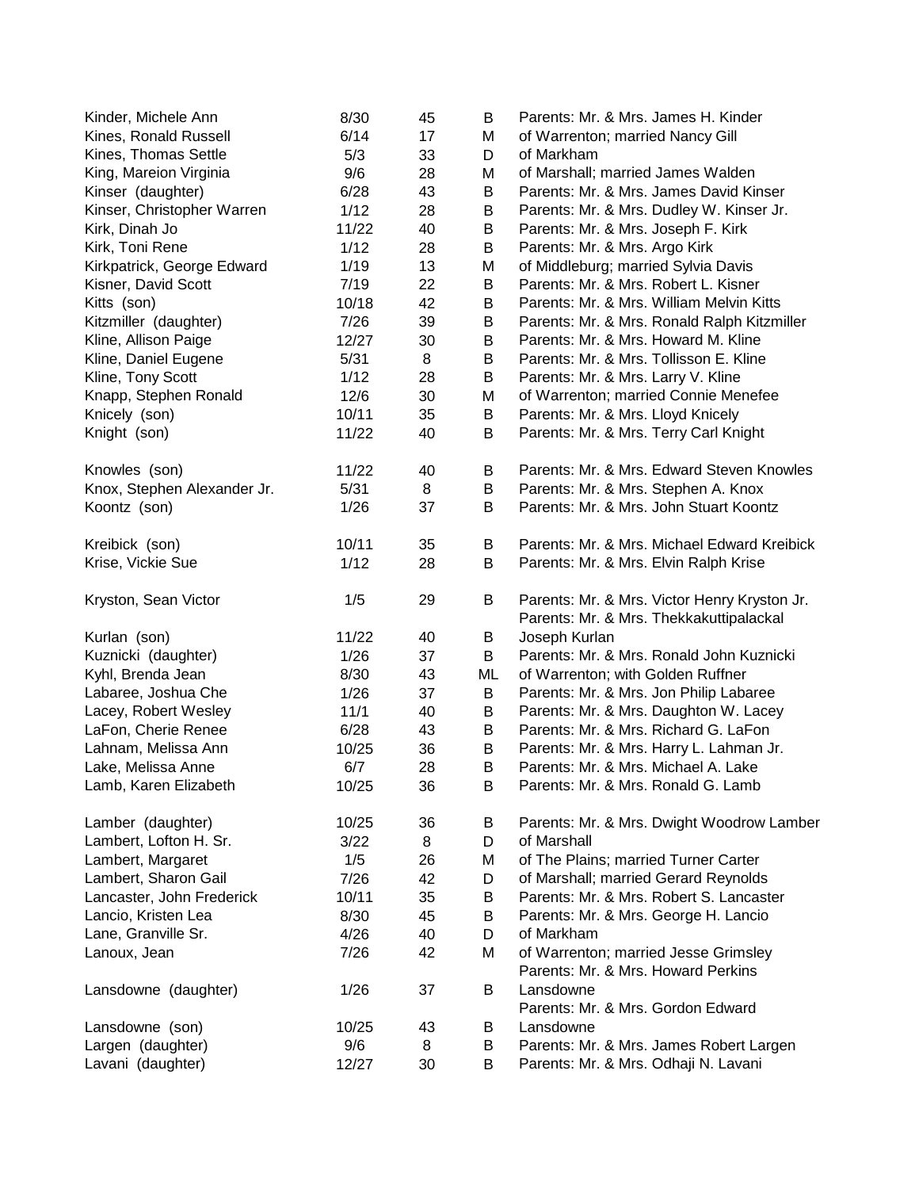| | | | | |
|---|---|---|---|---|
| Kinder, Michele Ann | 8/30 | 45 | B | Parents: Mr. & Mrs. James H. Kinder |
| Kines, Ronald Russell | 6/14 | 17 | M | of Warrenton; married Nancy Gill |
| Kines, Thomas Settle | 5/3 | 33 | D | of Markham |
| King, Mareion Virginia | 9/6 | 28 | M | of Marshall; married James Walden |
| Kinser (daughter) | 6/28 | 43 | B | Parents: Mr. & Mrs. James David Kinser |
| Kinser, Christopher Warren | 1/12 | 28 | B | Parents: Mr. & Mrs. Dudley W. Kinser Jr. |
| Kirk, Dinah Jo | 11/22 | 40 | B | Parents: Mr. & Mrs. Joseph F. Kirk |
| Kirk, Toni Rene | 1/12 | 28 | B | Parents: Mr. & Mrs. Argo Kirk |
| Kirkpatrick, George Edward | 1/19 | 13 | M | of Middleburg; married Sylvia Davis |
| Kisner, David Scott | 7/19 | 22 | B | Parents: Mr. & Mrs. Robert L. Kisner |
| Kitts (son) | 10/18 | 42 | B | Parents: Mr. & Mrs. William Melvin Kitts |
| Kitzmiller (daughter) | 7/26 | 39 | B | Parents: Mr. & Mrs. Ronald Ralph Kitzmiller |
| Kline, Allison Paige | 12/27 | 30 | B | Parents: Mr. & Mrs. Howard M. Kline |
| Kline, Daniel Eugene | 5/31 | 8 | B | Parents: Mr. & Mrs. Tollisson E. Kline |
| Kline, Tony Scott | 1/12 | 28 | B | Parents: Mr. & Mrs. Larry V. Kline |
| Knapp, Stephen Ronald | 12/6 | 30 | M | of Warrenton; married Connie Menefee |
| Knicely (son) | 10/11 | 35 | B | Parents: Mr. & Mrs. Lloyd Knicely |
| Knight (son) | 11/22 | 40 | B | Parents: Mr. & Mrs. Terry Carl Knight |
| Knowles (son) | 11/22 | 40 | B | Parents: Mr. & Mrs. Edward Steven Knowles |
| Knox, Stephen Alexander Jr. | 5/31 | 8 | B | Parents: Mr. & Mrs. Stephen A. Knox |
| Koontz (son) | 1/26 | 37 | B | Parents: Mr. & Mrs. John Stuart Koontz |
| Kreibick (son) | 10/11 | 35 | B | Parents: Mr. & Mrs. Michael Edward Kreibick |
| Krise, Vickie Sue | 1/12 | 28 | B | Parents: Mr. & Mrs. Elvin Ralph Krise |
| Kryston, Sean Victor | 1/5 | 29 | B | Parents: Mr. & Mrs. Victor Henry Kryston Jr. |
| Kurlan (son) | 11/22 | 40 | B | Parents: Mr. & Mrs. Thekkakuttipalackal Joseph Kurlan |
| Kuznicki (daughter) | 1/26 | 37 | B | Parents: Mr. & Mrs. Ronald John Kuznicki |
| Kyhl, Brenda Jean | 8/30 | 43 | ML | of Warrenton; with Golden Ruffner |
| Labaree, Joshua Che | 1/26 | 37 | B | Parents: Mr. & Mrs. Jon Philip Labaree |
| Lacey, Robert Wesley | 11/1 | 40 | B | Parents: Mr. & Mrs. Daughton W. Lacey |
| LaFon, Cherie Renee | 6/28 | 43 | B | Parents: Mr. & Mrs. Richard G. LaFon |
| Lahnam, Melissa Ann | 10/25 | 36 | B | Parents: Mr. & Mrs. Harry L. Lahman Jr. |
| Lake, Melissa Anne | 6/7 | 28 | B | Parents: Mr. & Mrs. Michael A. Lake |
| Lamb, Karen Elizabeth | 10/25 | 36 | B | Parents: Mr. & Mrs. Ronald G. Lamb |
| Lamber (daughter) | 10/25 | 36 | B | Parents: Mr. & Mrs. Dwight Woodrow Lamber |
| Lambert, Lofton H. Sr. | 3/22 | 8 | D | of Marshall |
| Lambert, Margaret | 1/5 | 26 | M | of The Plains; married Turner Carter |
| Lambert, Sharon Gail | 7/26 | 42 | D | of Marshall; married Gerard Reynolds |
| Lancaster, John Frederick | 10/11 | 35 | B | Parents: Mr. & Mrs. Robert S. Lancaster |
| Lancio, Kristen Lea | 8/30 | 45 | B | Parents: Mr. & Mrs. George H. Lancio |
| Lane, Granville Sr. | 4/26 | 40 | D | of Markham |
| Lanoux, Jean | 7/26 | 42 | M | of Warrenton; married Jesse Grimsley |
| Lansdowne (daughter) | 1/26 | 37 | B | Parents: Mr. & Mrs. Howard Perkins Lansdowne |
| Lansdowne (son) | 10/25 | 43 | B | Parents: Mr. & Mrs. Gordon Edward Lansdowne |
| Largen (daughter) | 9/6 | 8 | B | Parents: Mr. & Mrs. James Robert Largen |
| Lavani (daughter) | 12/27 | 30 | B | Parents: Mr. & Mrs. Odhaji N. Lavani |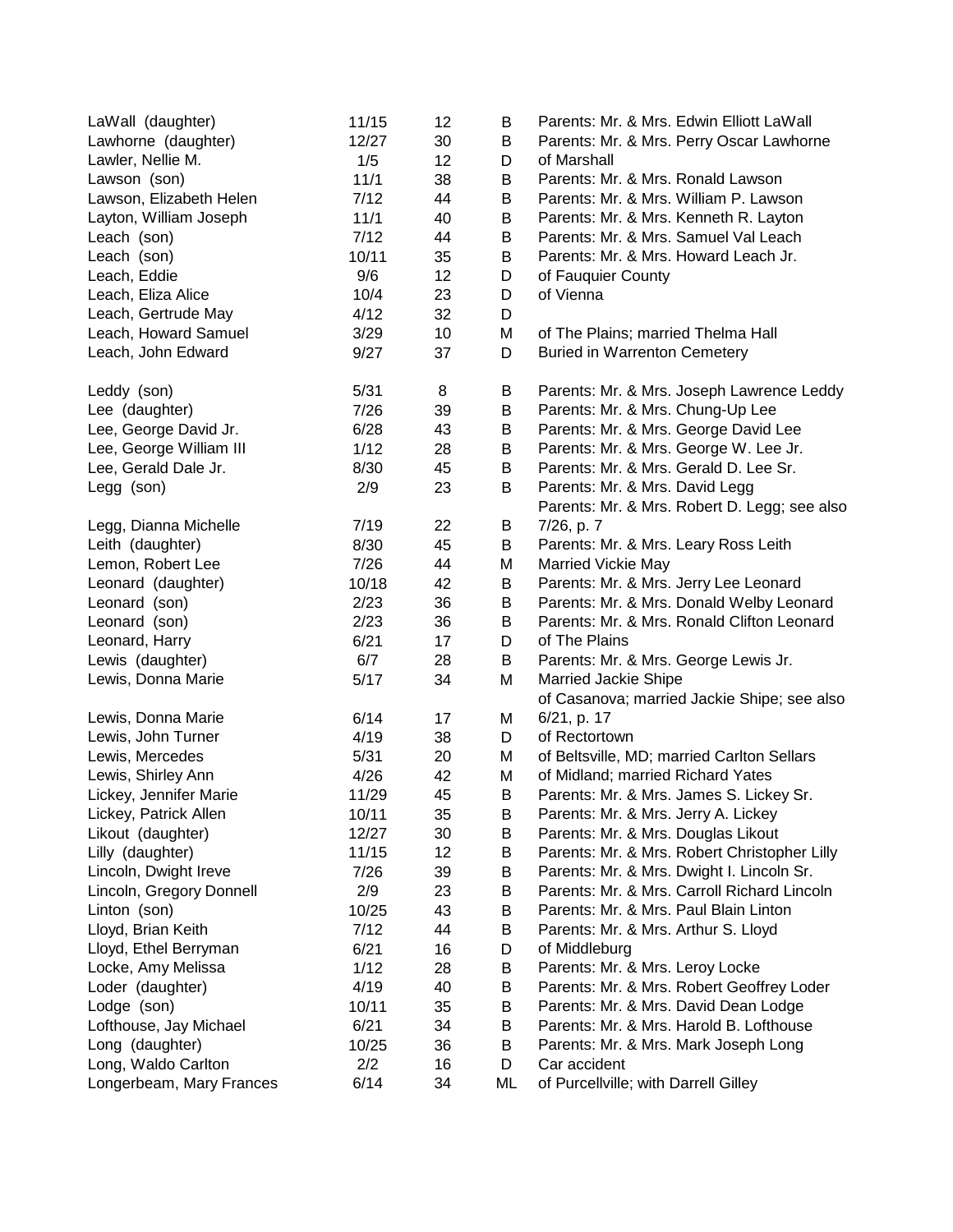| | | | | |
|---|---|---|---|---|
| LaWall (daughter) | 11/15 | 12 | B | Parents: Mr. & Mrs. Edwin Elliott LaWall |
| Lawhorne (daughter) | 12/27 | 30 | B | Parents: Mr. & Mrs. Perry Oscar Lawhorne |
| Lawler, Nellie M. | 1/5 | 12 | D | of Marshall |
| Lawson (son) | 11/1 | 38 | B | Parents: Mr. & Mrs. Ronald Lawson |
| Lawson, Elizabeth Helen | 7/12 | 44 | B | Parents: Mr. & Mrs. William P. Lawson |
| Layton, William Joseph | 11/1 | 40 | B | Parents: Mr. & Mrs. Kenneth R. Layton |
| Leach (son) | 7/12 | 44 | B | Parents: Mr. & Mrs. Samuel Val Leach |
| Leach (son) | 10/11 | 35 | B | Parents: Mr. & Mrs. Howard Leach Jr. |
| Leach, Eddie | 9/6 | 12 | D | of Fauquier County |
| Leach, Eliza Alice | 10/4 | 23 | D | of Vienna |
| Leach, Gertrude May | 4/12 | 32 | D | |
| Leach, Howard Samuel | 3/29 | 10 | M | of The Plains; married Thelma Hall |
| Leach, John Edward | 9/27 | 37 | D | Buried in Warrenton Cemetery |
| Leddy (son) | 5/31 | 8 | B | Parents: Mr. & Mrs. Joseph Lawrence Leddy |
| Lee (daughter) | 7/26 | 39 | B | Parents: Mr. & Mrs. Chung-Up Lee |
| Lee, George David Jr. | 6/28 | 43 | B | Parents: Mr. & Mrs. George David Lee |
| Lee, George William III | 1/12 | 28 | B | Parents: Mr. & Mrs. George W. Lee Jr. |
| Lee, Gerald Dale Jr. | 8/30 | 45 | B | Parents: Mr. & Mrs. Gerald D. Lee Sr. |
| Legg (son) | 2/9 | 23 | B | Parents: Mr. & Mrs. David Legg |
| Legg, Dianna Michelle | 7/19 | 22 | B | Parents: Mr. & Mrs. Robert D. Legg; see also 7/26, p. 7 |
| Leith (daughter) | 8/30 | 45 | B | Parents: Mr. & Mrs. Leary Ross Leith |
| Lemon, Robert Lee | 7/26 | 44 | M | Married Vickie May |
| Leonard (daughter) | 10/18 | 42 | B | Parents: Mr. & Mrs. Jerry Lee Leonard |
| Leonard (son) | 2/23 | 36 | B | Parents: Mr. & Mrs. Donald Welby Leonard |
| Leonard (son) | 2/23 | 36 | B | Parents: Mr. & Mrs. Ronald Clifton Leonard |
| Leonard, Harry | 6/21 | 17 | D | of The Plains |
| Lewis (daughter) | 6/7 | 28 | B | Parents: Mr. & Mrs. George Lewis Jr. |
| Lewis, Donna Marie | 5/17 | 34 | M | Married Jackie Shipe |
| Lewis, Donna Marie | 6/14 | 17 | M | of Casanova; married Jackie Shipe; see also 6/21, p. 17 |
| Lewis, John Turner | 4/19 | 38 | D | of Rectortown |
| Lewis, Mercedes | 5/31 | 20 | M | of Beltsville, MD; married Carlton Sellars |
| Lewis, Shirley Ann | 4/26 | 42 | M | of Midland; married Richard Yates |
| Lickey, Jennifer Marie | 11/29 | 45 | B | Parents: Mr. & Mrs. James S. Lickey Sr. |
| Lickey, Patrick Allen | 10/11 | 35 | B | Parents: Mr. & Mrs. Jerry A. Lickey |
| Likout (daughter) | 12/27 | 30 | B | Parents: Mr. & Mrs. Douglas Likout |
| Lilly (daughter) | 11/15 | 12 | B | Parents: Mr. & Mrs. Robert Christopher Lilly |
| Lincoln, Dwight Ireve | 7/26 | 39 | B | Parents: Mr. & Mrs. Dwight I. Lincoln Sr. |
| Lincoln, Gregory Donnell | 2/9 | 23 | B | Parents: Mr. & Mrs. Carroll Richard Lincoln |
| Linton (son) | 10/25 | 43 | B | Parents: Mr. & Mrs. Paul Blain Linton |
| Lloyd, Brian Keith | 7/12 | 44 | B | Parents: Mr. & Mrs. Arthur S. Lloyd |
| Lloyd, Ethel Berryman | 6/21 | 16 | D | of Middleburg |
| Locke, Amy Melissa | 1/12 | 28 | B | Parents: Mr. & Mrs. Leroy Locke |
| Loder (daughter) | 4/19 | 40 | B | Parents: Mr. & Mrs. Robert Geoffrey Loder |
| Lodge (son) | 10/11 | 35 | B | Parents: Mr. & Mrs. David Dean Lodge |
| Lofthouse, Jay Michael | 6/21 | 34 | B | Parents: Mr. & Mrs. Harold B. Lofthouse |
| Long (daughter) | 10/25 | 36 | B | Parents: Mr. & Mrs. Mark Joseph Long |
| Long, Waldo Carlton | 2/2 | 16 | D | Car accident |
| Longerbeam, Mary Frances | 6/14 | 34 | ML | of Purcellville; with Darrell Gilley |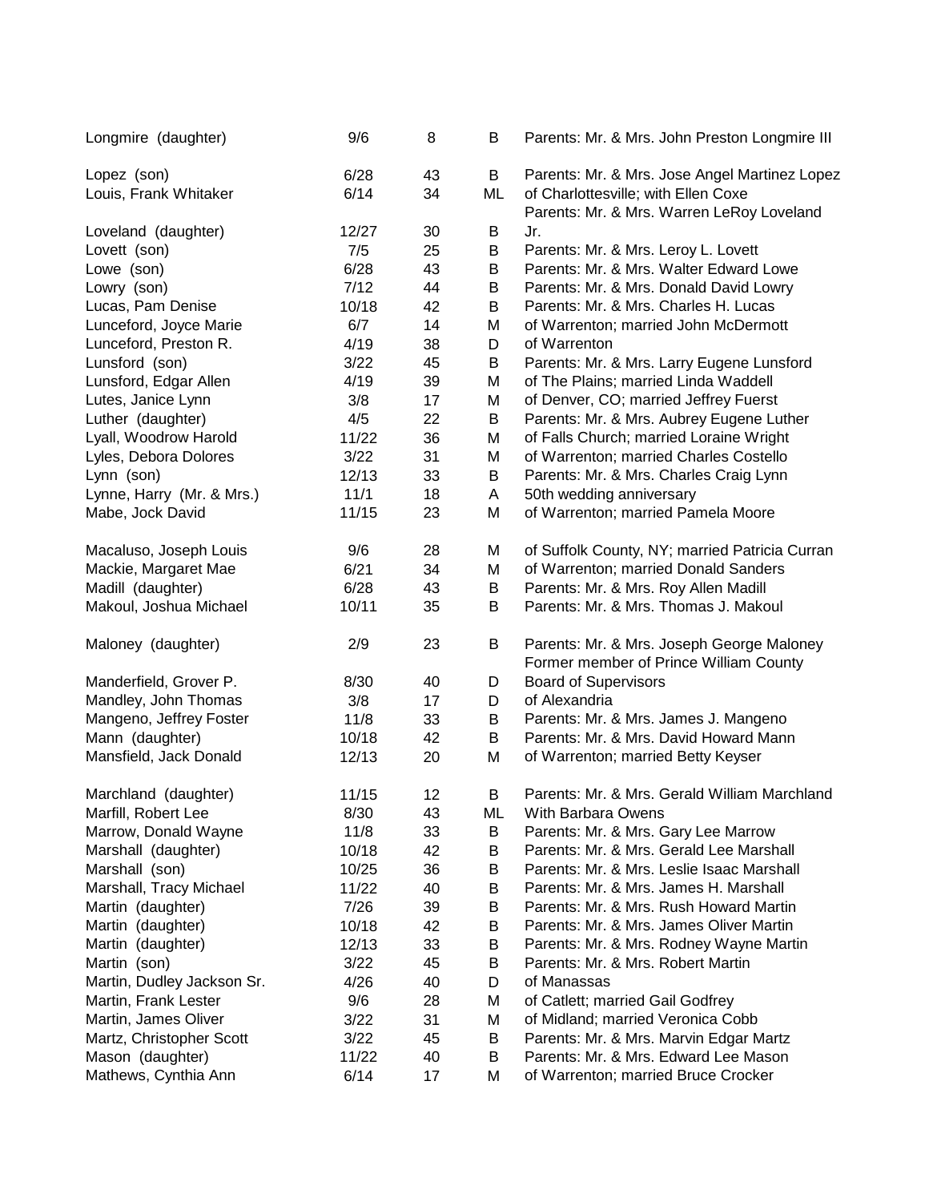| | | | | |
|---|---|---|---|---|
| Longmire (daughter) | 9/6 | 8 | B | Parents: Mr. & Mrs. John Preston Longmire III |
| Lopez (son) | 6/28 | 43 | B | Parents: Mr. & Mrs. Jose Angel Martinez Lopez |
| Louis, Frank Whitaker | 6/14 | 34 | ML | of Charlottesville; with Ellen Coxe |
| Loveland (daughter) | 12/27 | 30 | B | Parents: Mr. & Mrs. Warren LeRoy Loveland Jr. |
| Lovett (son) | 7/5 | 25 | B | Parents: Mr. & Mrs. Leroy L. Lovett |
| Lowe (son) | 6/28 | 43 | B | Parents: Mr. & Mrs. Walter Edward Lowe |
| Lowry (son) | 7/12 | 44 | B | Parents: Mr. & Mrs. Donald David Lowry |
| Lucas, Pam Denise | 10/18 | 42 | B | Parents: Mr. & Mrs. Charles H. Lucas |
| Lunceford, Joyce Marie | 6/7 | 14 | M | of Warrenton; married John McDermott |
| Lunceford, Preston R. | 4/19 | 38 | D | of Warrenton |
| Lunsford (son) | 3/22 | 45 | B | Parents: Mr. & Mrs. Larry Eugene Lunsford |
| Lunsford, Edgar Allen | 4/19 | 39 | M | of The Plains; married Linda Waddell |
| Lutes, Janice Lynn | 3/8 | 17 | M | of Denver, CO; married Jeffrey Fuerst |
| Luther (daughter) | 4/5 | 22 | B | Parents: Mr. & Mrs. Aubrey Eugene Luther |
| Lyall, Woodrow Harold | 11/22 | 36 | M | of Falls Church; married Loraine Wright |
| Lyles, Debora Dolores | 3/22 | 31 | M | of Warrenton; married Charles Costello |
| Lynn (son) | 12/13 | 33 | B | Parents: Mr. & Mrs. Charles Craig Lynn |
| Lynne, Harry (Mr. & Mrs.) | 11/1 | 18 | A | 50th wedding anniversary |
| Mabe, Jock David | 11/15 | 23 | M | of Warrenton; married Pamela Moore |
| Macaluso, Joseph Louis | 9/6 | 28 | M | of Suffolk County, NY; married Patricia Curran |
| Mackie, Margaret Mae | 6/21 | 34 | M | of Warrenton; married Donald Sanders |
| Madill (daughter) | 6/28 | 43 | B | Parents: Mr. & Mrs. Roy Allen Madill |
| Makoul, Joshua Michael | 10/11 | 35 | B | Parents: Mr. & Mrs. Thomas J. Makoul |
| Maloney (daughter) | 2/9 | 23 | B | Parents: Mr. & Mrs. Joseph George Maloney |
| Manderfield, Grover P. | 8/30 | 40 | D | Former member of Prince William County Board of Supervisors |
| Mandley, John Thomas | 3/8 | 17 | D | of Alexandria |
| Mangeno, Jeffrey Foster | 11/8 | 33 | B | Parents: Mr. & Mrs. James J. Mangeno |
| Mann (daughter) | 10/18 | 42 | B | Parents: Mr. & Mrs. David Howard Mann |
| Mansfield, Jack Donald | 12/13 | 20 | M | of Warrenton; married Betty Keyser |
| Marchland (daughter) | 11/15 | 12 | B | Parents: Mr. & Mrs. Gerald William Marchland |
| Marfill, Robert Lee | 8/30 | 43 | ML | With Barbara Owens |
| Marrow, Donald Wayne | 11/8 | 33 | B | Parents: Mr. & Mrs. Gary Lee Marrow |
| Marshall (daughter) | 10/18 | 42 | B | Parents: Mr. & Mrs. Gerald Lee Marshall |
| Marshall (son) | 10/25 | 36 | B | Parents: Mr. & Mrs. Leslie Isaac Marshall |
| Marshall, Tracy Michael | 11/22 | 40 | B | Parents: Mr. & Mrs. James H. Marshall |
| Martin (daughter) | 7/26 | 39 | B | Parents: Mr. & Mrs. Rush Howard Martin |
| Martin (daughter) | 10/18 | 42 | B | Parents: Mr. & Mrs. James Oliver Martin |
| Martin (daughter) | 12/13 | 33 | B | Parents: Mr. & Mrs. Rodney Wayne Martin |
| Martin (son) | 3/22 | 45 | B | Parents: Mr. & Mrs. Robert Martin |
| Martin, Dudley Jackson Sr. | 4/26 | 40 | D | of Manassas |
| Martin, Frank Lester | 9/6 | 28 | M | of Catlett; married Gail Godfrey |
| Martin, James Oliver | 3/22 | 31 | M | of Midland; married Veronica Cobb |
| Martz, Christopher Scott | 3/22 | 45 | B | Parents: Mr. & Mrs. Marvin Edgar Martz |
| Mason (daughter) | 11/22 | 40 | B | Parents: Mr. & Mrs. Edward Lee Mason |
| Mathews, Cynthia Ann | 6/14 | 17 | M | of Warrenton; married Bruce Crocker |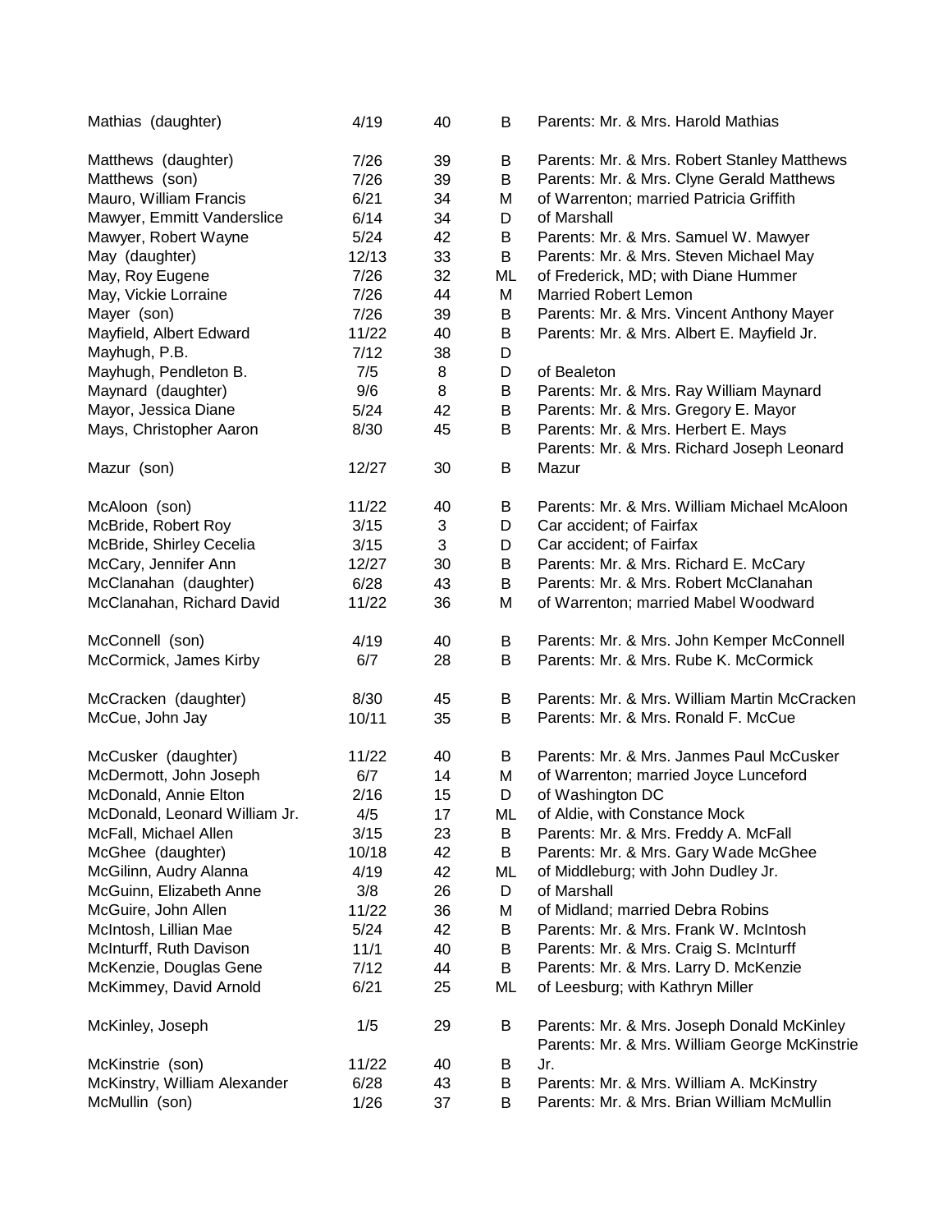| | | | | |
|---|---|---|---|---|
| Mathias (daughter) | 4/19 | 40 | B | Parents: Mr. & Mrs. Harold Mathias |
| Matthews (daughter) | 7/26 | 39 | B | Parents: Mr. & Mrs. Robert Stanley Matthews |
| Matthews (son) | 7/26 | 39 | B | Parents: Mr. & Mrs. Clyne Gerald Matthews |
| Mauro, William Francis | 6/21 | 34 | M | of Warrenton; married Patricia Griffith |
| Mawyer, Emmitt Vanderslice | 6/14 | 34 | D | of Marshall |
| Mawyer, Robert Wayne | 5/24 | 42 | B | Parents: Mr. & Mrs. Samuel W. Mawyer |
| May (daughter) | 12/13 | 33 | B | Parents: Mr. & Mrs. Steven Michael May |
| May, Roy Eugene | 7/26 | 32 | ML | of Frederick, MD; with Diane Hummer |
| May, Vickie Lorraine | 7/26 | 44 | M | Married Robert Lemon |
| Mayer (son) | 7/26 | 39 | B | Parents: Mr. & Mrs. Vincent Anthony Mayer |
| Mayfield, Albert Edward | 11/22 | 40 | B | Parents: Mr. & Mrs. Albert E. Mayfield Jr. |
| Mayhugh, P.B. | 7/12 | 38 | D | |
| Mayhugh, Pendleton B. | 7/5 | 8 | D | of Bealeton |
| Maynard (daughter) | 9/6 | 8 | B | Parents: Mr. & Mrs. Ray William Maynard |
| Mayor, Jessica Diane | 5/24 | 42 | B | Parents: Mr. & Mrs. Gregory E. Mayor |
| Mays, Christopher Aaron | 8/30 | 45 | B | Parents: Mr. & Mrs. Herbert E. Mays |
| Mazur (son) | 12/27 | 30 | B | Parents: Mr. & Mrs. Richard Joseph Leonard Mazur |
| McAloon (son) | 11/22 | 40 | B | Parents: Mr. & Mrs. William Michael McAloon |
| McBride, Robert Roy | 3/15 | 3 | D | Car accident; of Fairfax |
| McBride, Shirley Cecelia | 3/15 | 3 | D | Car accident; of Fairfax |
| McCary, Jennifer Ann | 12/27 | 30 | B | Parents: Mr. & Mrs. Richard E. McCary |
| McClanahan (daughter) | 6/28 | 43 | B | Parents: Mr. & Mrs. Robert McClanahan |
| McClanahan, Richard David | 11/22 | 36 | M | of Warrenton; married Mabel Woodward |
| McConnell (son) | 4/19 | 40 | B | Parents: Mr. & Mrs. John Kemper McConnell |
| McCormick, James Kirby | 6/7 | 28 | B | Parents: Mr. & Mrs. Rube K. McCormick |
| McCracken (daughter) | 8/30 | 45 | B | Parents: Mr. & Mrs. William Martin McCracken |
| McCue, John Jay | 10/11 | 35 | B | Parents: Mr. & Mrs. Ronald F. McCue |
| McCusker (daughter) | 11/22 | 40 | B | Parents: Mr. & Mrs. Janmes Paul McCusker |
| McDermott, John Joseph | 6/7 | 14 | M | of Warrenton; married Joyce Lunceford |
| McDonald, Annie Elton | 2/16 | 15 | D | of Washington DC |
| McDonald, Leonard William Jr. | 4/5 | 17 | ML | of Aldie, with Constance Mock |
| McFall, Michael Allen | 3/15 | 23 | B | Parents: Mr. & Mrs. Freddy A. McFall |
| McGhee (daughter) | 10/18 | 42 | B | Parents: Mr. & Mrs. Gary Wade McGhee |
| McGilinn, Audry Alanna | 4/19 | 42 | ML | of Middleburg; with John Dudley Jr. |
| McGuinn, Elizabeth Anne | 3/8 | 26 | D | of Marshall |
| McGuire, John Allen | 11/22 | 36 | M | of Midland; married Debra Robins |
| McIntosh, Lillian Mae | 5/24 | 42 | B | Parents: Mr. & Mrs. Frank W. McIntosh |
| McInturff, Ruth Davison | 11/1 | 40 | B | Parents: Mr. & Mrs. Craig S. McInturff |
| McKenzie, Douglas Gene | 7/12 | 44 | B | Parents: Mr. & Mrs. Larry D. McKenzie |
| McKimmey, David Arnold | 6/21 | 25 | ML | of Leesburg; with Kathryn Miller |
| McKinley, Joseph | 1/5 | 29 | B | Parents: Mr. & Mrs. Joseph Donald McKinley |
| McKinstrie (son) | 11/22 | 40 | B | Parents: Mr. & Mrs. William George McKinstrie Jr. |
| McKinstry, William Alexander | 6/28 | 43 | B | Parents: Mr. & Mrs. William A. McKinstry |
| McMullin (son) | 1/26 | 37 | B | Parents: Mr. & Mrs. Brian William McMullin |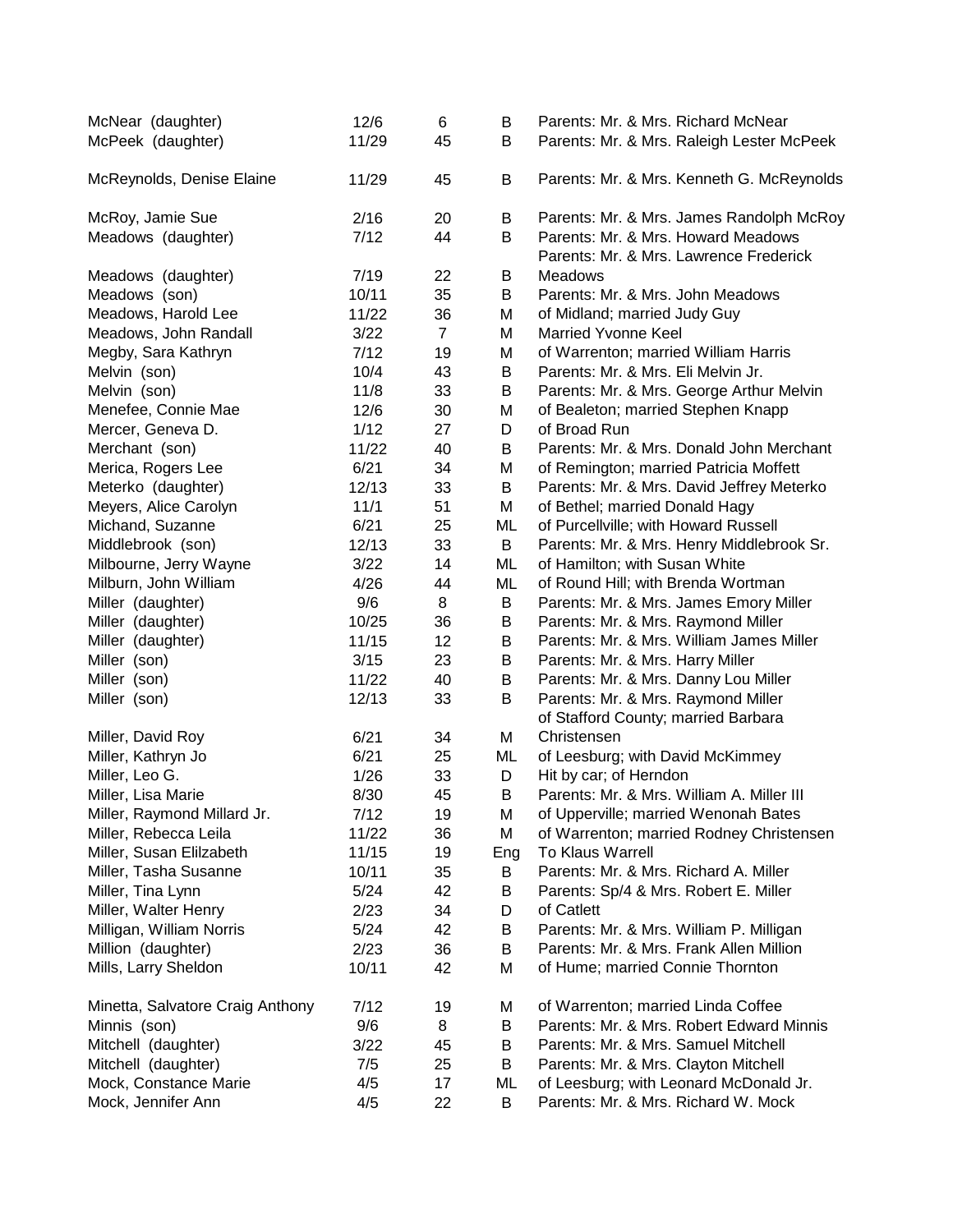| | | | | |
|---|---|---|---|---|
| McNear (daughter) | 12/6 | 6 | B | Parents: Mr. & Mrs. Richard McNear |
| McPeek (daughter) | 11/29 | 45 | B | Parents: Mr. & Mrs. Raleigh Lester McPeek |
| McReynolds, Denise Elaine | 11/29 | 45 | B | Parents: Mr. & Mrs. Kenneth G. McReynolds |
| McRoy, Jamie Sue | 2/16 | 20 | B | Parents: Mr. & Mrs. James Randolph McRoy |
| Meadows (daughter) | 7/12 | 44 | B | Parents: Mr. & Mrs. Howard Meadows |
| Meadows (daughter) | 7/19 | 22 | B | Parents: Mr. & Mrs. Lawrence Frederick Meadows |
| Meadows (son) | 10/11 | 35 | B | Parents: Mr. & Mrs. John Meadows |
| Meadows, Harold Lee | 11/22 | 36 | M | of Midland; married Judy Guy |
| Meadows, John Randall | 3/22 | 7 | M | Married Yvonne Keel |
| Megby, Sara Kathryn | 7/12 | 19 | M | of Warrenton; married William Harris |
| Melvin (son) | 10/4 | 43 | B | Parents: Mr. & Mrs. Eli Melvin Jr. |
| Melvin (son) | 11/8 | 33 | B | Parents: Mr. & Mrs. George Arthur Melvin |
| Menefee, Connie Mae | 12/6 | 30 | M | of Bealeton; married Stephen Knapp |
| Mercer, Geneva D. | 1/12 | 27 | D | of Broad Run |
| Merchant (son) | 11/22 | 40 | B | Parents: Mr. & Mrs. Donald John Merchant |
| Merica, Rogers Lee | 6/21 | 34 | M | of Remington; married Patricia Moffett |
| Meterko (daughter) | 12/13 | 33 | B | Parents: Mr. & Mrs. David Jeffrey Meterko |
| Meyers, Alice Carolyn | 11/1 | 51 | M | of Bethel; married Donald Hagy |
| Michand, Suzanne | 6/21 | 25 | ML | of Purcellville; with Howard Russell |
| Middlebrook (son) | 12/13 | 33 | B | Parents: Mr. & Mrs. Henry Middlebrook Sr. |
| Milbourne, Jerry Wayne | 3/22 | 14 | ML | of Hamilton; with Susan White |
| Milburn, John William | 4/26 | 44 | ML | of Round Hill; with Brenda Wortman |
| Miller (daughter) | 9/6 | 8 | B | Parents: Mr. & Mrs. James Emory Miller |
| Miller (daughter) | 10/25 | 36 | B | Parents: Mr. & Mrs. Raymond Miller |
| Miller (daughter) | 11/15 | 12 | B | Parents: Mr. & Mrs. William James Miller |
| Miller (son) | 3/15 | 23 | B | Parents: Mr. & Mrs. Harry Miller |
| Miller (son) | 11/22 | 40 | B | Parents: Mr. & Mrs. Danny Lou Miller |
| Miller (son) | 12/13 | 33 | B | Parents: Mr. & Mrs. Raymond Miller |
| Miller, David Roy | 6/21 | 34 | M | of Stafford County; married Barbara Christensen |
| Miller, Kathryn Jo | 6/21 | 25 | ML | of Leesburg; with David McKimmey |
| Miller, Leo G. | 1/26 | 33 | D | Hit by car; of Herndon |
| Miller, Lisa Marie | 8/30 | 45 | B | Parents: Mr. & Mrs. William A. Miller III |
| Miller, Raymond Millard Jr. | 7/12 | 19 | M | of Upperville; married Wenonah Bates |
| Miller, Rebecca Leila | 11/22 | 36 | M | of Warrenton; married Rodney Christensen |
| Miller, Susan Elilzabeth | 11/15 | 19 | Eng | To Klaus Warrell |
| Miller, Tasha Susanne | 10/11 | 35 | B | Parents: Mr. & Mrs. Richard A. Miller |
| Miller, Tina Lynn | 5/24 | 42 | B | Parents: Sp/4 & Mrs. Robert E. Miller |
| Miller, Walter Henry | 2/23 | 34 | D | of Catlett |
| Milligan, William Norris | 5/24 | 42 | B | Parents: Mr. & Mrs. William P. Milligan |
| Million (daughter) | 2/23 | 36 | B | Parents: Mr. & Mrs. Frank Allen Million |
| Mills, Larry Sheldon | 10/11 | 42 | M | of Hume; married Connie Thornton |
| Minetta, Salvatore Craig Anthony | 7/12 | 19 | M | of Warrenton; married Linda Coffee |
| Minnis (son) | 9/6 | 8 | B | Parents: Mr. & Mrs. Robert Edward Minnis |
| Mitchell (daughter) | 3/22 | 45 | B | Parents: Mr. & Mrs. Samuel Mitchell |
| Mitchell (daughter) | 7/5 | 25 | B | Parents: Mr. & Mrs. Clayton Mitchell |
| Mock, Constance Marie | 4/5 | 17 | ML | of Leesburg; with Leonard McDonald Jr. |
| Mock, Jennifer Ann | 4/5 | 22 | B | Parents: Mr. & Mrs. Richard W. Mock |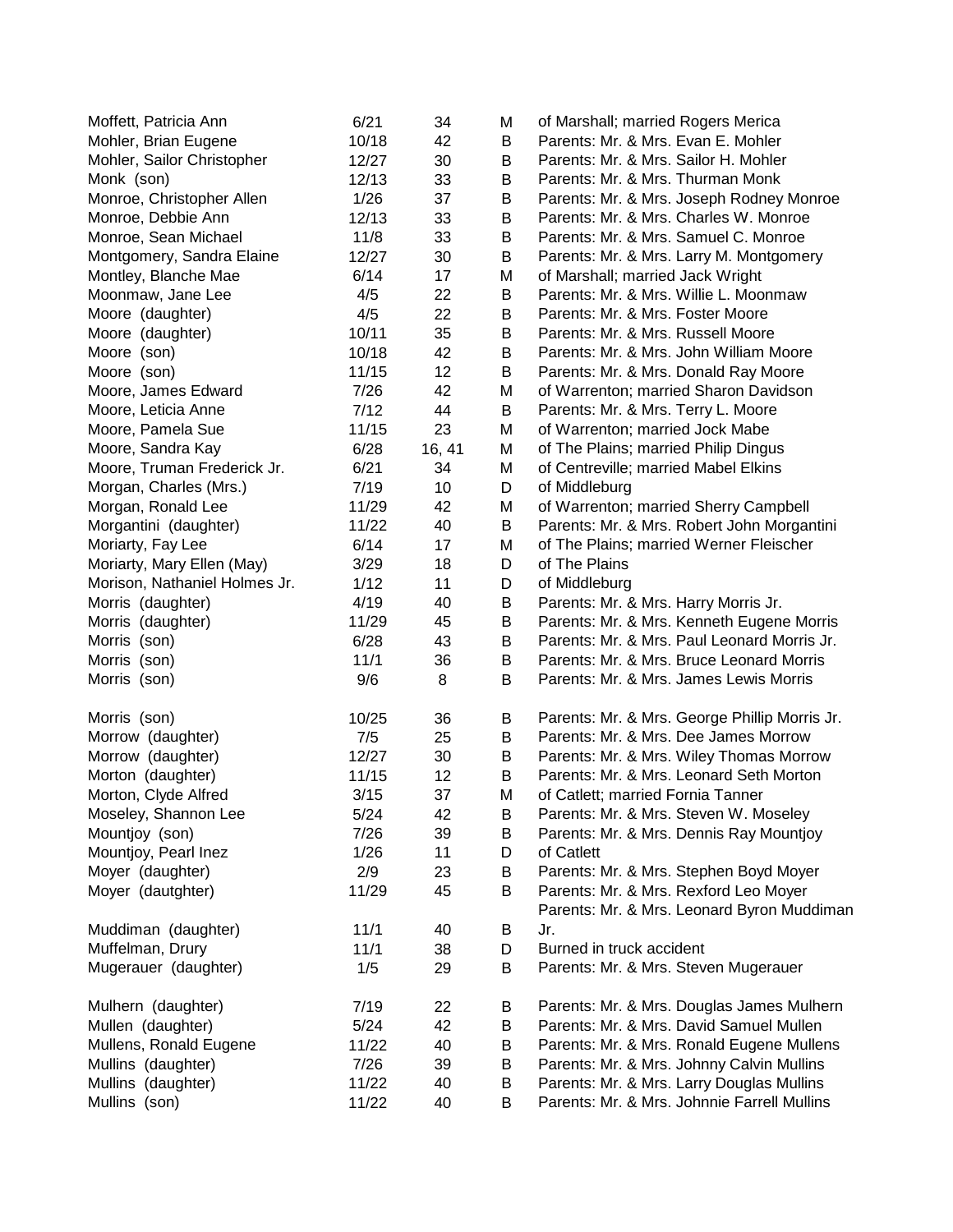| | | | | |
|---|---|---|---|---|
| Moffett, Patricia Ann | 6/21 | 34 | M | of Marshall; married Rogers Merica |
| Mohler, Brian Eugene | 10/18 | 42 | B | Parents: Mr. & Mrs. Evan E. Mohler |
| Mohler, Sailor Christopher | 12/27 | 30 | B | Parents: Mr. & Mrs. Sailor H. Mohler |
| Monk (son) | 12/13 | 33 | B | Parents: Mr. & Mrs. Thurman Monk |
| Monroe, Christopher Allen | 1/26 | 37 | B | Parents: Mr. & Mrs. Joseph Rodney Monroe |
| Monroe, Debbie Ann | 12/13 | 33 | B | Parents: Mr. & Mrs. Charles W. Monroe |
| Monroe, Sean Michael | 11/8 | 33 | B | Parents: Mr. & Mrs. Samuel C. Monroe |
| Montgomery, Sandra Elaine | 12/27 | 30 | B | Parents: Mr. & Mrs. Larry M. Montgomery |
| Montley, Blanche Mae | 6/14 | 17 | M | of Marshall; married Jack Wright |
| Moonmaw, Jane Lee | 4/5 | 22 | B | Parents: Mr. & Mrs. Willie L. Moonmaw |
| Moore (daughter) | 4/5 | 22 | B | Parents: Mr. & Mrs. Foster Moore |
| Moore (daughter) | 10/11 | 35 | B | Parents: Mr. & Mrs. Russell Moore |
| Moore (son) | 10/18 | 42 | B | Parents: Mr. & Mrs. John William Moore |
| Moore (son) | 11/15 | 12 | B | Parents: Mr. & Mrs. Donald Ray Moore |
| Moore, James Edward | 7/26 | 42 | M | of Warrenton; married Sharon Davidson |
| Moore, Leticia Anne | 7/12 | 44 | B | Parents: Mr. & Mrs. Terry L. Moore |
| Moore, Pamela Sue | 11/15 | 23 | M | of Warrenton; married Jock Mabe |
| Moore, Sandra Kay | 6/28 | 16, 41 | M | of The Plains; married Philip Dingus |
| Moore, Truman Frederick Jr. | 6/21 | 34 | M | of Centreville; married Mabel Elkins |
| Morgan, Charles (Mrs.) | 7/19 | 10 | D | of Middleburg |
| Morgan, Ronald Lee | 11/29 | 42 | M | of Warrenton; married Sherry Campbell |
| Morgantini (daughter) | 11/22 | 40 | B | Parents: Mr. & Mrs. Robert John Morgantini |
| Moriarty, Fay Lee | 6/14 | 17 | M | of The Plains; married Werner Fleischer |
| Moriarty, Mary Ellen (May) | 3/29 | 18 | D | of The Plains |
| Morison, Nathaniel Holmes Jr. | 1/12 | 11 | D | of Middleburg |
| Morris (daughter) | 4/19 | 40 | B | Parents: Mr. & Mrs. Harry Morris Jr. |
| Morris (daughter) | 11/29 | 45 | B | Parents: Mr. & Mrs. Kenneth Eugene Morris |
| Morris (son) | 6/28 | 43 | B | Parents: Mr. & Mrs. Paul Leonard Morris Jr. |
| Morris (son) | 11/1 | 36 | B | Parents: Mr. & Mrs. Bruce Leonard Morris |
| Morris (son) | 9/6 | 8 | B | Parents: Mr. & Mrs. James Lewis Morris |
| Morris (son) | 10/25 | 36 | B | Parents: Mr. & Mrs. George Phillip Morris Jr. |
| Morrow (daughter) | 7/5 | 25 | B | Parents: Mr. & Mrs. Dee James Morrow |
| Morrow (daughter) | 12/27 | 30 | B | Parents: Mr. & Mrs. Wiley Thomas Morrow |
| Morton (daughter) | 11/15 | 12 | B | Parents: Mr. & Mrs. Leonard Seth Morton |
| Morton, Clyde Alfred | 3/15 | 37 | M | of Catlett; married Fornia Tanner |
| Moseley, Shannon Lee | 5/24 | 42 | B | Parents: Mr. & Mrs. Steven W. Moseley |
| Mountjoy (son) | 7/26 | 39 | B | Parents: Mr. & Mrs. Dennis Ray Mountjoy |
| Mountjoy, Pearl Inez | 1/26 | 11 | D | of Catlett |
| Moyer (daughter) | 2/9 | 23 | B | Parents: Mr. & Mrs. Stephen Boyd Moyer |
| Moyer (dautghter) | 11/29 | 45 | B | Parents: Mr. & Mrs. Rexford Leo Moyer |
| Muddiman (daughter) | 11/1 | 40 | B | Parents: Mr. & Mrs. Leonard Byron Muddiman Jr. |
| Muffelman, Drury | 11/1 | 38 | D | Burned in truck accident |
| Mugerauer (daughter) | 1/5 | 29 | B | Parents: Mr. & Mrs. Steven Mugerauer |
| Mulhern (daughter) | 7/19 | 22 | B | Parents: Mr. & Mrs. Douglas James Mulhern |
| Mullen (daughter) | 5/24 | 42 | B | Parents: Mr. & Mrs. David Samuel Mullen |
| Mullens, Ronald Eugene | 11/22 | 40 | B | Parents: Mr. & Mrs. Ronald Eugene Mullens |
| Mullins (daughter) | 7/26 | 39 | B | Parents: Mr. & Mrs. Johnny Calvin Mullins |
| Mullins (daughter) | 11/22 | 40 | B | Parents: Mr. & Mrs. Larry Douglas Mullins |
| Mullins (son) | 11/22 | 40 | B | Parents: Mr. & Mrs. Johnnie Farrell Mullins |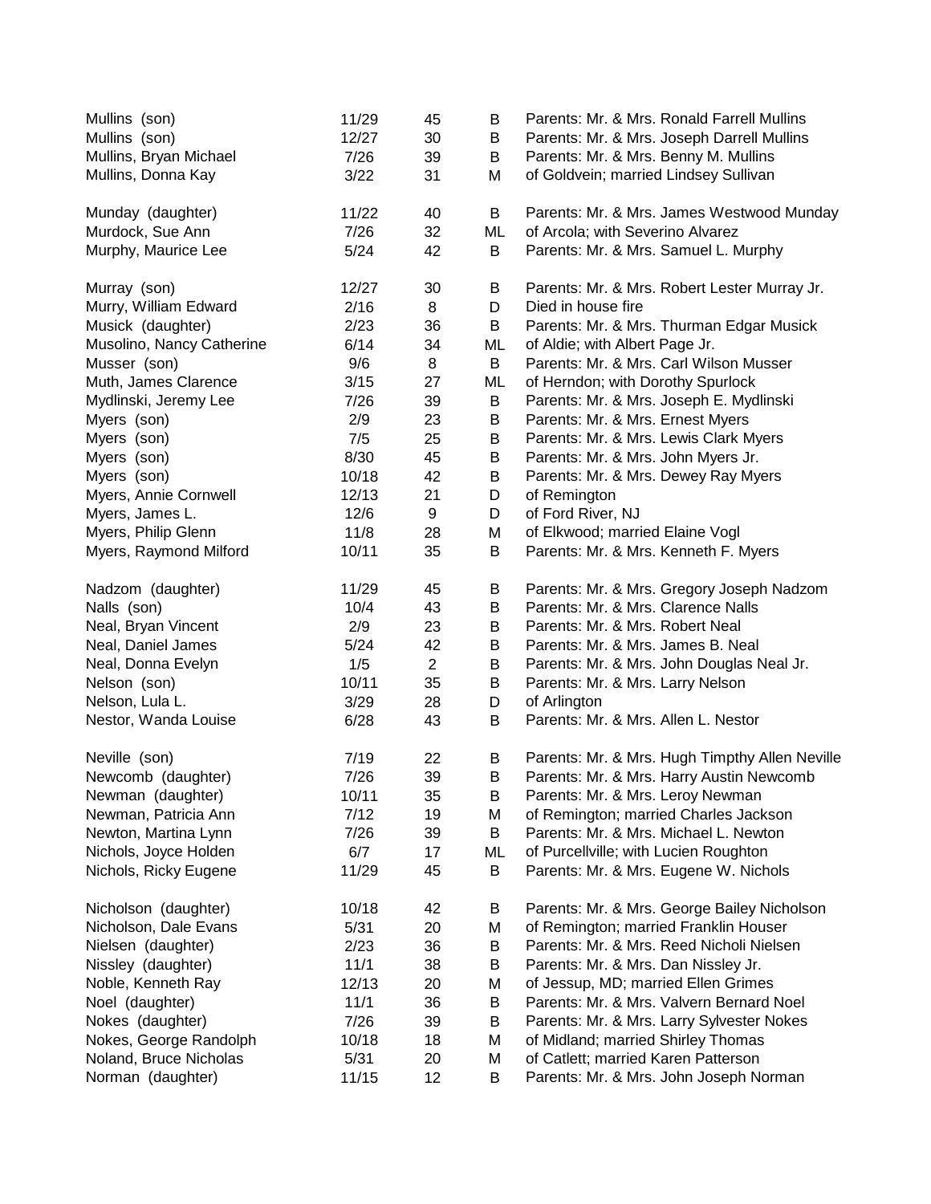| | | | | |
|---|---|---|---|---|
| Mullins (son) | 11/29 | 45 | B | Parents: Mr. & Mrs. Ronald Farrell Mullins |
| Mullins (son) | 12/27 | 30 | B | Parents: Mr. & Mrs. Joseph Darrell Mullins |
| Mullins, Bryan Michael | 7/26 | 39 | B | Parents: Mr. & Mrs. Benny M. Mullins |
| Mullins, Donna Kay | 3/22 | 31 | M | of Goldvein; married Lindsey Sullivan |
| Munday (daughter) | 11/22 | 40 | B | Parents: Mr. & Mrs. James Westwood Munday |
| Murdock, Sue Ann | 7/26 | 32 | ML | of Arcola; with Severino Alvarez |
| Murphy, Maurice Lee | 5/24 | 42 | B | Parents: Mr. & Mrs. Samuel L. Murphy |
| Murray (son) | 12/27 | 30 | B | Parents: Mr. & Mrs. Robert Lester Murray Jr. |
| Murry, William Edward | 2/16 | 8 | D | Died in house fire |
| Musick (daughter) | 2/23 | 36 | B | Parents: Mr. & Mrs. Thurman Edgar Musick |
| Musolino, Nancy Catherine | 6/14 | 34 | ML | of Aldie; with Albert Page Jr. |
| Musser (son) | 9/6 | 8 | B | Parents: Mr. & Mrs. Carl Wilson Musser |
| Muth, James Clarence | 3/15 | 27 | ML | of Herndon; with Dorothy Spurlock |
| Mydlinski, Jeremy Lee | 7/26 | 39 | B | Parents: Mr. & Mrs. Joseph E. Mydlinski |
| Myers (son) | 2/9 | 23 | B | Parents: Mr. & Mrs. Ernest Myers |
| Myers (son) | 7/5 | 25 | B | Parents: Mr. & Mrs. Lewis Clark Myers |
| Myers (son) | 8/30 | 45 | B | Parents: Mr. & Mrs. John Myers Jr. |
| Myers (son) | 10/18 | 42 | B | Parents: Mr. & Mrs. Dewey Ray Myers |
| Myers, Annie Cornwell | 12/13 | 21 | D | of Remington |
| Myers, James L. | 12/6 | 9 | D | of Ford River, NJ |
| Myers, Philip Glenn | 11/8 | 28 | M | of Elkwood; married Elaine Vogl |
| Myers, Raymond Milford | 10/11 | 35 | B | Parents: Mr. & Mrs. Kenneth F. Myers |
| Nadzom (daughter) | 11/29 | 45 | B | Parents: Mr. & Mrs. Gregory Joseph Nadzom |
| Nalls (son) | 10/4 | 43 | B | Parents: Mr. & Mrs. Clarence Nalls |
| Neal, Bryan Vincent | 2/9 | 23 | B | Parents: Mr. & Mrs. Robert Neal |
| Neal, Daniel James | 5/24 | 42 | B | Parents: Mr. & Mrs. James B. Neal |
| Neal, Donna Evelyn | 1/5 | 2 | B | Parents: Mr. & Mrs. John Douglas Neal Jr. |
| Nelson (son) | 10/11 | 35 | B | Parents: Mr. & Mrs. Larry Nelson |
| Nelson, Lula L. | 3/29 | 28 | D | of Arlington |
| Nestor, Wanda Louise | 6/28 | 43 | B | Parents: Mr. & Mrs. Allen L. Nestor |
| Neville (son) | 7/19 | 22 | B | Parents: Mr. & Mrs. Hugh Timpthy Allen Neville |
| Newcomb (daughter) | 7/26 | 39 | B | Parents: Mr. & Mrs. Harry Austin Newcomb |
| Newman (daughter) | 10/11 | 35 | B | Parents: Mr. & Mrs. Leroy Newman |
| Newman, Patricia Ann | 7/12 | 19 | M | of Remington; married Charles Jackson |
| Newton, Martina Lynn | 7/26 | 39 | B | Parents: Mr. & Mrs. Michael L. Newton |
| Nichols, Joyce Holden | 6/7 | 17 | ML | of Purcellville; with Lucien Roughton |
| Nichols, Ricky Eugene | 11/29 | 45 | B | Parents: Mr. & Mrs. Eugene W. Nichols |
| Nicholson (daughter) | 10/18 | 42 | B | Parents: Mr. & Mrs. George Bailey Nicholson |
| Nicholson, Dale Evans | 5/31 | 20 | M | of Remington; married Franklin Houser |
| Nielsen (daughter) | 2/23 | 36 | B | Parents: Mr. & Mrs. Reed Nicholi Nielsen |
| Nissley (daughter) | 11/1 | 38 | B | Parents: Mr. & Mrs. Dan Nissley Jr. |
| Noble, Kenneth Ray | 12/13 | 20 | M | of Jessup, MD; married Ellen Grimes |
| Noel (daughter) | 11/1 | 36 | B | Parents: Mr. & Mrs. Valvern Bernard Noel |
| Nokes (daughter) | 7/26 | 39 | B | Parents: Mr. & Mrs. Larry Sylvester Nokes |
| Nokes, George Randolph | 10/18 | 18 | M | of Midland; married Shirley Thomas |
| Noland, Bruce Nicholas | 5/31 | 20 | M | of Catlett; married Karen Patterson |
| Norman (daughter) | 11/15 | 12 | B | Parents: Mr. & Mrs. John Joseph Norman |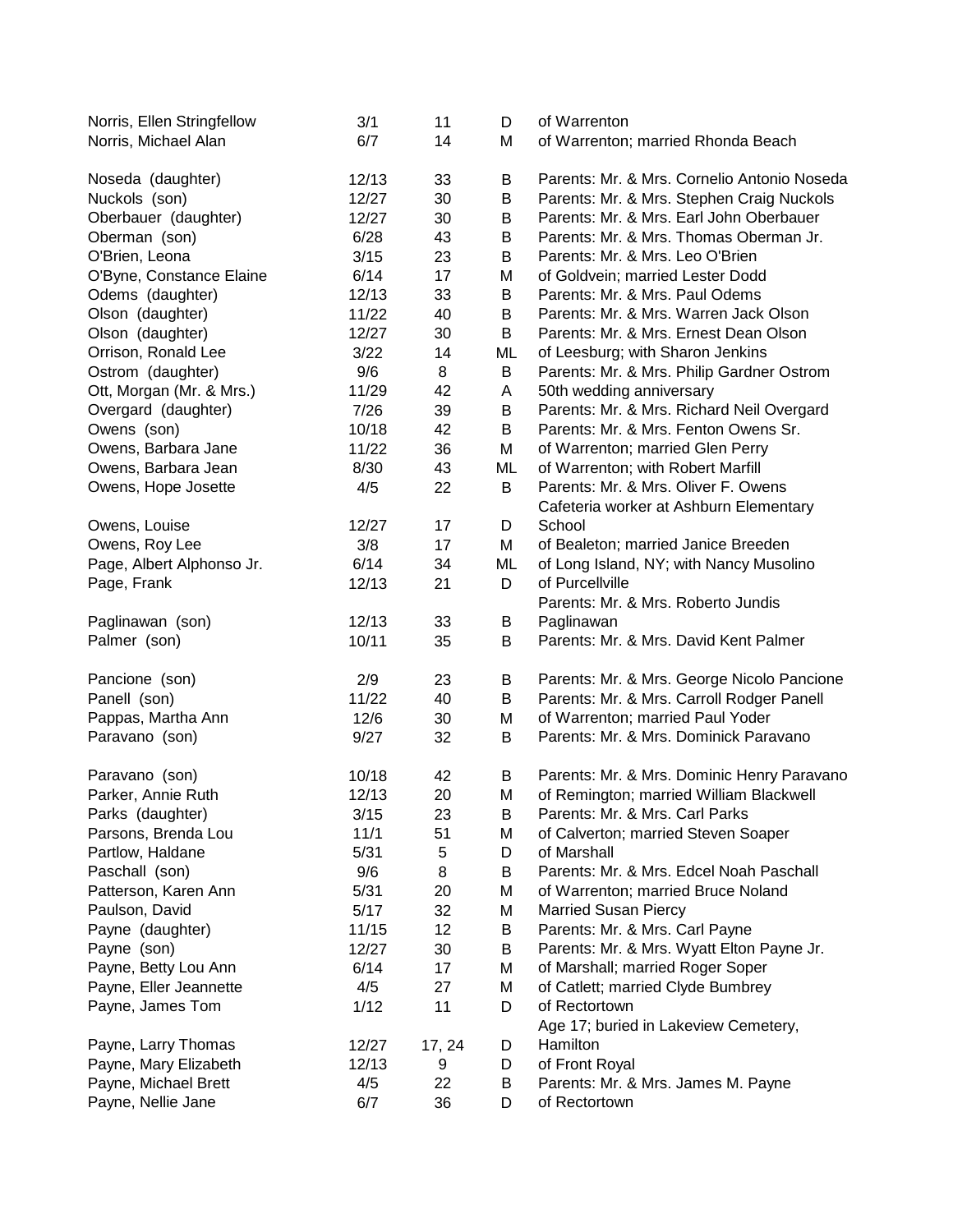| | | | | |
|---|---|---|---|---|
| Norris, Ellen Stringfellow | 3/1 | 11 | D | of Warrenton |
| Norris, Michael Alan | 6/7 | 14 | M | of Warrenton; married Rhonda Beach |
| Noseda (daughter) | 12/13 | 33 | B | Parents: Mr. & Mrs. Cornelio Antonio Noseda |
| Nuckols (son) | 12/27 | 30 | B | Parents: Mr. & Mrs. Stephen Craig Nuckols |
| Oberbauer (daughter) | 12/27 | 30 | B | Parents: Mr. & Mrs. Earl John Oberbauer |
| Oberman (son) | 6/28 | 43 | B | Parents: Mr. & Mrs. Thomas Oberman Jr. |
| O'Brien, Leona | 3/15 | 23 | B | Parents: Mr. & Mrs. Leo O'Brien |
| O'Byne, Constance Elaine | 6/14 | 17 | M | of Goldvein; married Lester Dodd |
| Odems (daughter) | 12/13 | 33 | B | Parents: Mr. & Mrs. Paul Odems |
| Olson (daughter) | 11/22 | 40 | B | Parents: Mr. & Mrs. Warren Jack Olson |
| Olson (daughter) | 12/27 | 30 | B | Parents: Mr. & Mrs. Ernest Dean Olson |
| Orrison, Ronald Lee | 3/22 | 14 | ML | of Leesburg; with Sharon Jenkins |
| Ostrom (daughter) | 9/6 | 8 | B | Parents: Mr. & Mrs. Philip Gardner Ostrom |
| Ott, Morgan (Mr. & Mrs.) | 11/29 | 42 | A | 50th wedding anniversary |
| Overgard (daughter) | 7/26 | 39 | B | Parents: Mr. & Mrs. Richard Neil Overgard |
| Owens (son) | 10/18 | 42 | B | Parents: Mr. & Mrs. Fenton Owens Sr. |
| Owens, Barbara Jane | 11/22 | 36 | M | of Warrenton; married Glen Perry |
| Owens, Barbara Jean | 8/30 | 43 | ML | of Warrenton; with Robert Marfill |
| Owens, Hope Josette | 4/5 | 22 | B | Parents: Mr. & Mrs. Oliver F. Owens |
| Owens, Louise | 12/27 | 17 | D | Cafeteria worker at Ashburn Elementary School |
| Owens, Roy Lee | 3/8 | 17 | M | of Bealeton; married Janice Breeden |
| Page, Albert Alphonso Jr. | 6/14 | 34 | ML | of Long Island, NY; with Nancy Musolino |
| Page, Frank | 12/13 | 21 | D | of Purcellville |
| Paglinawan (son) | 12/13 | 33 | B | Parents: Mr. & Mrs. Roberto Jundis Paglinawan |
| Palmer (son) | 10/11 | 35 | B | Parents: Mr. & Mrs. David Kent Palmer |
| Pancione (son) | 2/9 | 23 | B | Parents: Mr. & Mrs. George Nicolo Pancione |
| Panell (son) | 11/22 | 40 | B | Parents: Mr. & Mrs. Carroll Rodger Panell |
| Pappas, Martha Ann | 12/6 | 30 | M | of Warrenton; married Paul Yoder |
| Paravano (son) | 9/27 | 32 | B | Parents: Mr. & Mrs. Dominick Paravano |
| Paravano (son) | 10/18 | 42 | B | Parents: Mr. & Mrs. Dominic Henry Paravano |
| Parker, Annie Ruth | 12/13 | 20 | M | of Remington; married William Blackwell |
| Parks (daughter) | 3/15 | 23 | B | Parents: Mr. & Mrs. Carl Parks |
| Parsons, Brenda Lou | 11/1 | 51 | M | of Calverton; married Steven Soaper |
| Partlow, Haldane | 5/31 | 5 | D | of Marshall |
| Paschall (son) | 9/6 | 8 | B | Parents: Mr. & Mrs. Edcel Noah Paschall |
| Patterson, Karen Ann | 5/31 | 20 | M | of Warrenton; married Bruce Noland |
| Paulson, David | 5/17 | 32 | M | Married Susan Piercy |
| Payne (daughter) | 11/15 | 12 | B | Parents: Mr. & Mrs. Carl Payne |
| Payne (son) | 12/27 | 30 | B | Parents: Mr. & Mrs. Wyatt Elton Payne Jr. |
| Payne, Betty Lou Ann | 6/14 | 17 | M | of Marshall; married Roger Soper |
| Payne, Eller Jeannette | 4/5 | 27 | M | of Catlett; married Clyde Bumbrey |
| Payne, James Tom | 1/12 | 11 | D | of Rectortown |
| Payne, Larry Thomas | 12/27 | 17, 24 | D | Age 17; buried in Lakeview Cemetery, Hamilton |
| Payne, Mary Elizabeth | 12/13 | 9 | D | of Front Royal |
| Payne, Michael Brett | 4/5 | 22 | B | Parents: Mr. & Mrs. James M. Payne |
| Payne, Nellie Jane | 6/7 | 36 | D | of Rectortown |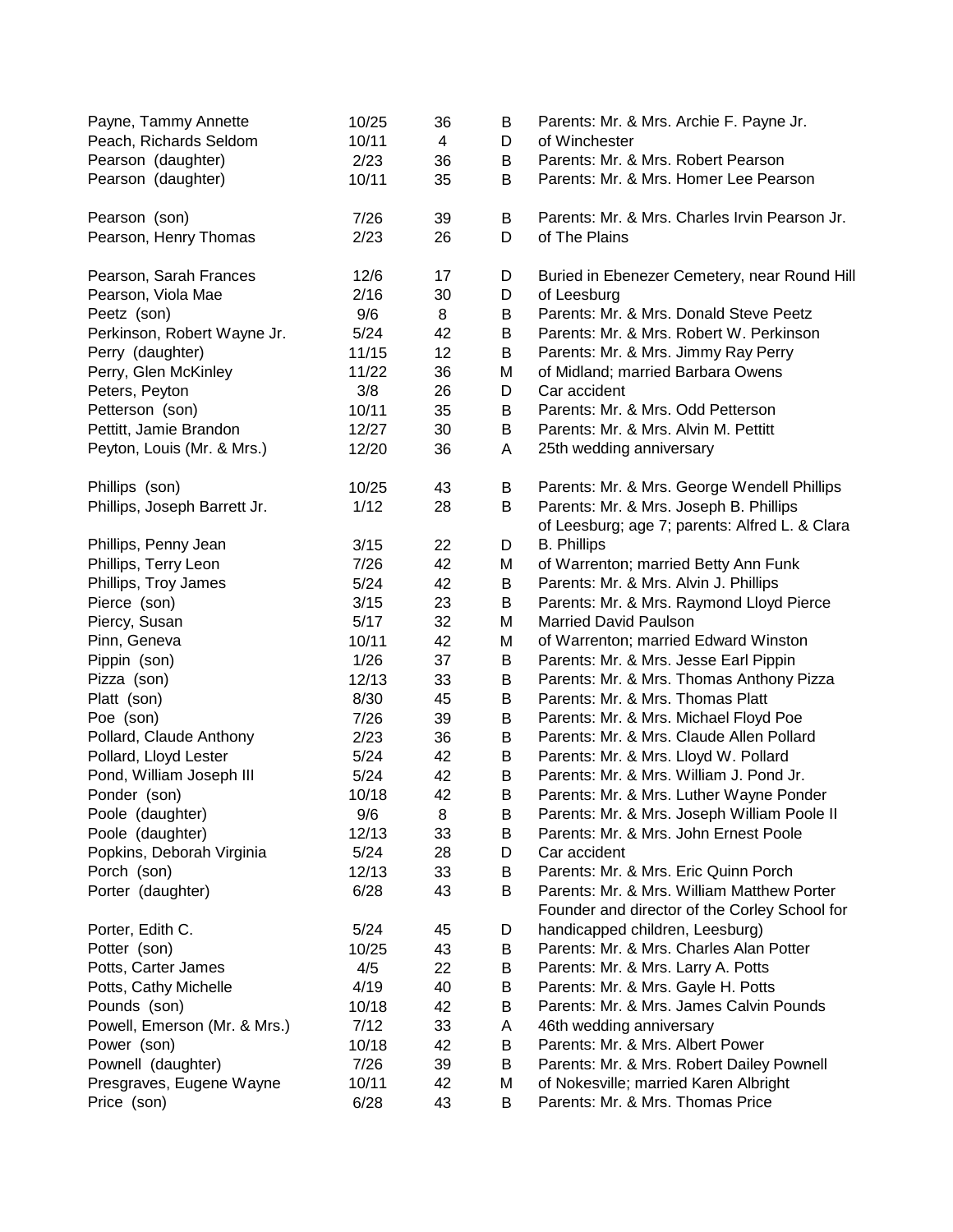| | | | | |
|---|---|---|---|---|
| Payne, Tammy Annette | 10/25 | 36 | B | Parents: Mr. & Mrs. Archie F. Payne Jr. |
| Peach, Richards Seldom | 10/11 | 4 | D | of Winchester |
| Pearson (daughter) | 2/23 | 36 | B | Parents: Mr. & Mrs. Robert Pearson |
| Pearson (daughter) | 10/11 | 35 | B | Parents: Mr. & Mrs. Homer Lee Pearson |
| Pearson (son) | 7/26 | 39 | B | Parents: Mr. & Mrs. Charles Irvin Pearson Jr. |
| Pearson, Henry Thomas | 2/23 | 26 | D | of The Plains |
| Pearson, Sarah Frances | 12/6 | 17 | D | Buried in Ebenezer Cemetery, near Round Hill |
| Pearson, Viola Mae | 2/16 | 30 | D | of Leesburg |
| Peetz (son) | 9/6 | 8 | B | Parents: Mr. & Mrs. Donald Steve Peetz |
| Perkinson, Robert Wayne Jr. | 5/24 | 42 | B | Parents: Mr. & Mrs. Robert W. Perkinson |
| Perry (daughter) | 11/15 | 12 | B | Parents: Mr. & Mrs. Jimmy Ray Perry |
| Perry, Glen McKinley | 11/22 | 36 | M | of Midland; married Barbara Owens |
| Peters, Peyton | 3/8 | 26 | D | Car accident |
| Petterson (son) | 10/11 | 35 | B | Parents: Mr. & Mrs. Odd Petterson |
| Pettitt, Jamie Brandon | 12/27 | 30 | B | Parents: Mr. & Mrs. Alvin M. Pettitt |
| Peyton, Louis (Mr. & Mrs.) | 12/20 | 36 | A | 25th wedding anniversary |
| Phillips (son) | 10/25 | 43 | B | Parents: Mr. & Mrs. George Wendell Phillips |
| Phillips, Joseph Barrett Jr. | 1/12 | 28 | B | Parents: Mr. & Mrs. Joseph B. Phillips |
| Phillips, Penny Jean | 3/15 | 22 | D | of Leesburg; age 7; parents: Alfred L. & Clara B. Phillips |
| Phillips, Terry Leon | 7/26 | 42 | M | of Warrenton; married Betty Ann Funk |
| Phillips, Troy James | 5/24 | 42 | B | Parents: Mr. & Mrs. Alvin J. Phillips |
| Pierce (son) | 3/15 | 23 | B | Parents: Mr. & Mrs. Raymond Lloyd Pierce |
| Piercy, Susan | 5/17 | 32 | M | Married David Paulson |
| Pinn, Geneva | 10/11 | 42 | M | of Warrenton; married Edward Winston |
| Pippin (son) | 1/26 | 37 | B | Parents: Mr. & Mrs. Jesse Earl Pippin |
| Pizza (son) | 12/13 | 33 | B | Parents: Mr. & Mrs. Thomas Anthony Pizza |
| Platt (son) | 8/30 | 45 | B | Parents: Mr. & Mrs. Thomas Platt |
| Poe (son) | 7/26 | 39 | B | Parents: Mr. & Mrs. Michael Floyd Poe |
| Pollard, Claude Anthony | 2/23 | 36 | B | Parents: Mr. & Mrs. Claude Allen Pollard |
| Pollard, Lloyd Lester | 5/24 | 42 | B | Parents: Mr. & Mrs. Lloyd W. Pollard |
| Pond, William Joseph III | 5/24 | 42 | B | Parents: Mr. & Mrs. William J. Pond Jr. |
| Ponder (son) | 10/18 | 42 | B | Parents: Mr. & Mrs. Luther Wayne Ponder |
| Poole (daughter) | 9/6 | 8 | B | Parents: Mr. & Mrs. Joseph William Poole II |
| Poole (daughter) | 12/13 | 33 | B | Parents: Mr. & Mrs. John Ernest Poole |
| Popkins, Deborah Virginia | 5/24 | 28 | D | Car accident |
| Porch (son) | 12/13 | 33 | B | Parents: Mr. & Mrs. Eric Quinn Porch |
| Porter (daughter) | 6/28 | 43 | B | Parents: Mr. & Mrs. William Matthew Porter |
| Porter, Edith C. | 5/24 | 45 | D | Founder and director of the Corley School for handicapped children, Leesburg) |
| Potter (son) | 10/25 | 43 | B | Parents: Mr. & Mrs. Charles Alan Potter |
| Potts, Carter James | 4/5 | 22 | B | Parents: Mr. & Mrs. Larry A. Potts |
| Potts, Cathy Michelle | 4/19 | 40 | B | Parents: Mr. & Mrs. Gayle H. Potts |
| Pounds (son) | 10/18 | 42 | B | Parents: Mr. & Mrs. James Calvin Pounds |
| Powell, Emerson (Mr. & Mrs.) | 7/12 | 33 | A | 46th wedding anniversary |
| Power (son) | 10/18 | 42 | B | Parents: Mr. & Mrs. Albert Power |
| Pownell (daughter) | 7/26 | 39 | B | Parents: Mr. & Mrs. Robert Dailey Pownell |
| Presgraves, Eugene Wayne | 10/11 | 42 | M | of Nokesville; married Karen Albright |
| Price (son) | 6/28 | 43 | B | Parents: Mr. & Mrs. Thomas Price |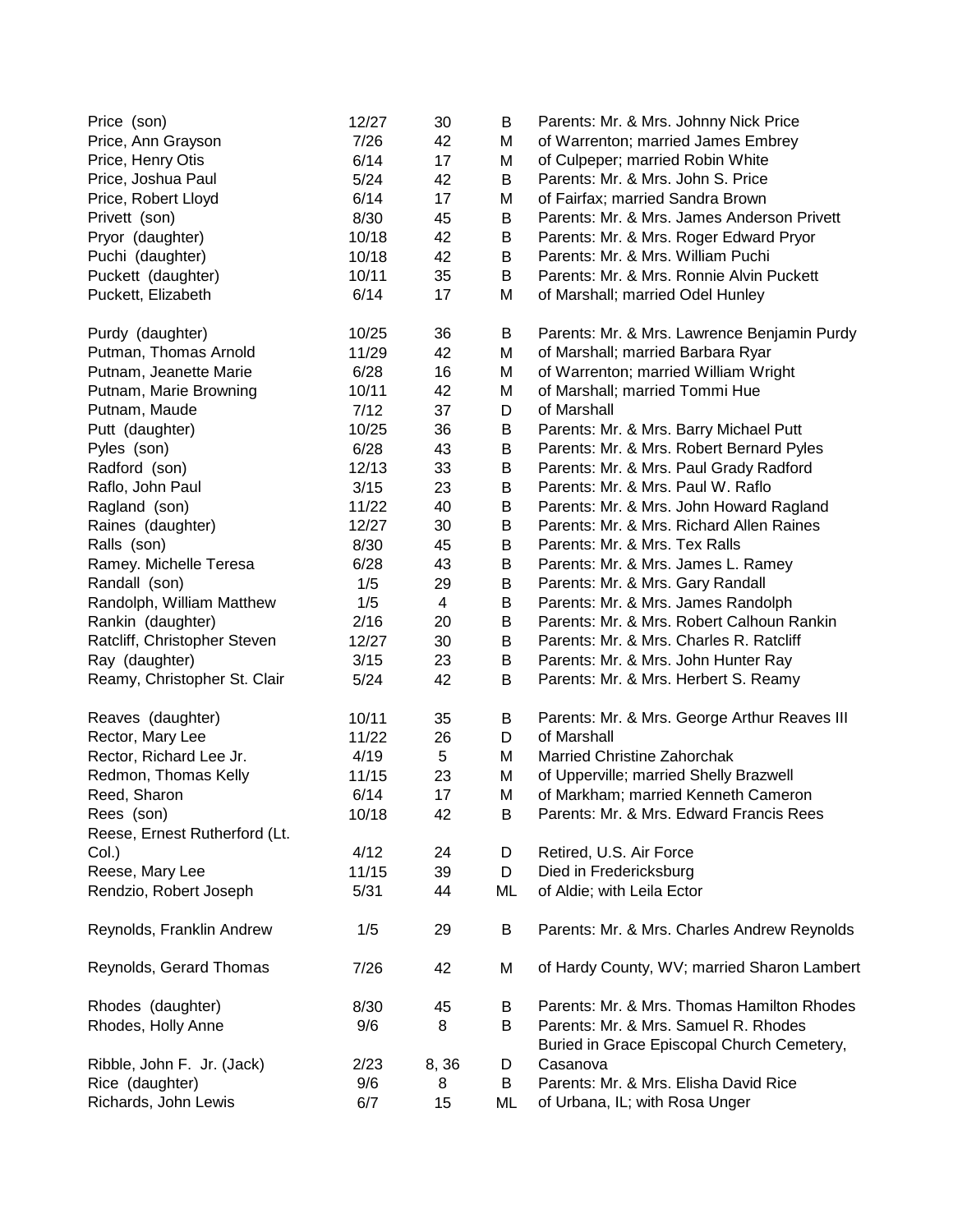| | | | | |
|---|---|---|---|---|
| Price (son) | 12/27 | 30 | B | Parents: Mr. & Mrs. Johnny Nick Price |
| Price, Ann Grayson | 7/26 | 42 | M | of Warrenton; married James Embrey |
| Price, Henry Otis | 6/14 | 17 | M | of Culpeper; married Robin White |
| Price, Joshua Paul | 5/24 | 42 | B | Parents: Mr. & Mrs. John S. Price |
| Price, Robert Lloyd | 6/14 | 17 | M | of Fairfax; married Sandra Brown |
| Privett (son) | 8/30 | 45 | B | Parents: Mr. & Mrs. James Anderson Privett |
| Pryor (daughter) | 10/18 | 42 | B | Parents: Mr. & Mrs. Roger Edward Pryor |
| Puchi (daughter) | 10/18 | 42 | B | Parents: Mr. & Mrs. William Puchi |
| Puckett (daughter) | 10/11 | 35 | B | Parents: Mr. & Mrs. Ronnie Alvin Puckett |
| Puckett, Elizabeth | 6/14 | 17 | M | of Marshall; married Odel Hunley |
| Purdy (daughter) | 10/25 | 36 | B | Parents: Mr. & Mrs. Lawrence Benjamin Purdy |
| Putman, Thomas Arnold | 11/29 | 42 | M | of Marshall; married Barbara Ryar |
| Putnam, Jeanette Marie | 6/28 | 16 | M | of Warrenton; married William Wright |
| Putnam, Marie Browning | 10/11 | 42 | M | of Marshall; married Tommi Hue |
| Putnam, Maude | 7/12 | 37 | D | of Marshall |
| Putt (daughter) | 10/25 | 36 | B | Parents: Mr. & Mrs. Barry Michael Putt |
| Pyles (son) | 6/28 | 43 | B | Parents: Mr. & Mrs. Robert Bernard Pyles |
| Radford (son) | 12/13 | 33 | B | Parents: Mr. & Mrs. Paul Grady Radford |
| Raflo, John Paul | 3/15 | 23 | B | Parents: Mr. & Mrs. Paul W. Raflo |
| Ragland (son) | 11/22 | 40 | B | Parents: Mr. & Mrs. John Howard Ragland |
| Raines (daughter) | 12/27 | 30 | B | Parents: Mr. & Mrs. Richard Allen Raines |
| Ralls (son) | 8/30 | 45 | B | Parents: Mr. & Mrs. Tex Ralls |
| Ramey. Michelle Teresa | 6/28 | 43 | B | Parents: Mr. & Mrs. James L. Ramey |
| Randall (son) | 1/5 | 29 | B | Parents: Mr. & Mrs. Gary Randall |
| Randolph, William Matthew | 1/5 | 4 | B | Parents: Mr. & Mrs. James Randolph |
| Rankin (daughter) | 2/16 | 20 | B | Parents: Mr. & Mrs. Robert Calhoun Rankin |
| Ratcliff, Christopher Steven | 12/27 | 30 | B | Parents: Mr. & Mrs. Charles R. Ratcliff |
| Ray (daughter) | 3/15 | 23 | B | Parents: Mr. & Mrs. John Hunter Ray |
| Reamy, Christopher St. Clair | 5/24 | 42 | B | Parents: Mr. & Mrs. Herbert S. Reamy |
| Reaves (daughter) | 10/11 | 35 | B | Parents: Mr. & Mrs. George Arthur Reaves III |
| Rector, Mary Lee | 11/22 | 26 | D | of Marshall |
| Rector, Richard Lee Jr. | 4/19 | 5 | M | Married Christine Zahorchak |
| Redmon, Thomas Kelly | 11/15 | 23 | M | of Upperville; married Shelly Brazwell |
| Reed, Sharon | 6/14 | 17 | M | of Markham; married Kenneth Cameron |
| Rees (son) | 10/18 | 42 | B | Parents: Mr. & Mrs. Edward Francis Rees |
| Reese, Ernest Rutherford (Lt. Col.) | 4/12 | 24 | D | Retired, U.S. Air Force |
| Reese, Mary Lee | 11/15 | 39 | D | Died in Fredericksburg |
| Rendzio, Robert Joseph | 5/31 | 44 | ML | of Aldie; with Leila Ector |
| Reynolds, Franklin Andrew | 1/5 | 29 | B | Parents: Mr. & Mrs. Charles Andrew Reynolds |
| Reynolds, Gerard Thomas | 7/26 | 42 | M | of Hardy County, WV; married Sharon Lambert |
| Rhodes (daughter) | 8/30 | 45 | B | Parents: Mr. & Mrs. Thomas Hamilton Rhodes |
| Rhodes, Holly Anne | 9/6 | 8 | B | Parents: Mr. & Mrs. Samuel R. Rhodes |
| Ribble, John F. Jr. (Jack) | 2/23 | 8, 36 | D | Buried in Grace Episcopal Church Cemetery, Casanova |
| Rice (daughter) | 9/6 | 8 | B | Parents: Mr. & Mrs. Elisha David Rice |
| Richards, John Lewis | 6/7 | 15 | ML | of Urbana, IL; with Rosa Unger |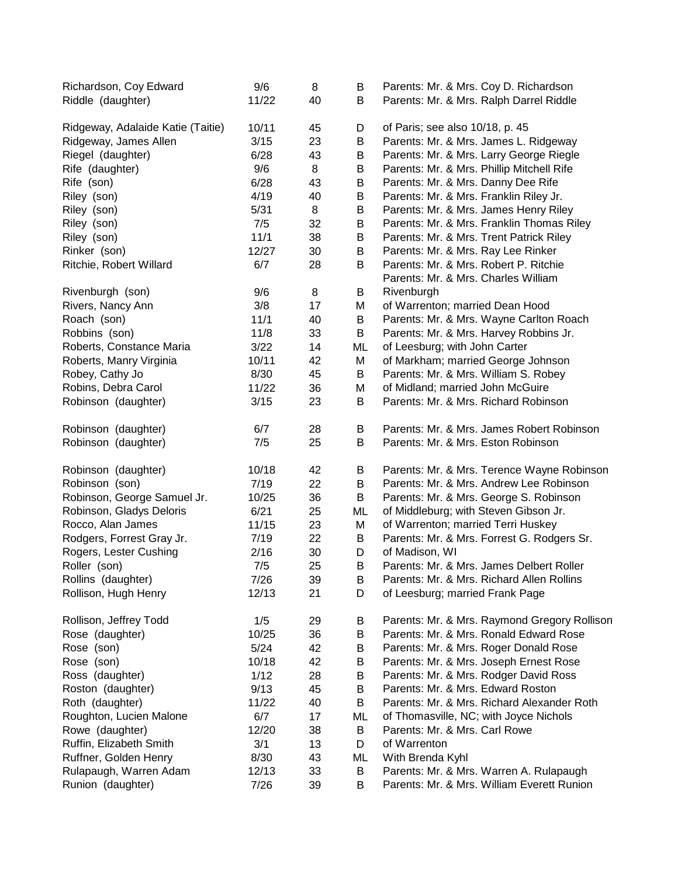| | | | | |
|---|---|---|---|---|
| Richardson, Coy Edward | 9/6 | 8 | B | Parents: Mr. & Mrs. Coy D. Richardson |
| Riddle (daughter) | 11/22 | 40 | B | Parents: Mr. & Mrs. Ralph Darrel Riddle |
| Ridgeway, Adalaide Katie (Taitie) | 10/11 | 45 | D | of Paris; see also 10/18, p. 45 |
| Ridgeway, James Allen | 3/15 | 23 | B | Parents: Mr. & Mrs. James L. Ridgeway |
| Riegel (daughter) | 6/28 | 43 | B | Parents: Mr. & Mrs. Larry George Riegle |
| Rife (daughter) | 9/6 | 8 | B | Parents: Mr. & Mrs. Phillip Mitchell Rife |
| Rife (son) | 6/28 | 43 | B | Parents: Mr. & Mrs. Danny Dee Rife |
| Riley (son) | 4/19 | 40 | B | Parents: Mr. & Mrs. Franklin Riley Jr. |
| Riley (son) | 5/31 | 8 | B | Parents: Mr. & Mrs. James Henry Riley |
| Riley (son) | 7/5 | 32 | B | Parents: Mr. & Mrs. Franklin Thomas Riley |
| Riley (son) | 11/1 | 38 | B | Parents: Mr. & Mrs. Trent Patrick Riley |
| Rinker (son) | 12/27 | 30 | B | Parents: Mr. & Mrs. Ray Lee Rinker |
| Ritchie, Robert Willard | 6/7 | 28 | B | Parents: Mr. & Mrs. Robert P. Ritchie |
| Rivenburgh (son) | 9/6 | 8 | B | Parents: Mr. & Mrs. Charles William Rivenburgh |
| Rivers, Nancy Ann | 3/8 | 17 | M | of Warrenton; married Dean Hood |
| Roach (son) | 11/1 | 40 | B | Parents: Mr. & Mrs. Wayne Carlton Roach |
| Robbins (son) | 11/8 | 33 | B | Parents: Mr. & Mrs. Harvey Robbins Jr. |
| Roberts, Constance Maria | 3/22 | 14 | ML | of Leesburg; with John Carter |
| Roberts, Manry Virginia | 10/11 | 42 | M | of Markham; married George Johnson |
| Robey, Cathy Jo | 8/30 | 45 | B | Parents: Mr. & Mrs. William S. Robey |
| Robins, Debra Carol | 11/22 | 36 | M | of Midland; married John McGuire |
| Robinson (daughter) | 3/15 | 23 | B | Parents: Mr. & Mrs. Richard Robinson |
| Robinson (daughter) | 6/7 | 28 | B | Parents: Mr. & Mrs. James Robert Robinson |
| Robinson (daughter) | 7/5 | 25 | B | Parents: Mr. & Mrs. Eston Robinson |
| Robinson (daughter) | 10/18 | 42 | B | Parents: Mr. & Mrs. Terence Wayne Robinson |
| Robinson (son) | 7/19 | 22 | B | Parents: Mr. & Mrs. Andrew Lee Robinson |
| Robinson, George Samuel Jr. | 10/25 | 36 | B | Parents: Mr. & Mrs. George S. Robinson |
| Robinson, Gladys Deloris | 6/21 | 25 | ML | of Middleburg; with Steven Gibson Jr. |
| Rocco, Alan James | 11/15 | 23 | M | of Warrenton; married Terri Huskey |
| Rodgers, Forrest Gray Jr. | 7/19 | 22 | B | Parents: Mr. & Mrs. Forrest G. Rodgers Sr. |
| Rogers, Lester Cushing | 2/16 | 30 | D | of Madison, WI |
| Roller (son) | 7/5 | 25 | B | Parents: Mr. & Mrs. James Delbert Roller |
| Rollins (daughter) | 7/26 | 39 | B | Parents: Mr. & Mrs. Richard Allen Rollins |
| Rollison, Hugh Henry | 12/13 | 21 | D | of Leesburg; married Frank Page |
| Rollison, Jeffrey Todd | 1/5 | 29 | B | Parents: Mr. & Mrs. Raymond Gregory Rollison |
| Rose (daughter) | 10/25 | 36 | B | Parents: Mr. & Mrs. Ronald Edward Rose |
| Rose (son) | 5/24 | 42 | B | Parents: Mr. & Mrs. Roger Donald Rose |
| Rose (son) | 10/18 | 42 | B | Parents: Mr. & Mrs. Joseph Ernest Rose |
| Ross (daughter) | 1/12 | 28 | B | Parents: Mr. & Mrs. Rodger David Ross |
| Roston (daughter) | 9/13 | 45 | B | Parents: Mr. & Mrs. Edward Roston |
| Roth (daughter) | 11/22 | 40 | B | Parents: Mr. & Mrs. Richard Alexander Roth |
| Roughton, Lucien Malone | 6/7 | 17 | ML | of Thomasville, NC; with Joyce Nichols |
| Rowe (daughter) | 12/20 | 38 | B | Parents: Mr. & Mrs. Carl Rowe |
| Ruffin, Elizabeth Smith | 3/1 | 13 | D | of Warrenton |
| Ruffner, Golden Henry | 8/30 | 43 | ML | With Brenda Kyhl |
| Rulapaugh, Warren Adam | 12/13 | 33 | B | Parents: Mr. & Mrs. Warren A. Rulapaugh |
| Runion (daughter) | 7/26 | 39 | B | Parents: Mr. & Mrs. William Everett Runion |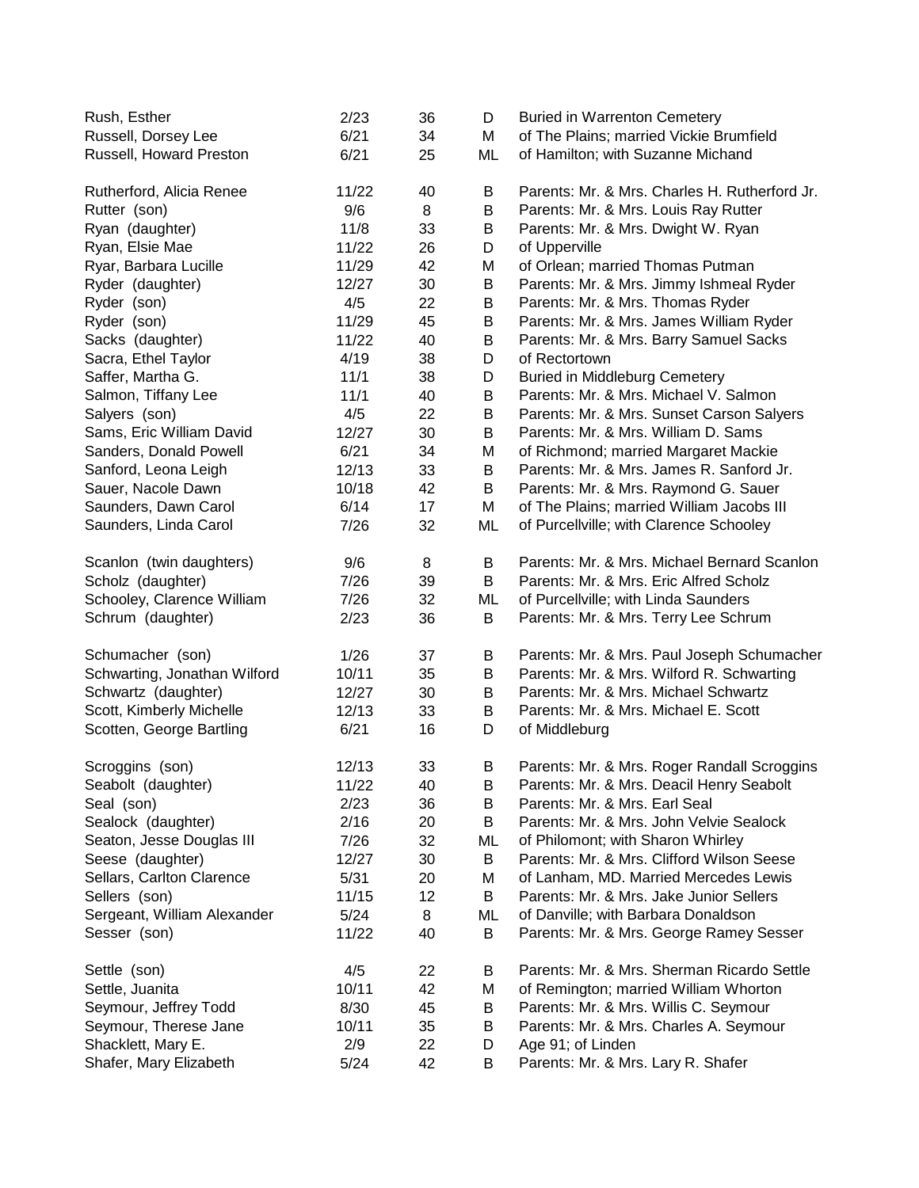| | | | | |
|---|---|---|---|---|
| Rush, Esther | 2/23 | 36 | D | Buried in Warrenton Cemetery |
| Russell, Dorsey Lee | 6/21 | 34 | M | of The Plains; married Vickie Brumfield |
| Russell, Howard Preston | 6/21 | 25 | ML | of Hamilton; with Suzanne Michand |
| Rutherford, Alicia Renee | 11/22 | 40 | B | Parents: Mr. & Mrs. Charles H. Rutherford Jr. |
| Rutter (son) | 9/6 | 8 | B | Parents: Mr. & Mrs. Louis Ray Rutter |
| Ryan (daughter) | 11/8 | 33 | B | Parents: Mr. & Mrs. Dwight W. Ryan |
| Ryan, Elsie Mae | 11/22 | 26 | D | of Upperville |
| Ryar, Barbara Lucille | 11/29 | 42 | M | of Orlean; married Thomas Putman |
| Ryder (daughter) | 12/27 | 30 | B | Parents: Mr. & Mrs. Jimmy Ishmeal Ryder |
| Ryder (son) | 4/5 | 22 | B | Parents: Mr. & Mrs. Thomas Ryder |
| Ryder (son) | 11/29 | 45 | B | Parents: Mr. & Mrs. James William Ryder |
| Sacks (daughter) | 11/22 | 40 | B | Parents: Mr. & Mrs. Barry Samuel Sacks |
| Sacra, Ethel Taylor | 4/19 | 38 | D | of Rectortown |
| Saffer, Martha G. | 11/1 | 38 | D | Buried in Middleburg Cemetery |
| Salmon, Tiffany Lee | 11/1 | 40 | B | Parents: Mr. & Mrs. Michael V. Salmon |
| Salyers (son) | 4/5 | 22 | B | Parents: Mr. & Mrs. Sunset Carson Salyers |
| Sams, Eric William David | 12/27 | 30 | B | Parents: Mr. & Mrs. William D. Sams |
| Sanders, Donald Powell | 6/21 | 34 | M | of Richmond; married Margaret Mackie |
| Sanford, Leona Leigh | 12/13 | 33 | B | Parents: Mr. & Mrs. James R. Sanford Jr. |
| Sauer, Nacole Dawn | 10/18 | 42 | B | Parents: Mr. & Mrs. Raymond G. Sauer |
| Saunders, Dawn Carol | 6/14 | 17 | M | of The Plains; married William Jacobs III |
| Saunders, Linda Carol | 7/26 | 32 | ML | of Purcellville; with Clarence Schooley |
| Scanlon (twin daughters) | 9/6 | 8 | B | Parents: Mr. & Mrs. Michael Bernard Scanlon |
| Scholz (daughter) | 7/26 | 39 | B | Parents: Mr. & Mrs. Eric Alfred Scholz |
| Schooley, Clarence William | 7/26 | 32 | ML | of Purcellville; with Linda Saunders |
| Schrum (daughter) | 2/23 | 36 | B | Parents: Mr. & Mrs. Terry Lee Schrum |
| Schumacher (son) | 1/26 | 37 | B | Parents: Mr. & Mrs. Paul Joseph Schumacher |
| Schwarting, Jonathan Wilford | 10/11 | 35 | B | Parents: Mr. & Mrs. Wilford R. Schwarting |
| Schwartz (daughter) | 12/27 | 30 | B | Parents: Mr. & Mrs. Michael Schwartz |
| Scott, Kimberly Michelle | 12/13 | 33 | B | Parents: Mr. & Mrs. Michael E. Scott |
| Scotten, George Bartling | 6/21 | 16 | D | of Middleburg |
| Scroggins (son) | 12/13 | 33 | B | Parents: Mr. & Mrs. Roger Randall Scroggins |
| Seabolt (daughter) | 11/22 | 40 | B | Parents: Mr. & Mrs. Deacil Henry Seabolt |
| Seal (son) | 2/23 | 36 | B | Parents: Mr. & Mrs. Earl Seal |
| Sealock (daughter) | 2/16 | 20 | B | Parents: Mr. & Mrs. John Velvie Sealock |
| Seaton, Jesse Douglas III | 7/26 | 32 | ML | of Philomont; with Sharon Whirley |
| Seese (daughter) | 12/27 | 30 | B | Parents: Mr. & Mrs. Clifford Wilson Seese |
| Sellars, Carlton Clarence | 5/31 | 20 | M | of Lanham, MD. Married Mercedes Lewis |
| Sellers (son) | 11/15 | 12 | B | Parents: Mr. & Mrs. Jake Junior Sellers |
| Sergeant, William Alexander | 5/24 | 8 | ML | of Danville; with Barbara Donaldson |
| Sesser (son) | 11/22 | 40 | B | Parents: Mr. & Mrs. George Ramey Sesser |
| Settle (son) | 4/5 | 22 | B | Parents: Mr. & Mrs. Sherman Ricardo Settle |
| Settle, Juanita | 10/11 | 42 | M | of Remington; married William Whorton |
| Seymour, Jeffrey Todd | 8/30 | 45 | B | Parents: Mr. & Mrs. Willis C. Seymour |
| Seymour, Therese Jane | 10/11 | 35 | B | Parents: Mr. & Mrs. Charles A. Seymour |
| Shacklett, Mary E. | 2/9 | 22 | D | Age 91; of Linden |
| Shafer, Mary Elizabeth | 5/24 | 42 | B | Parents: Mr. & Mrs. Lary R. Shafer |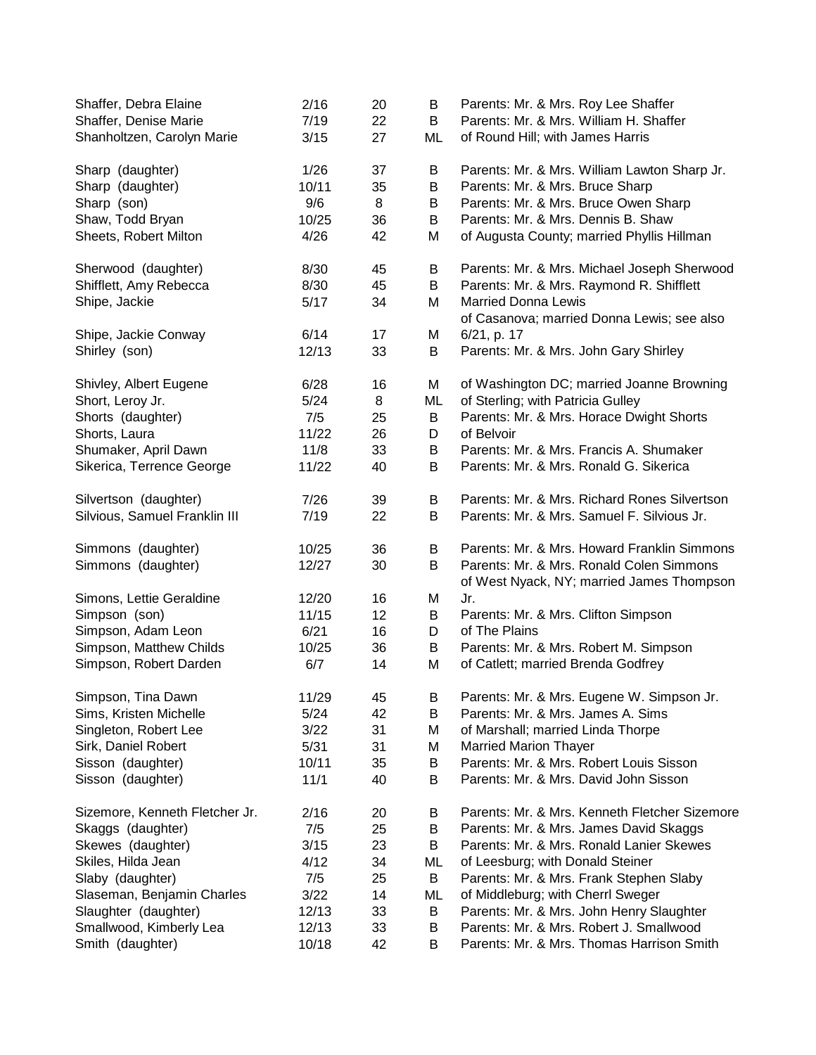| | | | | |
|---|---|---|---|---|
| Shaffer, Debra Elaine | 2/16 | 20 | B | Parents: Mr. & Mrs. Roy Lee Shaffer |
| Shaffer, Denise Marie | 7/19 | 22 | B | Parents: Mr. & Mrs. William H. Shaffer |
| Shanholtzen, Carolyn Marie | 3/15 | 27 | ML | of Round Hill; with James Harris |
| Sharp (daughter) | 1/26 | 37 | B | Parents: Mr. & Mrs. William Lawton Sharp Jr. |
| Sharp (daughter) | 10/11 | 35 | B | Parents: Mr. & Mrs. Bruce Sharp |
| Sharp (son) | 9/6 | 8 | B | Parents: Mr. & Mrs. Bruce Owen Sharp |
| Shaw, Todd Bryan | 10/25 | 36 | B | Parents: Mr. & Mrs. Dennis B. Shaw |
| Sheets, Robert Milton | 4/26 | 42 | M | of Augusta County; married Phyllis Hillman |
| Sherwood (daughter) | 8/30 | 45 | B | Parents: Mr. & Mrs. Michael Joseph Sherwood |
| Shifflett, Amy Rebecca | 8/30 | 45 | B | Parents: Mr. & Mrs. Raymond R. Shifflett |
| Shipe, Jackie | 5/17 | 34 | M | Married Donna Lewis |
| Shipe, Jackie Conway | 6/14 | 17 | M | of Casanova; married Donna Lewis; see also 6/21, p. 17 |
| Shirley (son) | 12/13 | 33 | B | Parents: Mr. & Mrs. John Gary Shirley |
| Shivley, Albert Eugene | 6/28 | 16 | M | of Washington DC; married Joanne Browning |
| Short, Leroy Jr. | 5/24 | 8 | ML | of Sterling; with Patricia Gulley |
| Shorts (daughter) | 7/5 | 25 | B | Parents: Mr. & Mrs. Horace Dwight Shorts |
| Shorts, Laura | 11/22 | 26 | D | of Belvoir |
| Shumaker, April Dawn | 11/8 | 33 | B | Parents: Mr. & Mrs. Francis A. Shumaker |
| Sikerica, Terrence George | 11/22 | 40 | B | Parents: Mr. & Mrs. Ronald G. Sikerica |
| Silvertson (daughter) | 7/26 | 39 | B | Parents: Mr. & Mrs. Richard Rones Silvertson |
| Silvious, Samuel Franklin III | 7/19 | 22 | B | Parents: Mr. & Mrs. Samuel F. Silvious Jr. |
| Simmons (daughter) | 10/25 | 36 | B | Parents: Mr. & Mrs. Howard Franklin Simmons |
| Simmons (daughter) | 12/27 | 30 | B | Parents: Mr. & Mrs. Ronald Colen Simmons |
| Simons, Lettie Geraldine | 12/20 | 16 | M | of West Nyack, NY; married James Thompson Jr. |
| Simpson (son) | 11/15 | 12 | B | Parents: Mr. & Mrs. Clifton Simpson |
| Simpson, Adam Leon | 6/21 | 16 | D | of The Plains |
| Simpson, Matthew Childs | 10/25 | 36 | B | Parents: Mr. & Mrs. Robert M. Simpson |
| Simpson, Robert Darden | 6/7 | 14 | M | of Catlett; married Brenda Godfrey |
| Simpson, Tina Dawn | 11/29 | 45 | B | Parents: Mr. & Mrs. Eugene W. Simpson Jr. |
| Sims, Kristen Michelle | 5/24 | 42 | B | Parents: Mr. & Mrs. James A. Sims |
| Singleton, Robert Lee | 3/22 | 31 | M | of Marshall; married Linda Thorpe |
| Sirk, Daniel Robert | 5/31 | 31 | M | Married Marion Thayer |
| Sisson (daughter) | 10/11 | 35 | B | Parents: Mr. & Mrs. Robert Louis Sisson |
| Sisson (daughter) | 11/1 | 40 | B | Parents: Mr. & Mrs. David John Sisson |
| Sizemore, Kenneth Fletcher Jr. | 2/16 | 20 | B | Parents: Mr. & Mrs. Kenneth Fletcher Sizemore |
| Skaggs (daughter) | 7/5 | 25 | B | Parents: Mr. & Mrs. James David Skaggs |
| Skewes (daughter) | 3/15 | 23 | B | Parents: Mr. & Mrs. Ronald Lanier Skewes |
| Skiles, Hilda Jean | 4/12 | 34 | ML | of Leesburg; with Donald Steiner |
| Slaby (daughter) | 7/5 | 25 | B | Parents: Mr. & Mrs. Frank Stephen Slaby |
| Slaseman, Benjamin Charles | 3/22 | 14 | ML | of Middleburg; with Cherrl Sweger |
| Slaughter (daughter) | 12/13 | 33 | B | Parents: Mr. & Mrs. John Henry Slaughter |
| Smallwood, Kimberly Lea | 12/13 | 33 | B | Parents: Mr. & Mrs. Robert J. Smallwood |
| Smith (daughter) | 10/18 | 42 | B | Parents: Mr. & Mrs. Thomas Harrison Smith |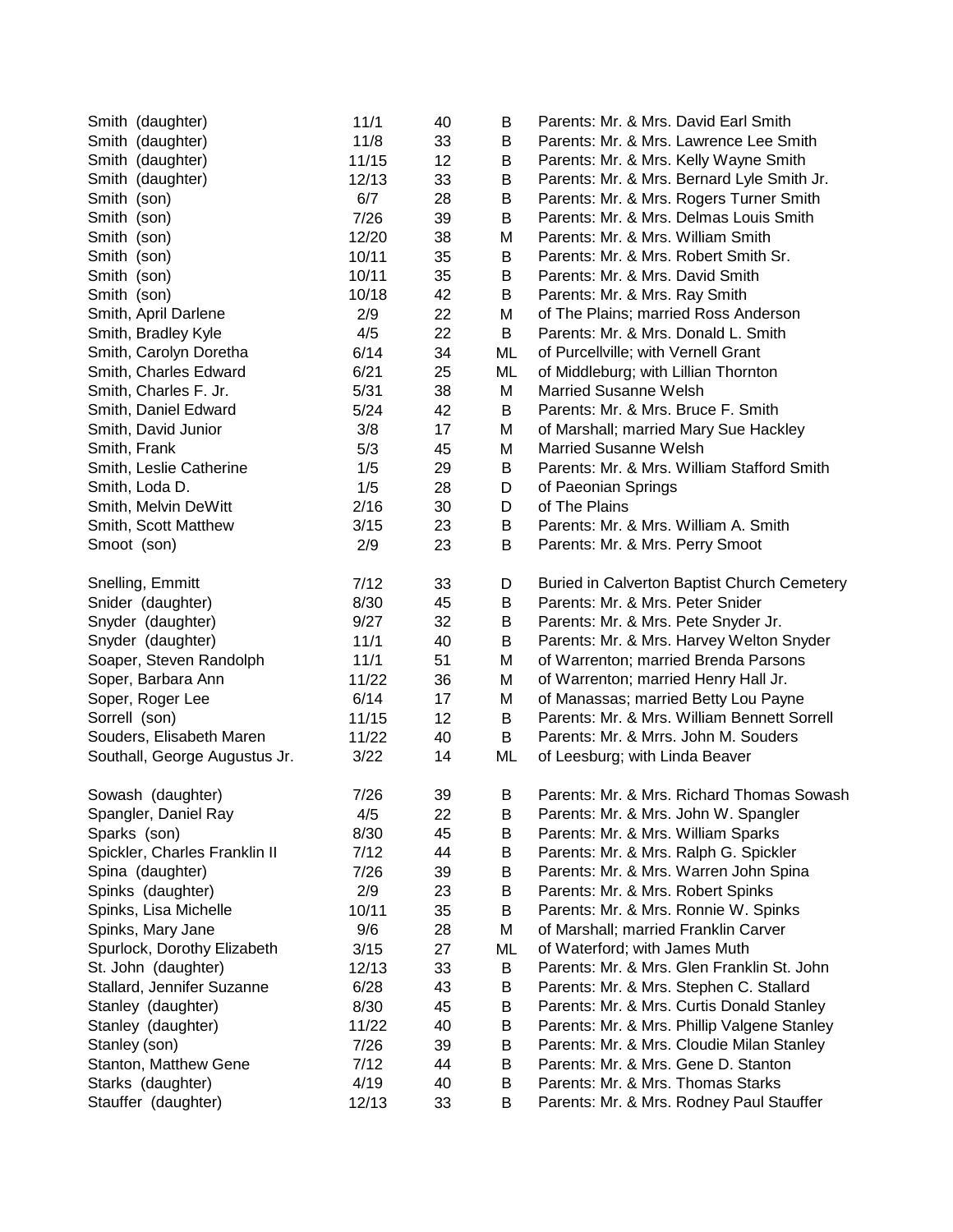| | | | | |
|---|---|---|---|---|
| Smith (daughter) | 11/1 | 40 | B | Parents: Mr. & Mrs. David Earl Smith |
| Smith (daughter) | 11/8 | 33 | B | Parents: Mr. & Mrs. Lawrence Lee Smith |
| Smith (daughter) | 11/15 | 12 | B | Parents: Mr. & Mrs. Kelly Wayne Smith |
| Smith (daughter) | 12/13 | 33 | B | Parents: Mr. & Mrs. Bernard Lyle Smith Jr. |
| Smith (son) | 6/7 | 28 | B | Parents: Mr. & Mrs. Rogers Turner Smith |
| Smith (son) | 7/26 | 39 | B | Parents: Mr. & Mrs. Delmas Louis Smith |
| Smith (son) | 12/20 | 38 | M | Parents: Mr. & Mrs. William Smith |
| Smith (son) | 10/11 | 35 | B | Parents: Mr. & Mrs. Robert Smith Sr. |
| Smith (son) | 10/11 | 35 | B | Parents: Mr. & Mrs. David Smith |
| Smith (son) | 10/18 | 42 | B | Parents: Mr. & Mrs. Ray Smith |
| Smith, April Darlene | 2/9 | 22 | M | of The Plains; married Ross Anderson |
| Smith, Bradley Kyle | 4/5 | 22 | B | Parents: Mr. & Mrs. Donald L. Smith |
| Smith, Carolyn Doretha | 6/14 | 34 | ML | of Purcellville; with Vernell Grant |
| Smith, Charles Edward | 6/21 | 25 | ML | of Middleburg; with Lillian Thornton |
| Smith, Charles F. Jr. | 5/31 | 38 | M | Married Susanne Welsh |
| Smith, Daniel Edward | 5/24 | 42 | B | Parents: Mr. & Mrs. Bruce F. Smith |
| Smith, David Junior | 3/8 | 17 | M | of Marshall; married Mary Sue Hackley |
| Smith, Frank | 5/3 | 45 | M | Married Susanne Welsh |
| Smith, Leslie Catherine | 1/5 | 29 | B | Parents: Mr. & Mrs. William Stafford Smith |
| Smith, Loda D. | 1/5 | 28 | D | of Paeonian Springs |
| Smith, Melvin DeWitt | 2/16 | 30 | D | of The Plains |
| Smith, Scott Matthew | 3/15 | 23 | B | Parents: Mr. & Mrs. William A. Smith |
| Smoot (son) | 2/9 | 23 | B | Parents: Mr. & Mrs. Perry Smoot |
| | | | | |
| Snelling, Emmitt | 7/12 | 33 | D | Buried in Calverton Baptist Church Cemetery |
| Snider (daughter) | 8/30 | 45 | B | Parents: Mr. & Mrs. Peter Snider |
| Snyder (daughter) | 9/27 | 32 | B | Parents: Mr. & Mrs. Pete Snyder Jr. |
| Snyder (daughter) | 11/1 | 40 | B | Parents: Mr. & Mrs. Harvey Welton Snyder |
| Soaper, Steven Randolph | 11/1 | 51 | M | of Warrenton; married Brenda Parsons |
| Soper, Barbara Ann | 11/22 | 36 | M | of Warrenton; married Henry Hall Jr. |
| Soper, Roger Lee | 6/14 | 17 | M | of Manassas; married Betty Lou Payne |
| Sorrell (son) | 11/15 | 12 | B | Parents: Mr. & Mrs. William Bennett Sorrell |
| Souders, Elisabeth Maren | 11/22 | 40 | B | Parents: Mr. & Mrrs. John M. Souders |
| Southall, George Augustus Jr. | 3/22 | 14 | ML | of Leesburg; with Linda Beaver |
| | | | | |
| Sowash (daughter) | 7/26 | 39 | B | Parents: Mr. & Mrs. Richard Thomas Sowash |
| Spangler, Daniel Ray | 4/5 | 22 | B | Parents: Mr. & Mrs. John W. Spangler |
| Sparks (son) | 8/30 | 45 | B | Parents: Mr. & Mrs. William Sparks |
| Spickler, Charles Franklin II | 7/12 | 44 | B | Parents: Mr. & Mrs. Ralph G. Spickler |
| Spina (daughter) | 7/26 | 39 | B | Parents: Mr. & Mrs. Warren John Spina |
| Spinks (daughter) | 2/9 | 23 | B | Parents: Mr. & Mrs. Robert Spinks |
| Spinks, Lisa Michelle | 10/11 | 35 | B | Parents: Mr. & Mrs. Ronnie W. Spinks |
| Spinks, Mary Jane | 9/6 | 28 | M | of Marshall; married Franklin Carver |
| Spurlock, Dorothy Elizabeth | 3/15 | 27 | ML | of Waterford; with James Muth |
| St. John (daughter) | 12/13 | 33 | B | Parents: Mr. & Mrs. Glen Franklin St. John |
| Stallard, Jennifer Suzanne | 6/28 | 43 | B | Parents: Mr. & Mrs. Stephen C. Stallard |
| Stanley (daughter) | 8/30 | 45 | B | Parents: Mr. & Mrs. Curtis Donald Stanley |
| Stanley (daughter) | 11/22 | 40 | B | Parents: Mr. & Mrs. Phillip Valgene Stanley |
| Stanley (son) | 7/26 | 39 | B | Parents: Mr. & Mrs. Cloudie Milan Stanley |
| Stanton, Matthew Gene | 7/12 | 44 | B | Parents: Mr. & Mrs. Gene D. Stanton |
| Starks (daughter) | 4/19 | 40 | B | Parents: Mr. & Mrs. Thomas Starks |
| Stauffer (daughter) | 12/13 | 33 | B | Parents: Mr. & Mrs. Rodney Paul Stauffer |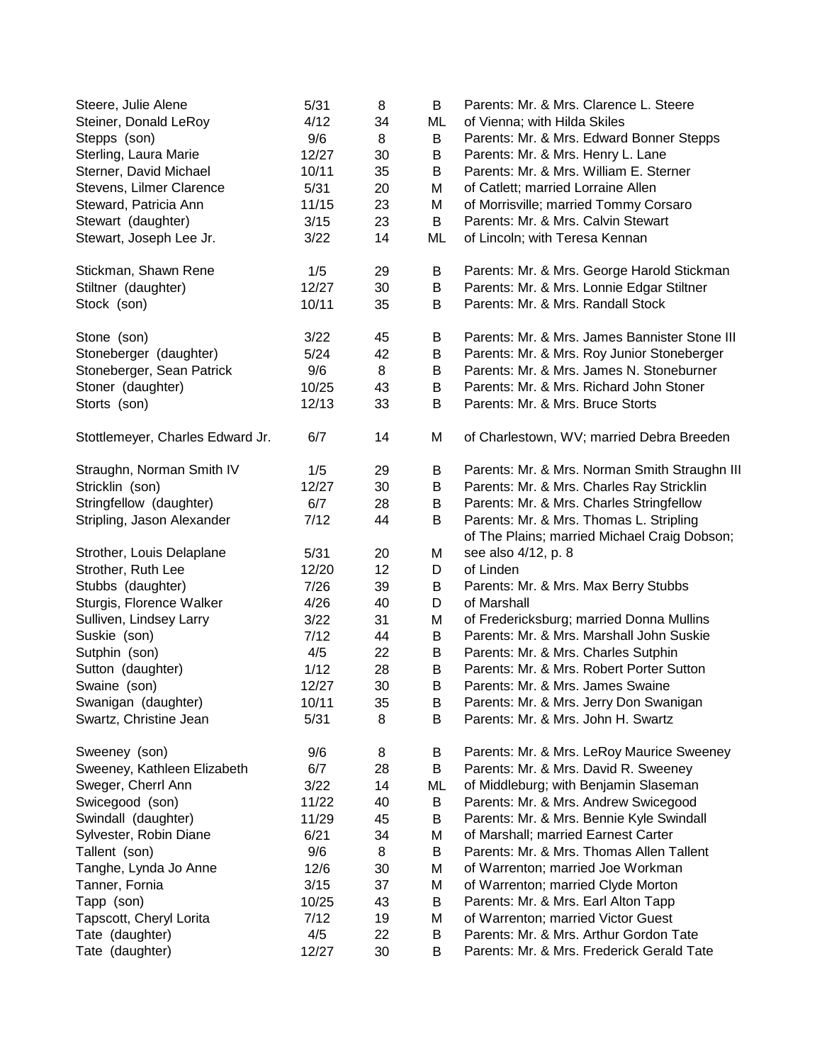| | | | | |
|---|---|---|---|---|
| Steere, Julie Alene | 5/31 | 8 | B | Parents: Mr. & Mrs. Clarence L. Steere |
| Steiner, Donald LeRoy | 4/12 | 34 | ML | of Vienna; with Hilda Skiles |
| Stepps (son) | 9/6 | 8 | B | Parents: Mr. & Mrs. Edward Bonner Stepps |
| Sterling, Laura Marie | 12/27 | 30 | B | Parents: Mr. & Mrs. Henry L. Lane |
| Sterner, David Michael | 10/11 | 35 | B | Parents: Mr. & Mrs. William E. Sterner |
| Stevens, Lilmer Clarence | 5/31 | 20 | M | of Catlett; married Lorraine Allen |
| Steward, Patricia Ann | 11/15 | 23 | M | of Morrisville; married Tommy Corsaro |
| Stewart (daughter) | 3/15 | 23 | B | Parents: Mr. & Mrs. Calvin Stewart |
| Stewart, Joseph Lee Jr. | 3/22 | 14 | ML | of Lincoln; with Teresa Kennan |
| Stickman, Shawn Rene | 1/5 | 29 | B | Parents: Mr. & Mrs. George Harold Stickman |
| Stiltner (daughter) | 12/27 | 30 | B | Parents: Mr. & Mrs. Lonnie Edgar Stiltner |
| Stock (son) | 10/11 | 35 | B | Parents: Mr. & Mrs. Randall Stock |
| Stone (son) | 3/22 | 45 | B | Parents: Mr. & Mrs. James Bannister Stone III |
| Stoneberger (daughter) | 5/24 | 42 | B | Parents: Mr. & Mrs. Roy Junior Stoneberger |
| Stoneberger, Sean Patrick | 9/6 | 8 | B | Parents: Mr. & Mrs. James N. Stoneburner |
| Stoner (daughter) | 10/25 | 43 | B | Parents: Mr. & Mrs. Richard John Stoner |
| Storts (son) | 12/13 | 33 | B | Parents: Mr. & Mrs. Bruce Storts |
| Stottlemeyer, Charles Edward Jr. | 6/7 | 14 | M | of Charlestown, WV; married Debra Breeden |
| Straughn, Norman Smith IV | 1/5 | 29 | B | Parents: Mr. & Mrs. Norman Smith Straughn III |
| Stricklin (son) | 12/27 | 30 | B | Parents: Mr. & Mrs. Charles Ray Stricklin |
| Stringfellow (daughter) | 6/7 | 28 | B | Parents: Mr. & Mrs. Charles Stringfellow |
| Stripling, Jason Alexander | 7/12 | 44 | B | Parents: Mr. & Mrs. Thomas L. Stripling |
| | | | | of The Plains; married Michael Craig Dobson; |
| Strother, Louis Delaplane | 5/31 | 20 | M | see also 4/12, p. 8 |
| Strother, Ruth Lee | 12/20 | 12 | D | of Linden |
| Stubbs (daughter) | 7/26 | 39 | B | Parents: Mr. & Mrs. Max Berry Stubbs |
| Sturgis, Florence Walker | 4/26 | 40 | D | of Marshall |
| Sulliven, Lindsey Larry | 3/22 | 31 | M | of Fredericksburg; married Donna Mullins |
| Suskie (son) | 7/12 | 44 | B | Parents: Mr. & Mrs. Marshall John Suskie |
| Sutphin (son) | 4/5 | 22 | B | Parents: Mr. & Mrs. Charles Sutphin |
| Sutton (daughter) | 1/12 | 28 | B | Parents: Mr. & Mrs. Robert Porter Sutton |
| Swaine (son) | 12/27 | 30 | B | Parents: Mr. & Mrs. James Swaine |
| Swanigan (daughter) | 10/11 | 35 | B | Parents: Mr. & Mrs. Jerry Don Swanigan |
| Swartz, Christine Jean | 5/31 | 8 | B | Parents: Mr. & Mrs. John H. Swartz |
| Sweeney (son) | 9/6 | 8 | B | Parents: Mr. & Mrs. LeRoy Maurice Sweeney |
| Sweeney, Kathleen Elizabeth | 6/7 | 28 | B | Parents: Mr. & Mrs. David R. Sweeney |
| Sweger, Cherrl Ann | 3/22 | 14 | ML | of Middleburg; with Benjamin Slaseman |
| Swicegood (son) | 11/22 | 40 | B | Parents: Mr. & Mrs. Andrew Swicegood |
| Swindall (daughter) | 11/29 | 45 | B | Parents: Mr. & Mrs. Bennie Kyle Swindall |
| Sylvester, Robin Diane | 6/21 | 34 | M | of Marshall; married Earnest Carter |
| Tallent (son) | 9/6 | 8 | B | Parents: Mr. & Mrs. Thomas Allen Tallent |
| Tanghe, Lynda Jo Anne | 12/6 | 30 | M | of Warrenton; married Joe Workman |
| Tanner, Fornia | 3/15 | 37 | M | of Warrenton; married Clyde Morton |
| Tapp (son) | 10/25 | 43 | B | Parents: Mr. & Mrs. Earl Alton Tapp |
| Tapscott, Cheryl Lorita | 7/12 | 19 | M | of Warrenton; married Victor Guest |
| Tate (daughter) | 4/5 | 22 | B | Parents: Mr. & Mrs. Arthur Gordon Tate |
| Tate (daughter) | 12/27 | 30 | B | Parents: Mr. & Mrs. Frederick Gerald Tate |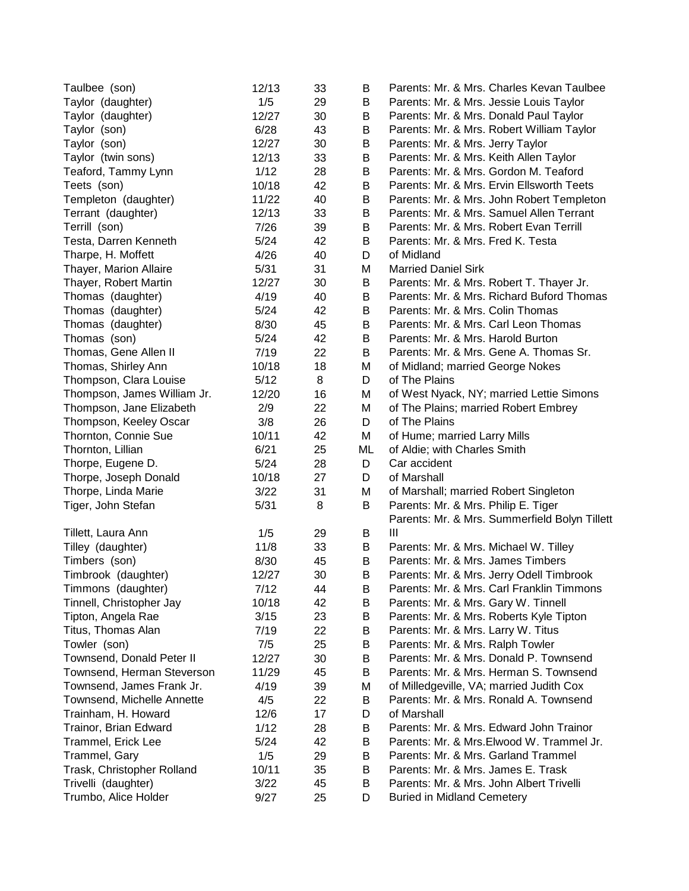| | | | | |
|---|---|---|---|---|
| Taulbee (son) | 12/13 | 33 | B | Parents: Mr. & Mrs. Charles Kevan Taulbee |
| Taylor (daughter) | 1/5 | 29 | B | Parents: Mr. & Mrs. Jessie Louis Taylor |
| Taylor (daughter) | 12/27 | 30 | B | Parents: Mr. & Mrs. Donald Paul Taylor |
| Taylor (son) | 6/28 | 43 | B | Parents: Mr. & Mrs. Robert William Taylor |
| Taylor (son) | 12/27 | 30 | B | Parents: Mr. & Mrs. Jerry Taylor |
| Taylor (twin sons) | 12/13 | 33 | B | Parents: Mr. & Mrs. Keith Allen Taylor |
| Teaford, Tammy Lynn | 1/12 | 28 | B | Parents: Mr. & Mrs. Gordon M. Teaford |
| Teets (son) | 10/18 | 42 | B | Parents: Mr. & Mrs. Ervin Ellsworth Teets |
| Templeton (daughter) | 11/22 | 40 | B | Parents: Mr. & Mrs. John Robert Templeton |
| Terrant (daughter) | 12/13 | 33 | B | Parents: Mr. & Mrs. Samuel Allen Terrant |
| Terrill (son) | 7/26 | 39 | B | Parents: Mr. & Mrs. Robert Evan Terrill |
| Testa, Darren Kenneth | 5/24 | 42 | B | Parents: Mr. & Mrs. Fred K. Testa |
| Tharpe, H. Moffett | 4/26 | 40 | D | of Midland |
| Thayer, Marion Allaire | 5/31 | 31 | M | Married Daniel Sirk |
| Thayer, Robert Martin | 12/27 | 30 | B | Parents: Mr. & Mrs. Robert T. Thayer Jr. |
| Thomas (daughter) | 4/19 | 40 | B | Parents: Mr. & Mrs. Richard Buford Thomas |
| Thomas (daughter) | 5/24 | 42 | B | Parents: Mr. & Mrs. Colin Thomas |
| Thomas (daughter) | 8/30 | 45 | B | Parents: Mr. & Mrs. Carl Leon Thomas |
| Thomas (son) | 5/24 | 42 | B | Parents: Mr. & Mrs. Harold Burton |
| Thomas, Gene Allen II | 7/19 | 22 | B | Parents: Mr. & Mrs. Gene A. Thomas Sr. |
| Thomas, Shirley Ann | 10/18 | 18 | M | of Midland; married George Nokes |
| Thompson, Clara Louise | 5/12 | 8 | D | of The Plains |
| Thompson, James William Jr. | 12/20 | 16 | M | of West Nyack, NY; married Lettie Simons |
| Thompson, Jane Elizabeth | 2/9 | 22 | M | of The Plains; married Robert Embrey |
| Thompson, Keeley Oscar | 3/8 | 26 | D | of The Plains |
| Thornton, Connie Sue | 10/11 | 42 | M | of Hume; married Larry Mills |
| Thornton, Lillian | 6/21 | 25 | ML | of Aldie; with Charles Smith |
| Thorpe, Eugene D. | 5/24 | 28 | D | Car accident |
| Thorpe, Joseph Donald | 10/18 | 27 | D | of Marshall |
| Thorpe, Linda Marie | 3/22 | 31 | M | of Marshall; married Robert Singleton |
| Tiger, John Stefan | 5/31 | 8 | B | Parents: Mr. & Mrs. Philip E. Tiger |
| Tillett, Laura Ann | 1/5 | 29 | B | Parents: Mr. & Mrs. Summerfield Bolyn Tillett III |
| Tilley (daughter) | 11/8 | 33 | B | Parents: Mr. & Mrs. Michael W. Tilley |
| Timbers (son) | 8/30 | 45 | B | Parents: Mr. & Mrs. James Timbers |
| Timbrook (daughter) | 12/27 | 30 | B | Parents: Mr. & Mrs. Jerry Odell Timbrook |
| Timmons (daughter) | 7/12 | 44 | B | Parents: Mr. & Mrs. Carl Franklin Timmons |
| Tinnell, Christopher Jay | 10/18 | 42 | B | Parents: Mr. & Mrs. Gary W. Tinnell |
| Tipton, Angela Rae | 3/15 | 23 | B | Parents: Mr. & Mrs. Roberts Kyle Tipton |
| Titus, Thomas Alan | 7/19 | 22 | B | Parents: Mr. & Mrs. Larry W. Titus |
| Towler (son) | 7/5 | 25 | B | Parents: Mr. & Mrs. Ralph Towler |
| Townsend, Donald Peter II | 12/27 | 30 | B | Parents: Mr. & Mrs. Donald P. Townsend |
| Townsend, Herman Steverson | 11/29 | 45 | B | Parents: Mr. & Mrs. Herman S. Townsend |
| Townsend, James Frank Jr. | 4/19 | 39 | M | of Milledgeville, VA; married Judith Cox |
| Townsend, Michelle Annette | 4/5 | 22 | B | Parents: Mr. & Mrs. Ronald A. Townsend |
| Trainham, H. Howard | 12/6 | 17 | D | of Marshall |
| Trainor, Brian Edward | 1/12 | 28 | B | Parents: Mr. & Mrs. Edward John Trainor |
| Trammel, Erick Lee | 5/24 | 42 | B | Parents: Mr. & Mrs.Elwood W. Trammel Jr. |
| Trammel, Gary | 1/5 | 29 | B | Parents: Mr. & Mrs. Garland Trammel |
| Trask, Christopher Rolland | 10/11 | 35 | B | Parents: Mr. & Mrs. James E. Trask |
| Trivelli (daughter) | 3/22 | 45 | B | Parents: Mr. & Mrs. John Albert Trivelli |
| Trumbo, Alice Holder | 9/27 | 25 | D | Buried in Midland Cemetery |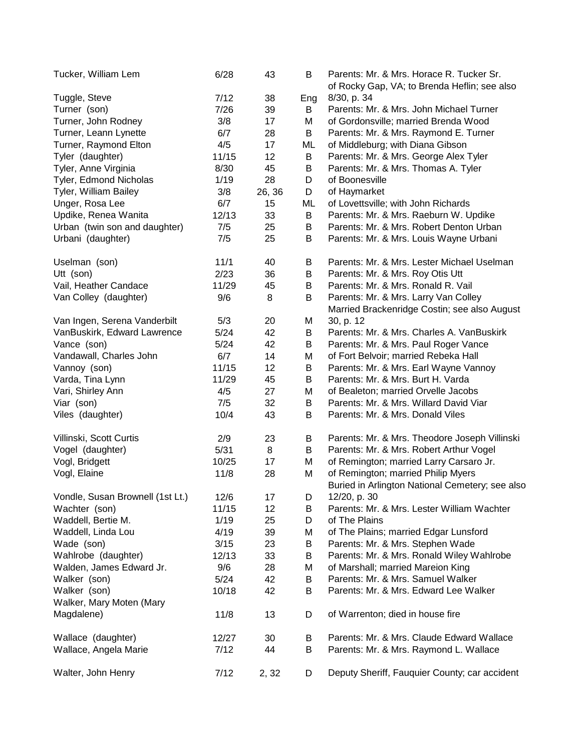| | | | | |
|---|---|---|---|---|
| Tucker, William Lem | 6/28 | 43 | B | Parents: Mr. & Mrs. Horace R. Tucker Sr. |
| Tuggle, Steve | 7/12 | 38 | Eng | of Rocky Gap, VA; to Brenda Heflin; see also 8/30, p. 34 |
| Turner (son) | 7/26 | 39 | B | Parents: Mr. & Mrs. John Michael Turner |
| Turner, John Rodney | 3/8 | 17 | M | of Gordonsville; married Brenda Wood |
| Turner, Leann Lynette | 6/7 | 28 | B | Parents: Mr. & Mrs. Raymond E. Turner |
| Turner, Raymond Elton | 4/5 | 17 | ML | of Middleburg; with Diana Gibson |
| Tyler (daughter) | 11/15 | 12 | B | Parents: Mr. & Mrs. George Alex Tyler |
| Tyler, Anne Virginia | 8/30 | 45 | B | Parents: Mr. & Mrs. Thomas A. Tyler |
| Tyler, Edmond Nicholas | 1/19 | 28 | D | of Boonesville |
| Tyler, William Bailey | 3/8 | 26, 36 | D | of Haymarket |
| Unger, Rosa Lee | 6/7 | 15 | ML | of Lovettsville; with John Richards |
| Updike, Renea Wanita | 12/13 | 33 | B | Parents: Mr. & Mrs. Raeburn W. Updike |
| Urban (twin son and daughter) | 7/5 | 25 | B | Parents: Mr. & Mrs. Robert Denton Urban |
| Urbani (daughter) | 7/5 | 25 | B | Parents: Mr. & Mrs. Louis Wayne Urbani |
| Uselman (son) | 11/1 | 40 | B | Parents: Mr. & Mrs. Lester Michael Uselman |
| Utt (son) | 2/23 | 36 | B | Parents: Mr. & Mrs. Roy Otis Utt |
| Vail, Heather Candace | 11/29 | 45 | B | Parents: Mr. & Mrs. Ronald R. Vail |
| Van Colley (daughter) | 9/6 | 8 | B | Parents: Mr. & Mrs. Larry Van Colley |
| Van Ingen, Serena Vanderbilt | 5/3 | 20 | M | Married Brackenridge Costin; see also August 30, p. 12 |
| VanBuskirk, Edward Lawrence | 5/24 | 42 | B | Parents: Mr. & Mrs. Charles A. VanBuskirk |
| Vance (son) | 5/24 | 42 | B | Parents: Mr. & Mrs. Paul Roger Vance |
| Vandawall, Charles John | 6/7 | 14 | M | of Fort Belvoir; married Rebeka Hall |
| Vannoy (son) | 11/15 | 12 | B | Parents: Mr. & Mrs. Earl Wayne Vannoy |
| Varda, Tina Lynn | 11/29 | 45 | B | Parents: Mr. & Mrs. Burt H. Varda |
| Vari, Shirley Ann | 4/5 | 27 | M | of Bealeton; married Orvelle Jacobs |
| Viar (son) | 7/5 | 32 | B | Parents: Mr. & Mrs. Willard David Viar |
| Viles (daughter) | 10/4 | 43 | B | Parents: Mr. & Mrs. Donald Viles |
| Villinski, Scott Curtis | 2/9 | 23 | B | Parents: Mr. & Mrs. Theodore Joseph Villinski |
| Vogel (daughter) | 5/31 | 8 | B | Parents: Mr. & Mrs. Robert Arthur Vogel |
| Vogl, Bridgett | 10/25 | 17 | M | of Remington; married Larry Carsaro Jr. |
| Vogl, Elaine | 11/8 | 28 | M | of Remington; married Philip Myers |
| Vondle, Susan Brownell (1st Lt.) | 12/6 | 17 | D | Buried in Arlington National Cemetery; see also 12/20, p. 30 |
| Wachter (son) | 11/15 | 12 | B | Parents: Mr. & Mrs. Lester William Wachter |
| Waddell, Bertie M. | 1/19 | 25 | D | of The Plains |
| Waddell, Linda Lou | 4/19 | 39 | M | of The Plains; married Edgar Lunsford |
| Wade (son) | 3/15 | 23 | B | Parents: Mr. & Mrs. Stephen Wade |
| Wahlrobe (daughter) | 12/13 | 33 | B | Parents: Mr. & Mrs. Ronald Wiley Wahlrobe |
| Walden, James Edward Jr. | 9/6 | 28 | M | of Marshall; married Mareion King |
| Walker (son) | 5/24 | 42 | B | Parents: Mr. & Mrs. Samuel Walker |
| Walker (son) | 10/18 | 42 | B | Parents: Mr. & Mrs. Edward Lee Walker |
| Walker, Mary Moten (Mary Magdalene) | 11/8 | 13 | D | of Warrenton; died in house fire |
| Wallace (daughter) | 12/27 | 30 | B | Parents: Mr. & Mrs. Claude Edward Wallace |
| Wallace, Angela Marie | 7/12 | 44 | B | Parents: Mr. & Mrs. Raymond L. Wallace |
| Walter, John Henry | 7/12 | 2, 32 | D | Deputy Sheriff, Fauquier County; car accident |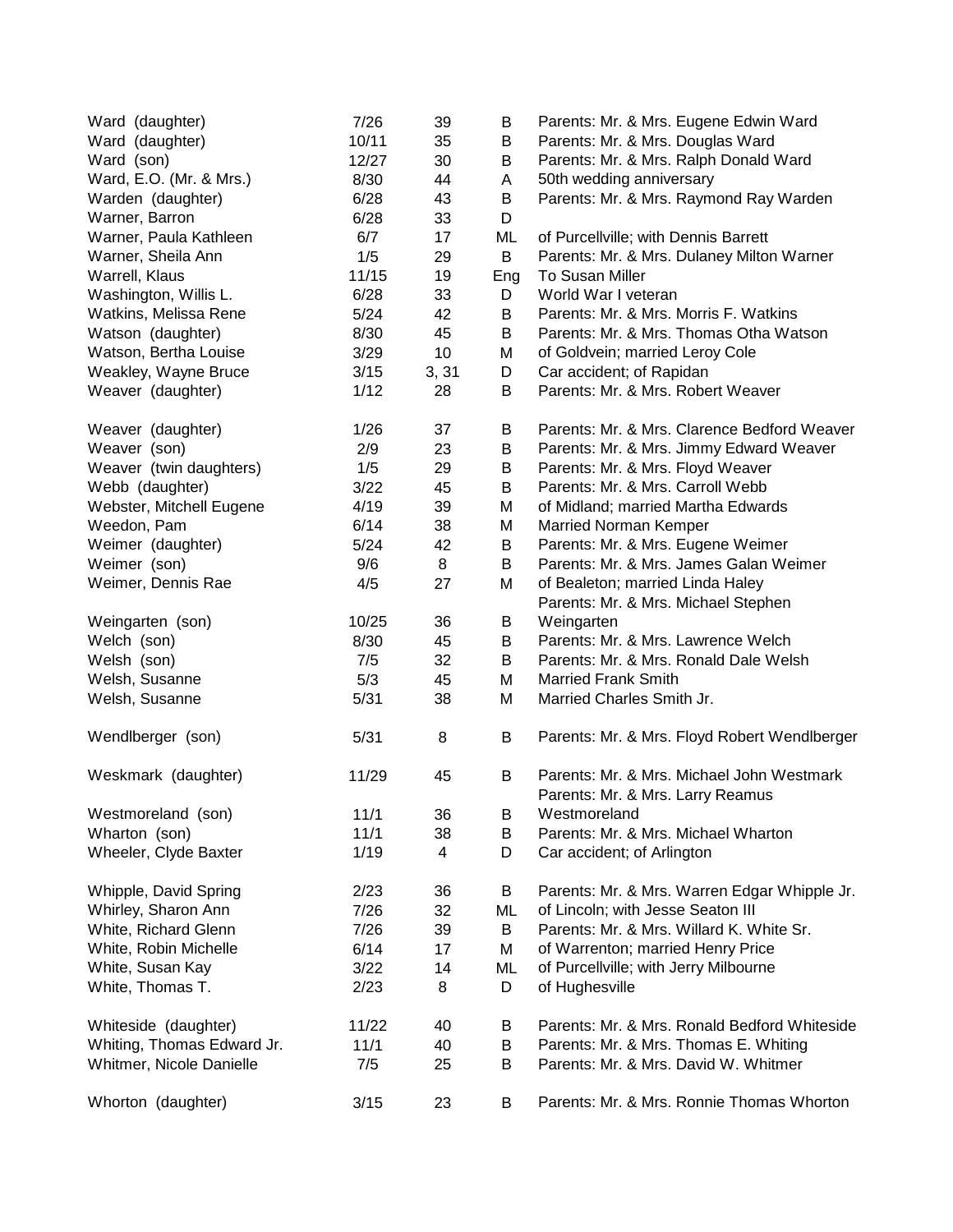| | | | | |
|---|---|---|---|---|
| Ward (daughter) | 7/26 | 39 | B | Parents: Mr. & Mrs. Eugene Edwin Ward |
| Ward (daughter) | 10/11 | 35 | B | Parents: Mr. & Mrs. Douglas Ward |
| Ward (son) | 12/27 | 30 | B | Parents: Mr. & Mrs. Ralph Donald Ward |
| Ward, E.O. (Mr. & Mrs.) | 8/30 | 44 | A | 50th wedding anniversary |
| Warden (daughter) | 6/28 | 43 | B | Parents: Mr. & Mrs. Raymond Ray Warden |
| Warner, Barron | 6/28 | 33 | D | |
| Warner, Paula Kathleen | 6/7 | 17 | ML | of Purcellville; with Dennis Barrett |
| Warner, Sheila Ann | 1/5 | 29 | B | Parents: Mr. & Mrs. Dulaney Milton Warner |
| Warrell, Klaus | 11/15 | 19 | Eng | To Susan Miller |
| Washington, Willis L. | 6/28 | 33 | D | World War I veteran |
| Watkins, Melissa Rene | 5/24 | 42 | B | Parents: Mr. & Mrs. Morris F. Watkins |
| Watson (daughter) | 8/30 | 45 | B | Parents: Mr. & Mrs. Thomas Otha Watson |
| Watson, Bertha Louise | 3/29 | 10 | M | of Goldvein; married Leroy Cole |
| Weakley, Wayne Bruce | 3/15 | 3, 31 | D | Car accident; of Rapidan |
| Weaver (daughter) | 1/12 | 28 | B | Parents: Mr. & Mrs. Robert Weaver |
| Weaver (daughter) | 1/26 | 37 | B | Parents: Mr. & Mrs. Clarence Bedford Weaver |
| Weaver (son) | 2/9 | 23 | B | Parents: Mr. & Mrs. Jimmy Edward Weaver |
| Weaver (twin daughters) | 1/5 | 29 | B | Parents: Mr. & Mrs. Floyd Weaver |
| Webb (daughter) | 3/22 | 45 | B | Parents: Mr. & Mrs. Carroll Webb |
| Webster, Mitchell Eugene | 4/19 | 39 | M | of Midland; married Martha Edwards |
| Weedon, Pam | 6/14 | 38 | M | Married Norman Kemper |
| Weimer (daughter) | 5/24 | 42 | B | Parents: Mr. & Mrs. Eugene Weimer |
| Weimer (son) | 9/6 | 8 | B | Parents: Mr. & Mrs. James Galan Weimer |
| Weimer, Dennis Rae | 4/5 | 27 | M | of Bealeton; married Linda Haley |
| Weingarten (son) | 10/25 | 36 | B | Parents: Mr. & Mrs. Michael Stephen Weingarten |
| Welch (son) | 8/30 | 45 | B | Parents: Mr. & Mrs. Lawrence Welch |
| Welsh (son) | 7/5 | 32 | B | Parents: Mr. & Mrs. Ronald Dale Welsh |
| Welsh, Susanne | 5/3 | 45 | M | Married Frank Smith |
| Welsh, Susanne | 5/31 | 38 | M | Married Charles Smith Jr. |
| Wendlberger (son) | 5/31 | 8 | B | Parents: Mr. & Mrs. Floyd Robert Wendlberger |
| Weskmark (daughter) | 11/29 | 45 | B | Parents: Mr. & Mrs. Michael John Westmark |
| Westmoreland (son) | 11/1 | 36 | B | Parents: Mr. & Mrs. Larry Reamus Westmoreland |
| Wharton (son) | 11/1 | 38 | B | Parents: Mr. & Mrs. Michael Wharton |
| Wheeler, Clyde Baxter | 1/19 | 4 | D | Car accident; of Arlington |
| Whipple, David Spring | 2/23 | 36 | B | Parents: Mr. & Mrs. Warren Edgar Whipple Jr. |
| Whirley, Sharon Ann | 7/26 | 32 | ML | of Lincoln; with Jesse Seaton III |
| White, Richard Glenn | 7/26 | 39 | B | Parents: Mr. & Mrs. Willard K. White Sr. |
| White, Robin Michelle | 6/14 | 17 | M | of Warrenton; married Henry Price |
| White, Susan Kay | 3/22 | 14 | ML | of Purcellville; with Jerry Milbourne |
| White, Thomas T. | 2/23 | 8 | D | of Hughesville |
| Whiteside (daughter) | 11/22 | 40 | B | Parents: Mr. & Mrs. Ronald Bedford Whiteside |
| Whiting, Thomas Edward Jr. | 11/1 | 40 | B | Parents: Mr. & Mrs. Thomas E. Whiting |
| Whitmer, Nicole Danielle | 7/5 | 25 | B | Parents: Mr. & Mrs. David W. Whitmer |
| Whorton (daughter) | 3/15 | 23 | B | Parents: Mr. & Mrs. Ronnie Thomas Whorton |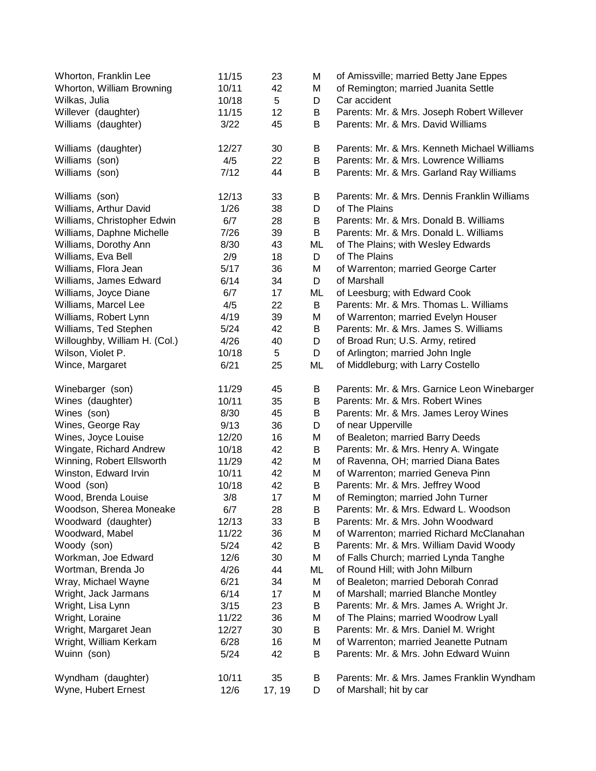| | | | | |
|---|---|---|---|---|
| Whorton, Franklin Lee | 11/15 | 23 | M | of Amissville; married Betty Jane Eppes |
| Whorton, William Browning | 10/11 | 42 | M | of Remington; married Juanita Settle |
| Wilkas, Julia | 10/18 | 5 | D | Car accident |
| Willever (daughter) | 11/15 | 12 | B | Parents: Mr. & Mrs. Joseph Robert Willever |
| Williams (daughter) | 3/22 | 45 | B | Parents: Mr. & Mrs. David Williams |
| Williams (daughter) | 12/27 | 30 | B | Parents: Mr. & Mrs. Kenneth Michael Williams |
| Williams (son) | 4/5 | 22 | B | Parents: Mr. & Mrs. Lowrence Williams |
| Williams (son) | 7/12 | 44 | B | Parents: Mr. & Mrs. Garland Ray Williams |
| Williams (son) | 12/13 | 33 | B | Parents: Mr. & Mrs. Dennis Franklin Williams |
| Williams, Arthur David | 1/26 | 38 | D | of The Plains |
| Williams, Christopher Edwin | 6/7 | 28 | B | Parents: Mr. & Mrs. Donald B. Williams |
| Williams, Daphne Michelle | 7/26 | 39 | B | Parents: Mr. & Mrs. Donald L. Williams |
| Williams, Dorothy Ann | 8/30 | 43 | ML | of The Plains; with Wesley Edwards |
| Williams, Eva Bell | 2/9 | 18 | D | of The Plains |
| Williams, Flora Jean | 5/17 | 36 | M | of Warrenton; married George Carter |
| Williams, James Edward | 6/14 | 34 | D | of Marshall |
| Williams, Joyce Diane | 6/7 | 17 | ML | of Leesburg; with Edward Cook |
| Williams, Marcel Lee | 4/5 | 22 | B | Parents: Mr. & Mrs. Thomas L. Williams |
| Williams, Robert Lynn | 4/19 | 39 | M | of Warrenton; married Evelyn Houser |
| Williams, Ted Stephen | 5/24 | 42 | B | Parents: Mr. & Mrs. James S. Williams |
| Willoughby, William H. (Col.) | 4/26 | 40 | D | of Broad Run; U.S. Army, retired |
| Wilson, Violet P. | 10/18 | 5 | D | of Arlington; married John Ingle |
| Wince, Margaret | 6/21 | 25 | ML | of Middleburg; with Larry Costello |
| Winebarger (son) | 11/29 | 45 | B | Parents: Mr. & Mrs. Garnice Leon Winebarger |
| Wines (daughter) | 10/11 | 35 | B | Parents: Mr. & Mrs. Robert Wines |
| Wines (son) | 8/30 | 45 | B | Parents: Mr. & Mrs. James Leroy Wines |
| Wines, George Ray | 9/13 | 36 | D | of near Upperville |
| Wines, Joyce Louise | 12/20 | 16 | M | of Bealeton; married Barry Deeds |
| Wingate, Richard Andrew | 10/18 | 42 | B | Parents: Mr. & Mrs. Henry A. Wingate |
| Winning, Robert Ellsworth | 11/29 | 42 | M | of Ravenna, OH; married Diana Bates |
| Winston, Edward Irvin | 10/11 | 42 | M | of Warrenton; married Geneva Pinn |
| Wood (son) | 10/18 | 42 | B | Parents: Mr. & Mrs. Jeffrey Wood |
| Wood, Brenda Louise | 3/8 | 17 | M | of Remington; married John Turner |
| Woodson, Sherea Moneake | 6/7 | 28 | B | Parents: Mr. & Mrs. Edward L. Woodson |
| Woodward (daughter) | 12/13 | 33 | B | Parents: Mr. & Mrs. John Woodward |
| Woodward, Mabel | 11/22 | 36 | M | of Warrenton; married Richard McClanahan |
| Woody (son) | 5/24 | 42 | B | Parents: Mr. & Mrs. William David Woody |
| Workman, Joe Edward | 12/6 | 30 | M | of Falls Church; married Lynda Tanghe |
| Wortman, Brenda Jo | 4/26 | 44 | ML | of Round Hill; with John Milburn |
| Wray, Michael Wayne | 6/21 | 34 | M | of Bealeton; married Deborah Conrad |
| Wright, Jack Jarmans | 6/14 | 17 | M | of Marshall; married Blanche Montley |
| Wright, Lisa Lynn | 3/15 | 23 | B | Parents: Mr. & Mrs. James A. Wright Jr. |
| Wright, Loraine | 11/22 | 36 | M | of The Plains; married Woodrow Lyall |
| Wright, Margaret Jean | 12/27 | 30 | B | Parents: Mr. & Mrs. Daniel M. Wright |
| Wright, William Kerkam | 6/28 | 16 | M | of Warrenton; married Jeanette Putnam |
| Wuinn (son) | 5/24 | 42 | B | Parents: Mr. & Mrs. John Edward Wuinn |
| Wyndham (daughter) | 10/11 | 35 | B | Parents: Mr. & Mrs. James Franklin Wyndham |
| Wyne, Hubert Ernest | 12/6 | 17, 19 | D | of Marshall; hit by car |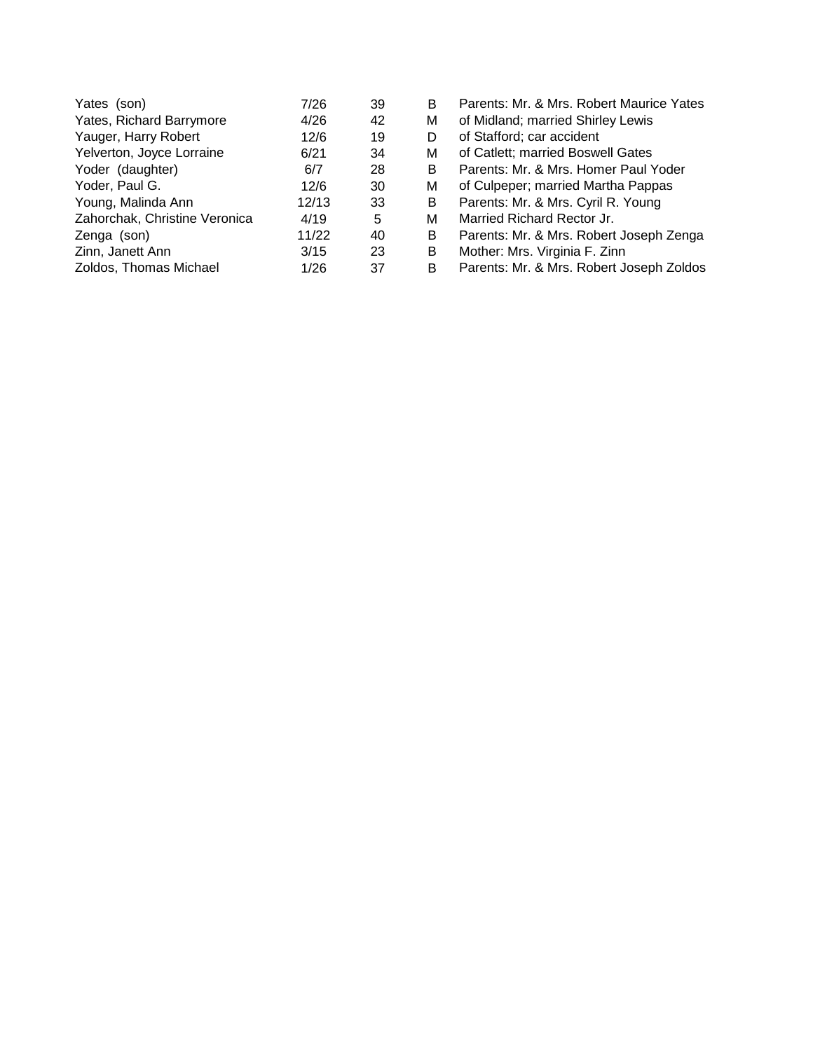| | | | | |
|---|---|---|---|---|
| Yates (son) | 7/26 | 39 | B | Parents: Mr. & Mrs. Robert Maurice Yates |
| Yates, Richard Barrymore | 4/26 | 42 | M | of Midland; married Shirley Lewis |
| Yauger, Harry Robert | 12/6 | 19 | D | of Stafford; car accident |
| Yelverton, Joyce Lorraine | 6/21 | 34 | M | of Catlett; married Boswell Gates |
| Yoder (daughter) | 6/7 | 28 | B | Parents: Mr. & Mrs. Homer Paul Yoder |
| Yoder, Paul G. | 12/6 | 30 | M | of Culpeper; married Martha Pappas |
| Young, Malinda Ann | 12/13 | 33 | B | Parents: Mr. & Mrs. Cyril R. Young |
| Zahorchak, Christine Veronica | 4/19 | 5 | M | Married Richard Rector Jr. |
| Zenga (son) | 11/22 | 40 | B | Parents: Mr. & Mrs. Robert Joseph Zenga |
| Zinn, Janett Ann | 3/15 | 23 | B | Mother: Mrs. Virginia F. Zinn |
| Zoldos, Thomas Michael | 1/26 | 37 | B | Parents: Mr. & Mrs. Robert Joseph Zoldos |